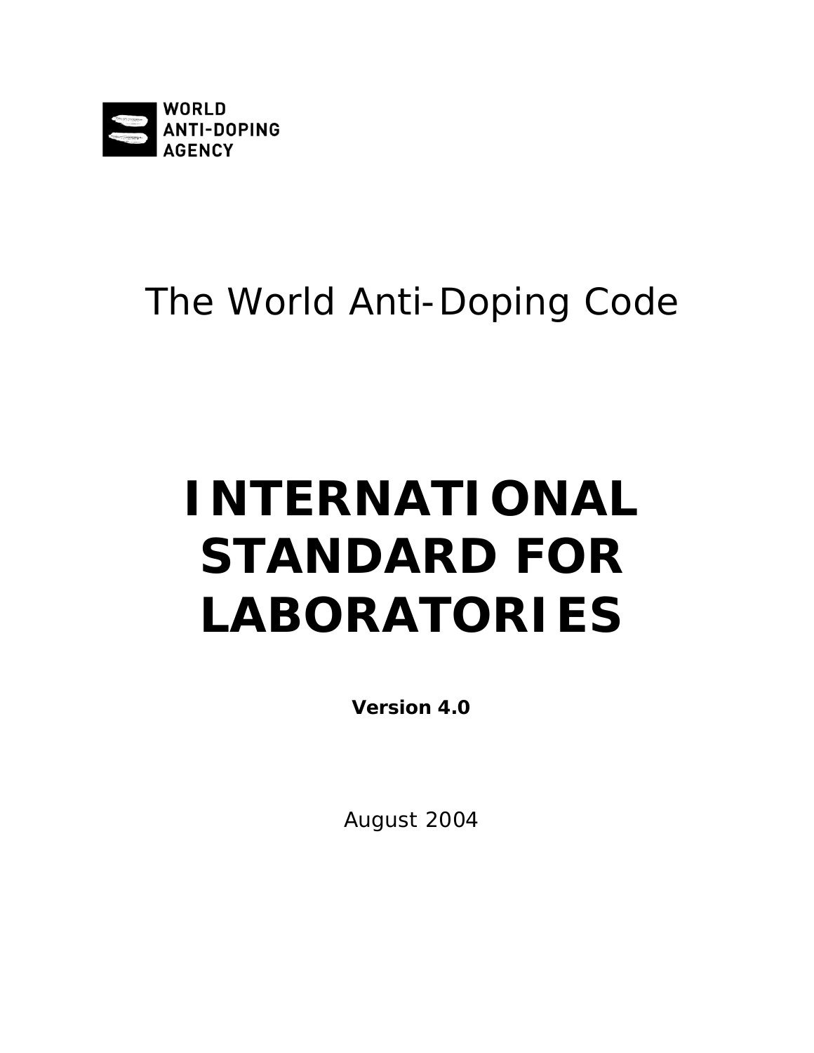WORLD
ANTI-DOPING
AGENCY

The World Anti-Doping Code

# INTERNATIONAL STANDARD FOR LABORATORIES

**Version 4.0**

August 2004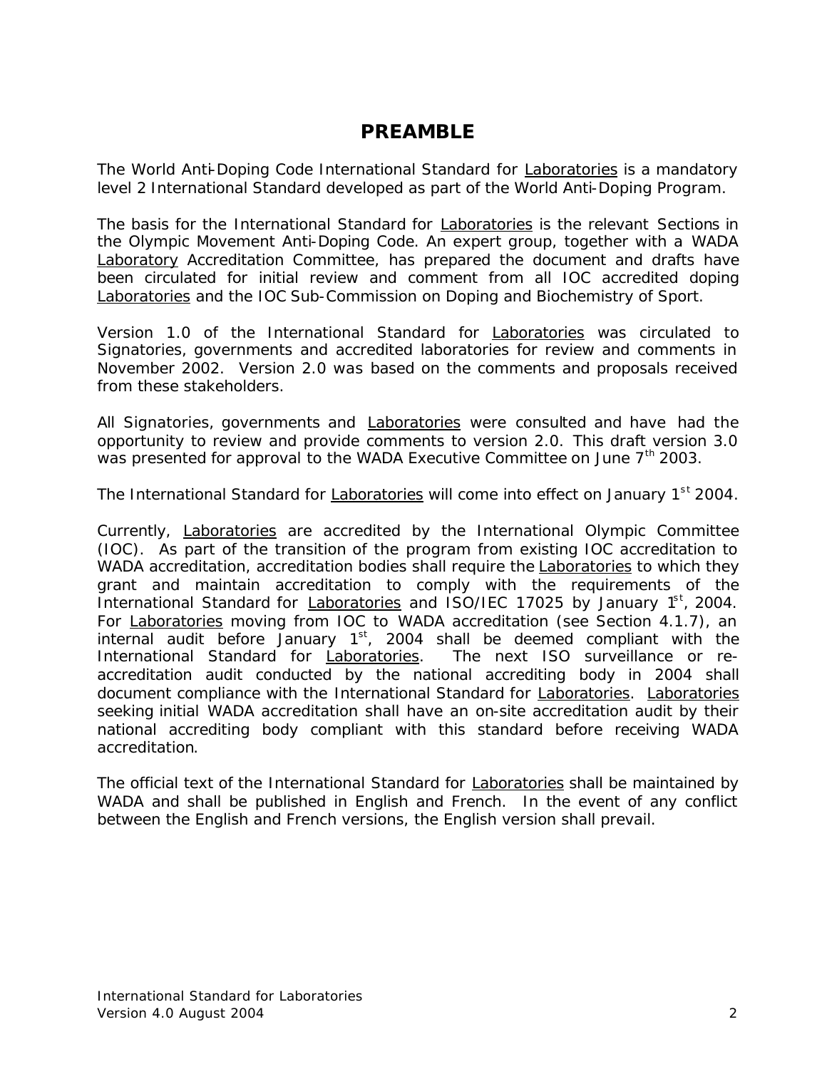# PREAMBLE

The World Anti-Doping Code International Standard for Laboratories is a mandatory level 2 International Standard developed as part of the World Anti-Doping Program.

The basis for the International Standard for Laboratories is the relevant Sections in the Olympic Movement Anti-Doping Code. An expert group, together with a WADA Laboratory Accreditation Committee, has prepared the document and drafts have been circulated for initial review and comment from all IOC accredited doping Laboratories and the IOC Sub-Commission on Doping and Biochemistry of Sport.

Version 1.0 of the International Standard for Laboratories was circulated to Signatories, governments and accredited laboratories for review and comments in November 2002. Version 2.0 was based on the comments and proposals received from these stakeholders.

All Signatories, governments and Laboratories were consulted and have had the opportunity to review and provide comments to version 2.0. This draft version 3.0 was presented for approval to the WADA Executive Committee on June 7th 2003.

The International Standard for Laboratories will come into effect on January 1st 2004.

Currently, Laboratories are accredited by the International Olympic Committee (IOC). As part of the transition of the program from existing IOC accreditation to WADA accreditation, accreditation bodies shall require the Laboratories to which they grant and maintain accreditation to comply with the requirements of the International Standard for Laboratories and ISO/IEC 17025 by January 1st, 2004. For Laboratories moving from IOC to WADA accreditation (see Section 4.1.7), an internal audit before January 1st, 2004 shall be deemed compliant with the International Standard for Laboratories. The next ISO surveillance or re-accreditation audit conducted by the national accrediting body in 2004 shall document compliance with the International Standard for Laboratories. Laboratories seeking initial WADA accreditation shall have an on-site accreditation audit by their national accrediting body compliant with this standard before receiving WADA accreditation.

The official text of the International Standard for Laboratories shall be maintained by WADA and shall be published in English and French. In the event of any conflict between the English and French versions, the English version shall prevail.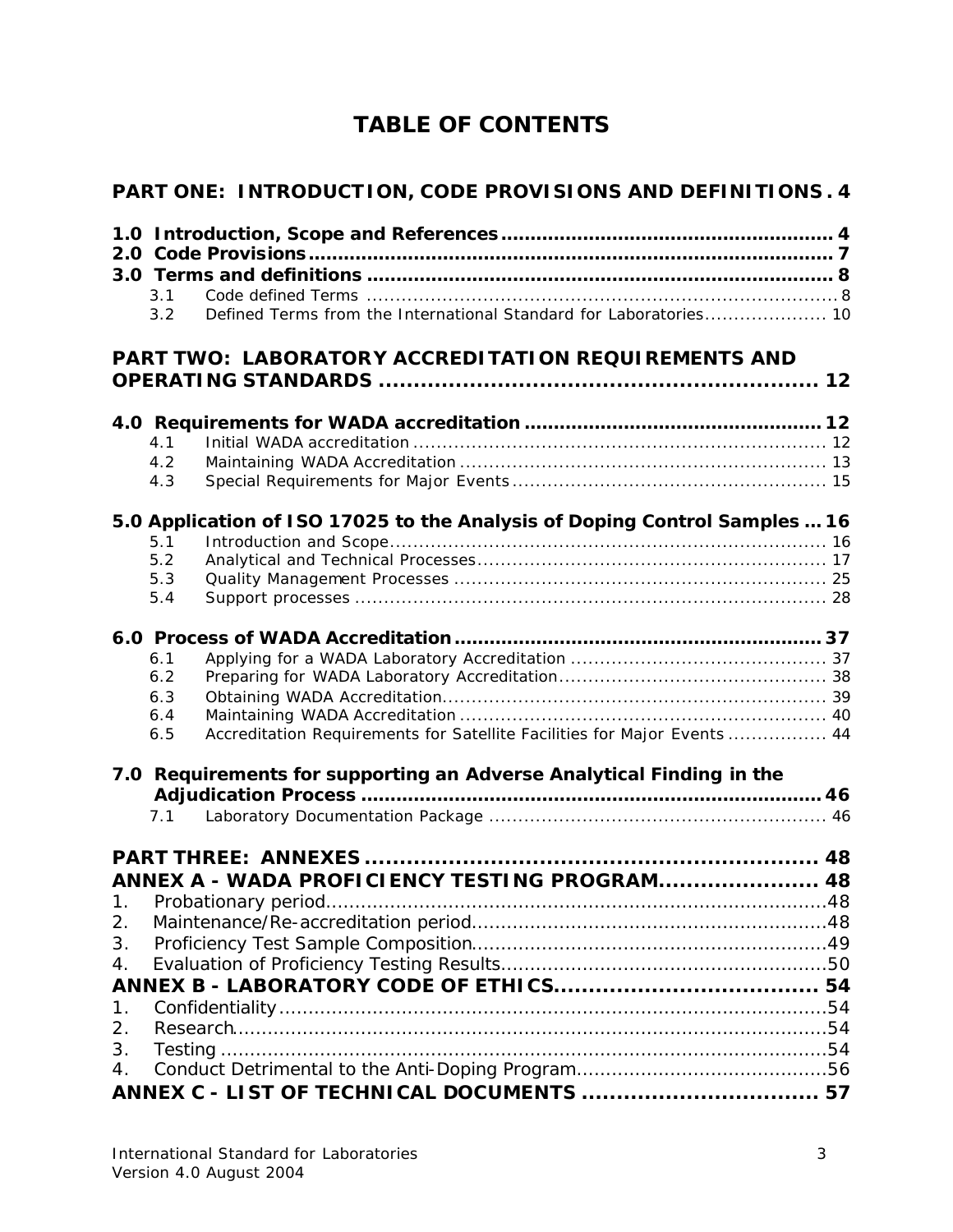# TABLE OF CONTENTS

**PART ONE: INTRODUCTION, CODE PROVISIONS AND DEFINITIONS . 4**

**1.0 Introduction, Scope and References ........................................................ 4**
**2.0 Code Provisions ........................................................................................ 7**
**3.0 Terms and definitions ............................................................................... 8**
- 3.1 Code defined Terms ........................................................................................ 8
- 3.2 Defined Terms from the International Standard for Laboratories..................... 10

**PART TWO: LABORATORY ACCREDITATION REQUIREMENTS AND OPERATING STANDARDS ............................................................. 12**

**4.0 Requirements for WADA accreditation .................................................. 12**
- 4.1 Initial WADA accreditation ....................................................................... 12
- 4.2 Maintaining WADA Accreditation ............................................................... 13
- 4.3 Special Requirements for Major Events ...................................................... 15

**5.0 Application of ISO 17025 to the Analysis of Doping Control Samples ... 16**
- 5.1 Introduction and Scope............................................................................ 16
- 5.2 Analytical and Technical Processes............................................................ 17
- 5.3 Quality Management Processes ................................................................ 25
- 5.4 Support processes ................................................................................... 28

**6.0 Process of WADA Accreditation .............................................................. 37**
- 6.1 Applying for a WADA Laboratory Accreditation ............................................ 37
- 6.2 Preparing for WADA Laboratory Accreditation.............................................. 38
- 6.3 Obtaining WADA Accreditation.................................................................. 39
- 6.4 Maintaining WADA Accreditation ............................................................... 40
- 6.5 Accreditation Requirements for Satellite Facilities for Major Events ................. 44

**7.0 Requirements for supporting an Adverse Analytical Finding in the Adjudication Process ............................................................................ 46**
- 7.1 Laboratory Documentation Package .......................................................... 46

**PART THREE: ANNEXES ................................................................. 48**

**ANNEX A - WADA PROFICIENCY TESTING PROGRAM....................... 48**
1. Probationary period......................................................................................48
2. Maintenance/Re-accreditation period.............................................................48
3. Proficiency Test Sample Composition.............................................................49
4. Evaluation of Proficiency Testing Results........................................................50

**ANNEX B - LABORATORY CODE OF ETHICS...................................... 54**
1. Confidentiality..............................................................................................54
2. Research......................................................................................................54
3. Testing ........................................................................................................54
4. Conduct Detrimental to the Anti-Doping Program...........................................56

**ANNEX C - LIST OF TECHNICAL DOCUMENTS .................................. 57**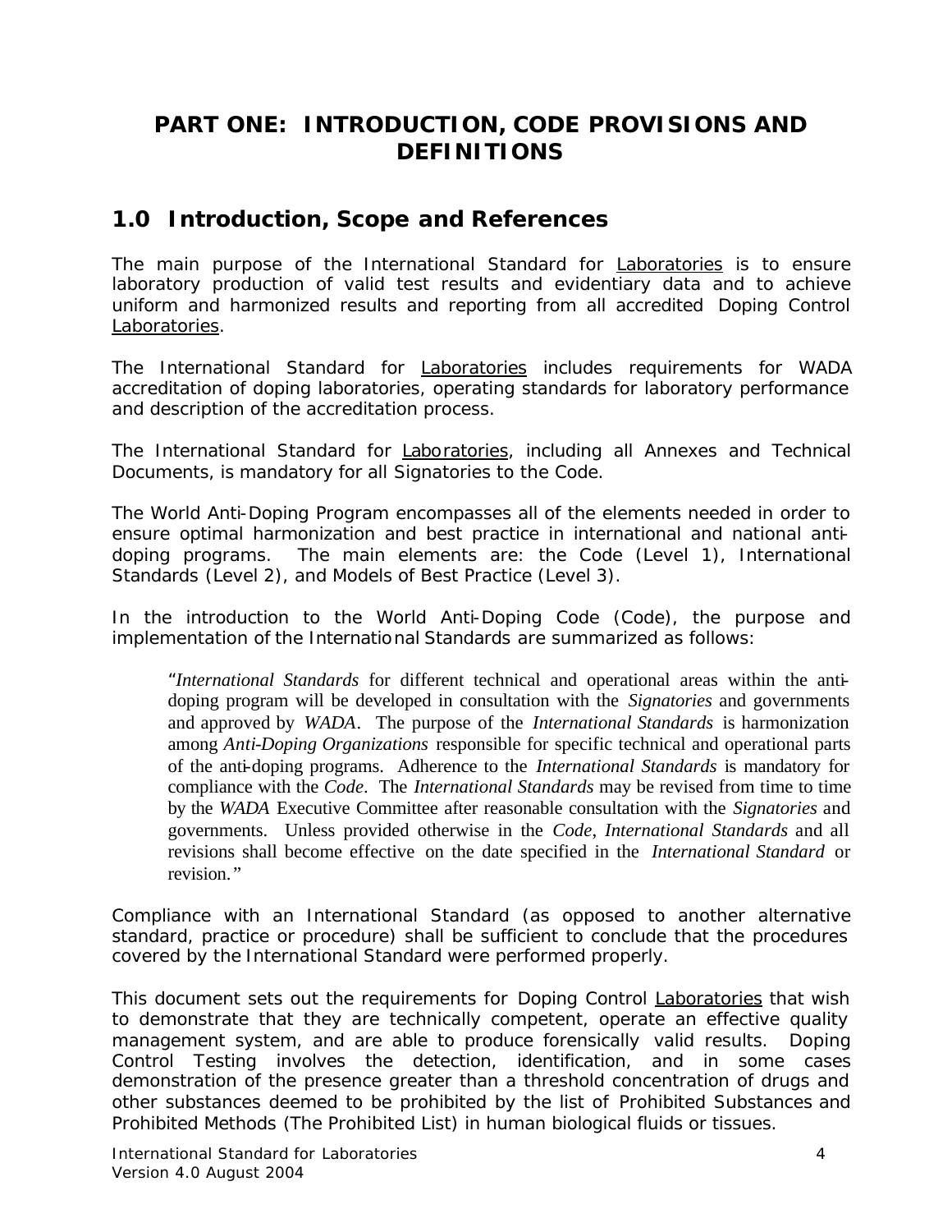# PART ONE: INTRODUCTION, CODE PROVISIONS AND DEFINITIONS

## 1.0 Introduction, Scope and References

The main purpose of the International Standard for Laboratories is to ensure laboratory production of valid test results and evidentiary data and to achieve uniform and harmonized results and reporting from all accredited Doping Control Laboratories.

The International Standard for Laboratories includes requirements for WADA accreditation of doping laboratories, operating standards for laboratory performance and description of the accreditation process.

The International Standard for Laboratories, including all Annexes and Technical Documents, is mandatory for all Signatories to the Code.

The World Anti-Doping Program encompasses all of the elements needed in order to ensure optimal harmonization and best practice in international and national anti-doping programs. The main elements are: the Code (Level 1), International Standards (Level 2), and Models of Best Practice (Level 3).

In the introduction to the World Anti-Doping Code (Code), the purpose and implementation of the International Standards are summarized as follows:

> "*International Standards* for different technical and operational areas within the anti-doping program will be developed in consultation with the *Signatories* and governments and approved by *WADA*. The purpose of the *International Standards* is harmonization among *Anti-Doping Organizations* responsible for specific technical and operational parts of the anti-doping programs. Adherence to the *International Standards* is mandatory for compliance with the *Code*. The *International Standards* may be revised from time to time by the *WADA* Executive Committee after reasonable consultation with the *Signatories* and governments. Unless provided otherwise in the *Code*, *International Standards* and all revisions shall become effective on the date specified in the *International Standard* or revision."

Compliance with an International Standard (as opposed to another alternative standard, practice or procedure) shall be sufficient to conclude that the procedures covered by the International Standard were performed properly.

This document sets out the requirements for Doping Control Laboratories that wish to demonstrate that they are technically competent, operate an effective quality management system, and are able to produce forensically valid results. Doping Control Testing involves the detection, identification, and in some cases demonstration of the presence greater than a threshold concentration of drugs and other substances deemed to be prohibited by the list of Prohibited Substances and Prohibited Methods (The Prohibited List) in human biological fluids or tissues.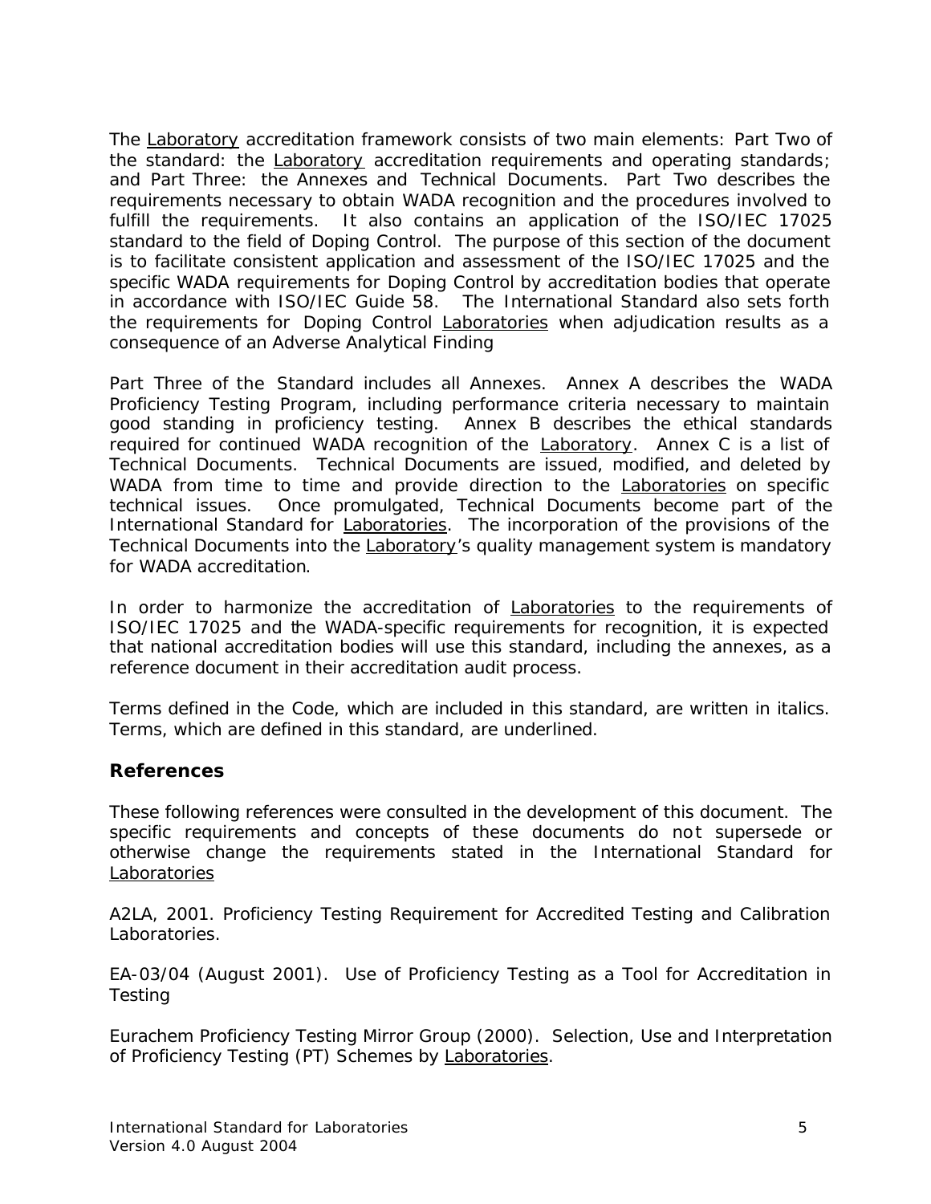The Laboratory accreditation framework consists of two main elements: Part Two of the standard: the Laboratory accreditation requirements and operating standards; and Part Three: the Annexes and Technical Documents. Part Two describes the requirements necessary to obtain WADA recognition and the procedures involved to fulfill the requirements. It also contains an application of the ISO/IEC 17025 standard to the field of Doping Control. The purpose of this section of the document is to facilitate consistent application and assessment of the ISO/IEC 17025 and the specific WADA requirements for Doping Control by accreditation bodies that operate in accordance with ISO/IEC Guide 58. The International Standard also sets forth the requirements for Doping Control Laboratories when adjudication results as a consequence of an Adverse Analytical Finding

Part Three of the Standard includes all Annexes. Annex A describes the WADA Proficiency Testing Program, including performance criteria necessary to maintain good standing in proficiency testing. Annex B describes the ethical standards required for continued WADA recognition of the Laboratory. Annex C is a list of Technical Documents. Technical Documents are issued, modified, and deleted by WADA from time to time and provide direction to the Laboratories on specific technical issues. Once promulgated, Technical Documents become part of the International Standard for Laboratories. The incorporation of the provisions of the Technical Documents into the Laboratory's quality management system is mandatory for WADA accreditation.

In order to harmonize the accreditation of Laboratories to the requirements of ISO/IEC 17025 and the WADA-specific requirements for recognition, it is expected that national accreditation bodies will use this standard, including the annexes, as a reference document in their accreditation audit process.

Terms defined in the Code, which are included in this standard, are written in italics. Terms, which are defined in this standard, are underlined.

### References

These following references were consulted in the development of this document. The specific requirements and concepts of these documents do not supersede or otherwise change the requirements stated in the International Standard for Laboratories

A2LA, 2001. Proficiency Testing Requirement for Accredited Testing and Calibration Laboratories.

EA-03/04 (August 2001). Use of Proficiency Testing as a Tool for Accreditation in Testing

Eurachem Proficiency Testing Mirror Group (2000). Selection, Use and Interpretation of Proficiency Testing (PT) Schemes by Laboratories.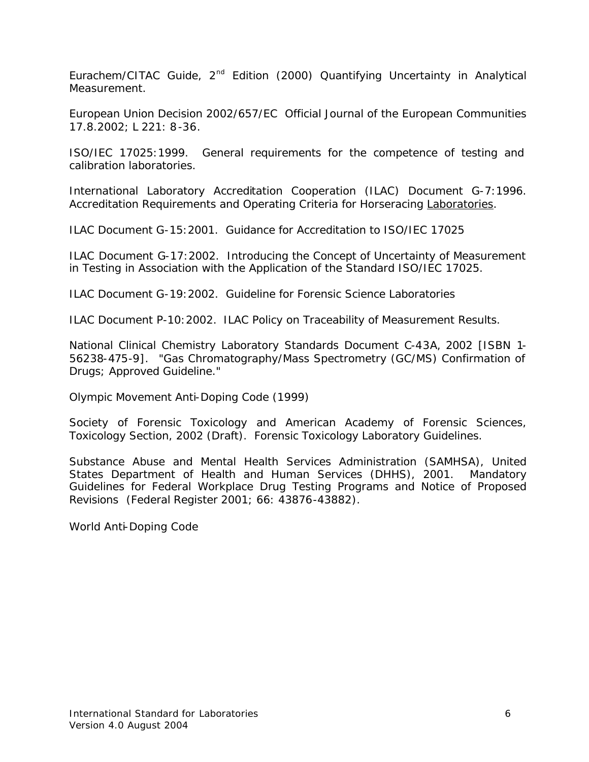Eurachem/CITAC Guide, 2nd Edition (2000) Quantifying Uncertainty in Analytical Measurement.

European Union Decision 2002/657/EC Official Journal of the European Communities 17.8.2002; L 221: 8-36.

ISO/IEC 17025:1999. General requirements for the competence of testing and calibration laboratories.

International Laboratory Accreditation Cooperation (ILAC) Document G-7:1996. Accreditation Requirements and Operating Criteria for Horseracing Laboratories.

ILAC Document G-15:2001. Guidance for Accreditation to ISO/IEC 17025

ILAC Document G-17:2002. Introducing the Concept of Uncertainty of Measurement in Testing in Association with the Application of the Standard ISO/IEC 17025.

ILAC Document G-19:2002. Guideline for Forensic Science Laboratories

ILAC Document P-10:2002. ILAC Policy on Traceability of Measurement Results.

National Clinical Chemistry Laboratory Standards Document C-43A, 2002 [ISBN 1-56238-475-9]. "Gas Chromatography/Mass Spectrometry (GC/MS) Confirmation of Drugs; Approved Guideline."

Olympic Movement Anti-Doping Code (1999)

Society of Forensic Toxicology and American Academy of Forensic Sciences, Toxicology Section, 2002 (Draft). Forensic Toxicology Laboratory Guidelines.

Substance Abuse and Mental Health Services Administration (SAMHSA), United States Department of Health and Human Services (DHHS), 2001. Mandatory Guidelines for Federal Workplace Drug Testing Programs and Notice of Proposed Revisions (Federal Register 2001; 66: 43876-43882).

World Anti-Doping Code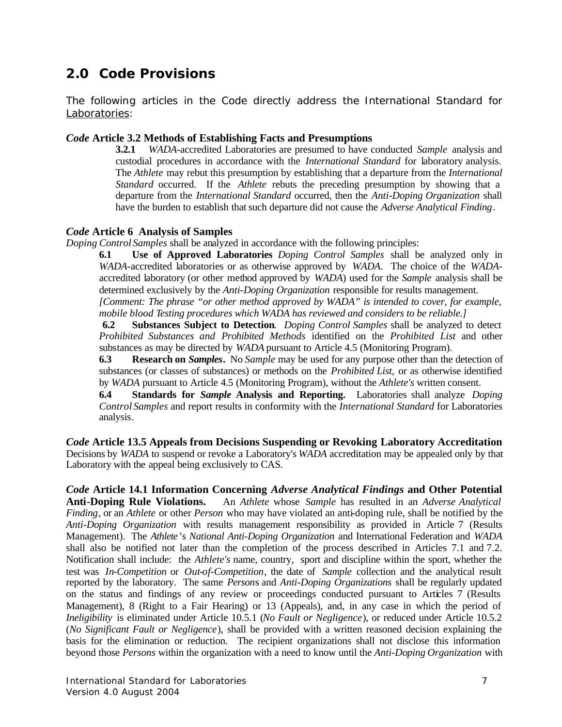## 2.0 Code Provisions

The following articles in the Code directly address the International Standard for Laboratories:

***Code* Article 3.2 Methods of Establishing Facts and Presumptions**

**3.2.1** *WADA*-accredited Laboratories are presumed to have conducted *Sample* analysis and custodial procedures in accordance with the *International Standard* for laboratory analysis. The *Athlete* may rebut this presumption by establishing that a departure from the *International Standard* occurred. If the *Athlete* rebuts the preceding presumption by showing that a departure from the *International Standard* occurred, then the *Anti-Doping Organization* shall have the burden to establish that such departure did not cause the *Adverse Analytical Finding*.

***Code* Article 6 Analysis of Samples**

*Doping Control Samples* shall be analyzed in accordance with the following principles:

**6.1 Use of Approved Laboratories** *Doping Control Samples* shall be analyzed only in *WADA*-accredited laboratories or as otherwise approved by *WADA*. The choice of the *WADA*-accredited laboratory (or other method approved by *WADA*) used for the *Sample* analysis shall be determined exclusively by the *Anti-Doping Organization* responsible for results management.
*[Comment: The phrase "or other method approved by WADA" is intended to cover, for example, mobile blood Testing procedures which WADA has reviewed and considers to be reliable.]*

**6.2 Substances Subject to Detection**. *Doping Control Samples* shall be analyzed to detect *Prohibited Substances and Prohibited Methods* identified on the *Prohibited List* and other substances as may be directed by *WADA* pursuant to Article 4.5 (Monitoring Program).

**6.3 Research on *Samples*.** No *Sample* may be used for any purpose other than the detection of substances (or classes of substances) or methods on the *Prohibited List*, or as otherwise identified by *WADA* pursuant to Article 4.5 (Monitoring Program), without the *Athlete's* written consent.

**6.4 Standards for *Sample* Analysis and Reporting.** Laboratories shall analyze *Doping Control Samples* and report results in conformity with the *International Standard* for Laboratories analysis.

***Code* Article 13.5 Appeals from Decisions Suspending or Revoking Laboratory Accreditation**

Decisions by *WADA* to suspend or revoke a Laboratory's *WADA* accreditation may be appealed only by that Laboratory with the appeal being exclusively to CAS.

***Code* Article 14.1 Information Concerning *Adverse Analytical Findings* and Other Potential Anti-Doping Rule Violations.** An *Athlete* whose *Sample* has resulted in an *Adverse Analytical Finding*, or an *Athlete* or other *Person* who may have violated an anti-doping rule, shall be notified by the *Anti-Doping Organization* with results management responsibility as provided in Article 7 (Results Management). The *Athlete's National Anti-Doping Organization* and International Federation and *WADA* shall also be notified not later than the completion of the process described in Articles 7.1 and 7.2. Notification shall include: the *Athlete's* name, country, sport and discipline within the sport, whether the test was *In-Competition* or *Out-of-Competition*, the date of *Sample* collection and the analytical result reported by the laboratory. The same *Persons* and *Anti-Doping Organizations* shall be regularly updated on the status and findings of any review or proceedings conducted pursuant to Articles 7 (Results Management), 8 (Right to a Fair Hearing) or 13 (Appeals), and, in any case in which the period of *Ineligibility* is eliminated under Article 10.5.1 (*No Fault or Negligence*), or reduced under Article 10.5.2 (*No Significant Fault or Negligence*), shall be provided with a written reasoned decision explaining the basis for the elimination or reduction. The recipient organizations shall not disclose this information beyond those *Persons* within the organization with a need to know until the *Anti-Doping Organization* with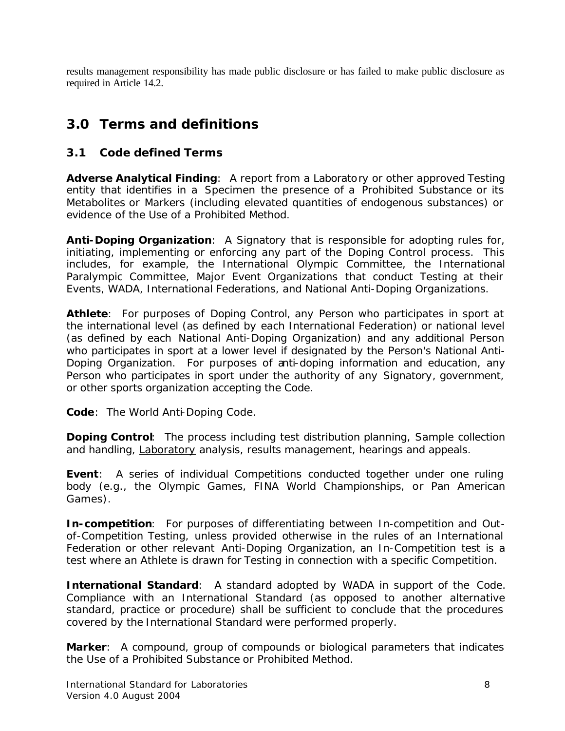results management responsibility has made public disclosure or has failed to make public disclosure as required in Article 14.2.

# 3.0 Terms and definitions

## 3.1 Code defined Terms

**Adverse Analytical Finding**: A report from a Laboratory or other approved Testing entity that identifies in a Specimen the presence of a Prohibited Substance or its Metabolites or Markers (including elevated quantities of endogenous substances) or evidence of the Use of a Prohibited Method.

**Anti-Doping Organization**: A Signatory that is responsible for adopting rules for, initiating, implementing or enforcing any part of the Doping Control process. This includes, for example, the International Olympic Committee, the International Paralympic Committee, Major Event Organizations that conduct Testing at their Events, WADA, International Federations, and National Anti-Doping Organizations.

**Athlete**: For purposes of Doping Control, any Person who participates in sport at the international level (as defined by each International Federation) or national level (as defined by each National Anti-Doping Organization) and any additional Person who participates in sport at a lower level if designated by the Person's National Anti-Doping Organization. For purposes of anti-doping information and education, any Person who participates in sport under the authority of any Signatory, government, or other sports organization accepting the Code.

**Code**: The World Anti-Doping Code.

**Doping Control**: The process including test distribution planning, Sample collection and handling, Laboratory analysis, results management, hearings and appeals.

**Event**: A series of individual Competitions conducted together under one ruling body (e.g., the Olympic Games, FINA World Championships, or Pan American Games).

**In-competition**: For purposes of differentiating between In-competition and Out-of-Competition Testing, unless provided otherwise in the rules of an International Federation or other relevant Anti-Doping Organization, an In-Competition test is a test where an Athlete is drawn for Testing in connection with a specific Competition.

**International Standard**: A standard adopted by WADA in support of the Code. Compliance with an International Standard (as opposed to another alternative standard, practice or procedure) shall be sufficient to conclude that the procedures covered by the International Standard were performed properly.

**Marker**: A compound, group of compounds or biological parameters that indicates the Use of a Prohibited Substance or Prohibited Method.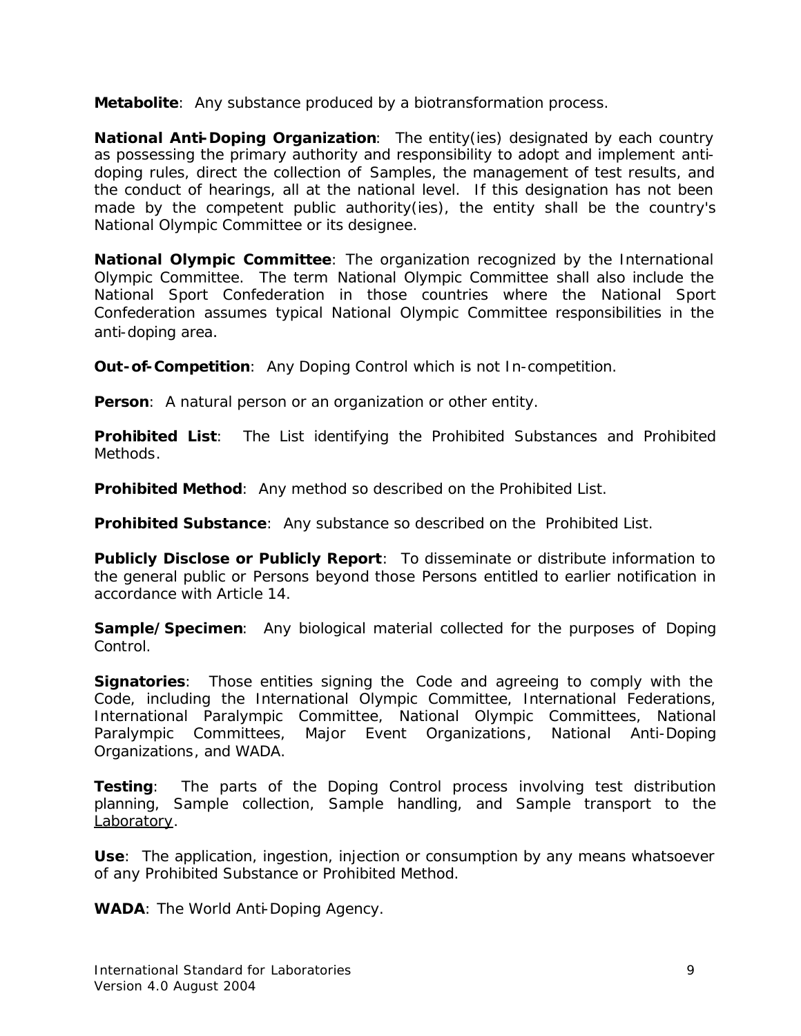**Metabolite**: Any substance produced by a biotransformation process.

**National Anti-Doping Organization**: The entity(ies) designated by each country as possessing the primary authority and responsibility to adopt and implement anti-doping rules, direct the collection of Samples, the management of test results, and the conduct of hearings, all at the national level. If this designation has not been made by the competent public authority(ies), the entity shall be the country's National Olympic Committee or its designee.

**National Olympic Committee**: The organization recognized by the International Olympic Committee. The term National Olympic Committee shall also include the National Sport Confederation in those countries where the National Sport Confederation assumes typical National Olympic Committee responsibilities in the anti-doping area.

**Out-of-Competition**: Any Doping Control which is not In-competition.

**Person**: A natural person or an organization or other entity.

**Prohibited List**: The List identifying the Prohibited Substances and Prohibited Methods.

**Prohibited Method**: Any method so described on the Prohibited List.

**Prohibited Substance**: Any substance so described on the Prohibited List.

**Publicly Disclose or Publicly Report**: To disseminate or distribute information to the general public or Persons beyond those Persons entitled to earlier notification in accordance with Article 14.

**Sample/Specimen**: Any biological material collected for the purposes of Doping Control.

**Signatories**: Those entities signing the Code and agreeing to comply with the Code, including the International Olympic Committee, International Federations, International Paralympic Committee, National Olympic Committees, National Paralympic Committees, Major Event Organizations, National Anti-Doping Organizations, and WADA.

**Testing**: The parts of the Doping Control process involving test distribution planning, Sample collection, Sample handling, and Sample transport to the Laboratory.

**Use**: The application, ingestion, injection or consumption by any means whatsoever of any Prohibited Substance or Prohibited Method.

**WADA**: The World Anti-Doping Agency.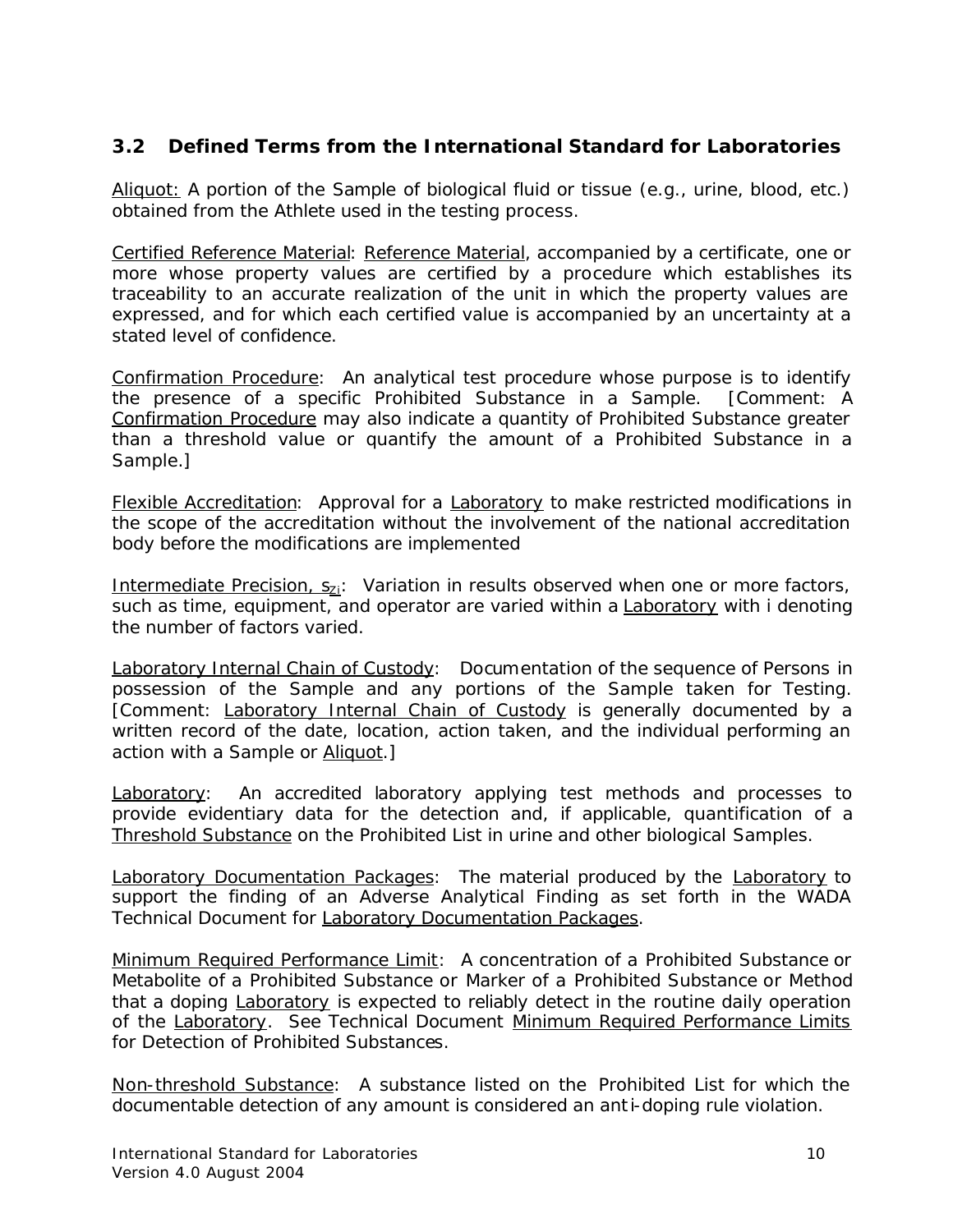## 3.2 Defined Terms from the International Standard for Laboratories

Aliquot: A portion of the Sample of biological fluid or tissue (e.g., urine, blood, etc.) obtained from the Athlete used in the testing process.

Certified Reference Material: Reference Material, accompanied by a certificate, one or more whose property values are certified by a procedure which establishes its traceability to an accurate realization of the unit in which the property values are expressed, and for which each certified value is accompanied by an uncertainty at a stated level of confidence.

Confirmation Procedure: An analytical test procedure whose purpose is to identify the presence of a specific Prohibited Substance in a Sample. [Comment: A Confirmation Procedure may also indicate a quantity of Prohibited Substance greater than a threshold value or quantify the amount of a Prohibited Substance in a Sample.]

Flexible Accreditation: Approval for a Laboratory to make restricted modifications in the scope of the accreditation without the involvement of the national accreditation body before the modifications are implemented

Intermediate Precision, $s_{Zi}$: Variation in results observed when one or more factors, such as time, equipment, and operator are varied within a Laboratory with i denoting the number of factors varied.

Laboratory Internal Chain of Custody: Documentation of the sequence of Persons in possession of the Sample and any portions of the Sample taken for Testing. [Comment: Laboratory Internal Chain of Custody is generally documented by a written record of the date, location, action taken, and the individual performing an action with a Sample or Aliquot.]

Laboratory: An accredited laboratory applying test methods and processes to provide evidentiary data for the detection and, if applicable, quantification of a Threshold Substance on the Prohibited List in urine and other biological Samples.

Laboratory Documentation Packages: The material produced by the Laboratory to support the finding of an Adverse Analytical Finding as set forth in the WADA Technical Document for Laboratory Documentation Packages.

Minimum Required Performance Limit: A concentration of a Prohibited Substance or Metabolite of a Prohibited Substance or Marker of a Prohibited Substance or Method that a doping Laboratory is expected to reliably detect in the routine daily operation of the Laboratory. See Technical Document Minimum Required Performance Limits for Detection of Prohibited Substances.

Non-threshold Substance: A substance listed on the Prohibited List for which the documentable detection of any amount is considered an anti-doping rule violation.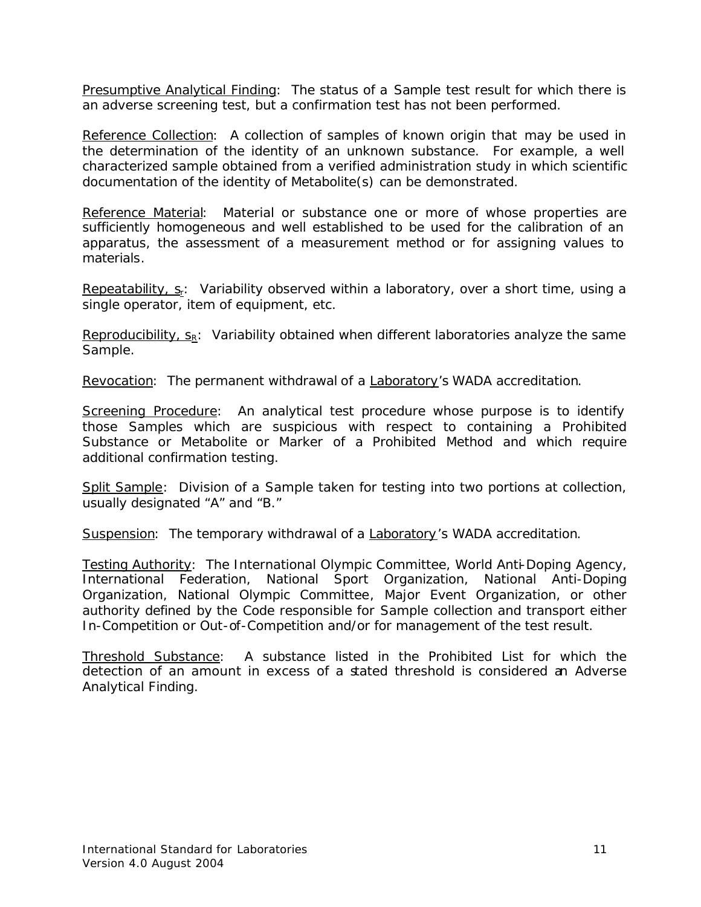Presumptive Analytical Finding: The status of a Sample test result for which there is an adverse screening test, but a confirmation test has not been performed.

Reference Collection: A collection of samples of known origin that may be used in the determination of the identity of an unknown substance. For example, a well characterized sample obtained from a verified administration study in which scientific documentation of the identity of Metabolite(s) can be demonstrated.

Reference Material: Material or substance one or more of whose properties are sufficiently homogeneous and well established to be used for the calibration of an apparatus, the assessment of a measurement method or for assigning values to materials.

Repeatability, $s_r$: Variability observed within a laboratory, over a short time, using a single operator, item of equipment, etc.

Reproducibility, $s_R$: Variability obtained when different laboratories analyze the same Sample.

Revocation: The permanent withdrawal of a Laboratory's WADA accreditation.

Screening Procedure: An analytical test procedure whose purpose is to identify those Samples which are suspicious with respect to containing a Prohibited Substance or Metabolite or Marker of a Prohibited Method and which require additional confirmation testing.

Split Sample: Division of a Sample taken for testing into two portions at collection, usually designated "A" and "B."

Suspension: The temporary withdrawal of a Laboratory's WADA accreditation.

Testing Authority: The International Olympic Committee, World Anti-Doping Agency, International Federation, National Sport Organization, National Anti-Doping Organization, National Olympic Committee, Major Event Organization, or other authority defined by the Code responsible for Sample collection and transport either In-Competition or Out-of-Competition and/or for management of the test result.

Threshold Substance: A substance listed in the Prohibited List for which the detection of an amount in excess of a stated threshold is considered an Adverse Analytical Finding.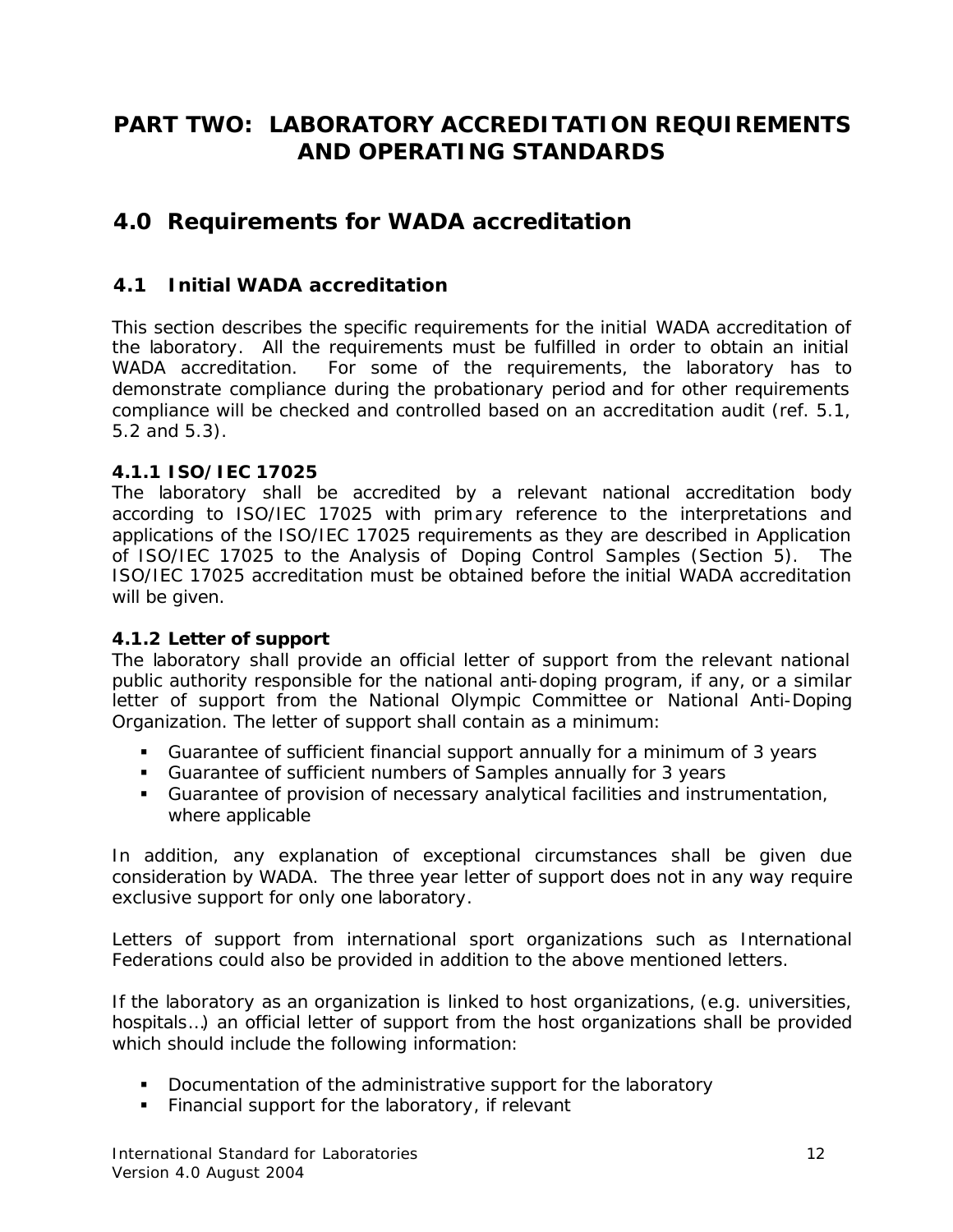# PART TWO: LABORATORY ACCREDITATION REQUIREMENTS AND OPERATING STANDARDS

## 4.0 Requirements for WADA accreditation

### 4.1 Initial WADA accreditation

This section describes the specific requirements for the initial WADA accreditation of the laboratory. All the requirements must be fulfilled in order to obtain an initial WADA accreditation. For some of the requirements, the laboratory has to demonstrate compliance during the probationary period and for other requirements compliance will be checked and controlled based on an accreditation audit (ref. 5.1, 5.2 and 5.3).

**4.1.1 ISO/IEC 17025**

The laboratory shall be accredited by a relevant national accreditation body according to ISO/IEC 17025 with primary reference to the interpretations and applications of the ISO/IEC 17025 requirements as they are described in Application of ISO/IEC 17025 to the Analysis of Doping Control Samples (Section 5). The ISO/IEC 17025 accreditation must be obtained before the initial WADA accreditation will be given.

**4.1.2 Letter of support**

The laboratory shall provide an official letter of support from the relevant national public authority responsible for the national anti-doping program, if any, or a similar letter of support from the National Olympic Committee or National Anti-Doping Organization. The letter of support shall contain as a minimum:

- Guarantee of sufficient financial support annually for a minimum of 3 years
- Guarantee of sufficient numbers of Samples annually for 3 years
- Guarantee of provision of necessary analytical facilities and instrumentation, where applicable

In addition, any explanation of exceptional circumstances shall be given due consideration by WADA. The three year letter of support does not in any way require exclusive support for only one laboratory.

Letters of support from international sport organizations such as International Federations could also be provided in addition to the above mentioned letters.

If the laboratory as an organization is linked to host organizations, (e.g. universities, hospitals…) an official letter of support from the host organizations shall be provided which should include the following information:

- Documentation of the administrative support for the laboratory
- Financial support for the laboratory, if relevant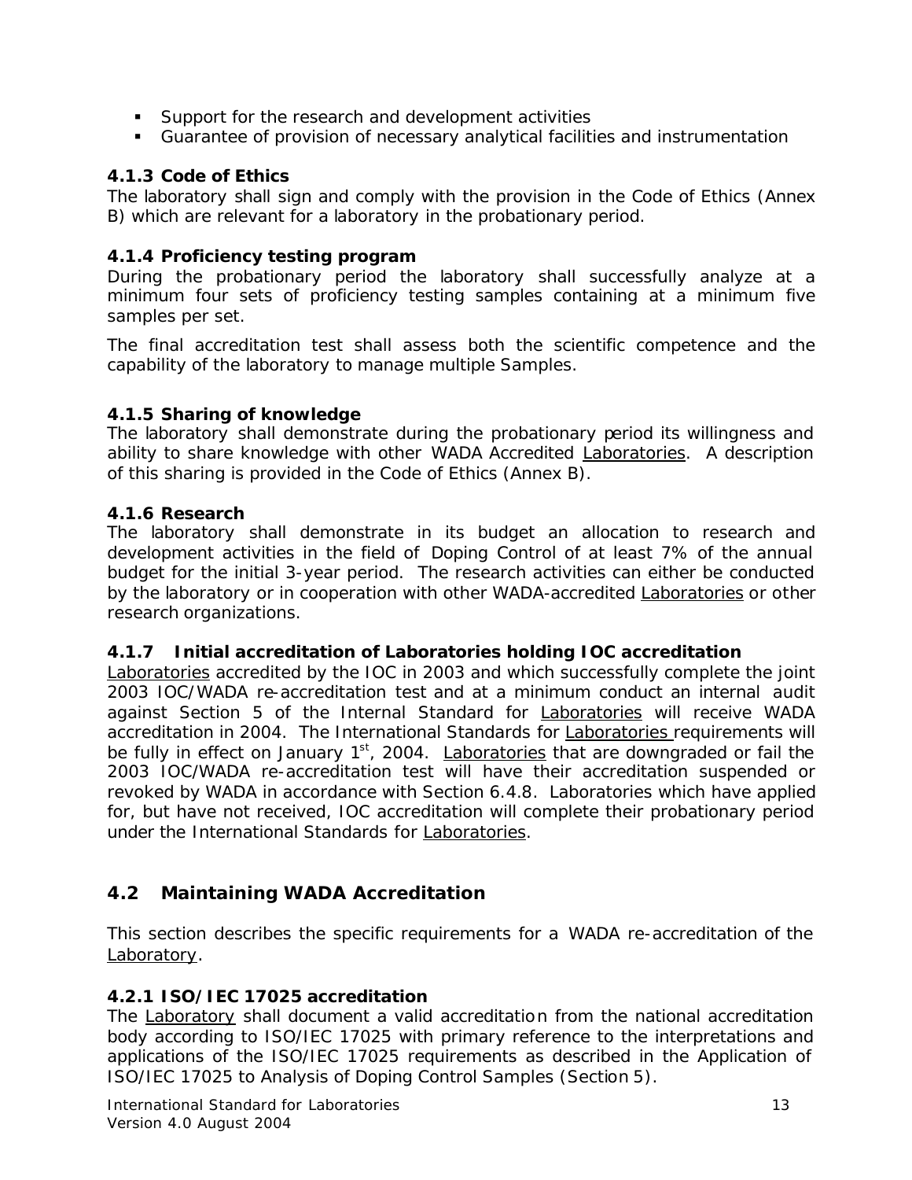- Support for the research and development activities
- Guarantee of provision of necessary analytical facilities and instrumentation

#### 4.1.3 Code of Ethics

The laboratory shall sign and comply with the provision in the Code of Ethics (Annex B) which are relevant for a laboratory in the probationary period.

#### 4.1.4 Proficiency testing program

During the probationary period the laboratory shall successfully analyze at a minimum four sets of proficiency testing samples containing at a minimum five samples per set.

The final accreditation test shall assess both the scientific competence and the capability of the laboratory to manage multiple Samples.

#### 4.1.5 Sharing of knowledge

The laboratory shall demonstrate during the probationary period its willingness and ability to share knowledge with other WADA Accredited Laboratories. A description of this sharing is provided in the Code of Ethics (Annex B).

#### 4.1.6 Research

The laboratory shall demonstrate in its budget an allocation to research and development activities in the field of Doping Control of at least 7% of the annual budget for the initial 3-year period. The research activities can either be conducted by the laboratory or in cooperation with other WADA-accredited Laboratories or other research organizations.

#### 4.1.7 Initial accreditation of Laboratories holding IOC accreditation

Laboratories accredited by the IOC in 2003 and which successfully complete the joint 2003 IOC/WADA re-accreditation test and at a minimum conduct an internal audit against Section 5 of the Internal Standard for Laboratories will receive WADA accreditation in 2004. The International Standards for Laboratories requirements will be fully in effect on January 1st, 2004. Laboratories that are downgraded or fail the 2003 IOC/WADA re-accreditation test will have their accreditation suspended or revoked by WADA in accordance with Section 6.4.8. Laboratories which have applied for, but have not received, IOC accreditation will complete their probationary period under the International Standards for Laboratories.

## 4.2 Maintaining WADA Accreditation

This section describes the specific requirements for a WADA re-accreditation of the Laboratory.

#### 4.2.1 ISO/IEC 17025 accreditation

The Laboratory shall document a valid accreditation from the national accreditation body according to ISO/IEC 17025 with primary reference to the interpretations and applications of the ISO/IEC 17025 requirements as described in the Application of ISO/IEC 17025 to Analysis of Doping Control Samples (Section 5).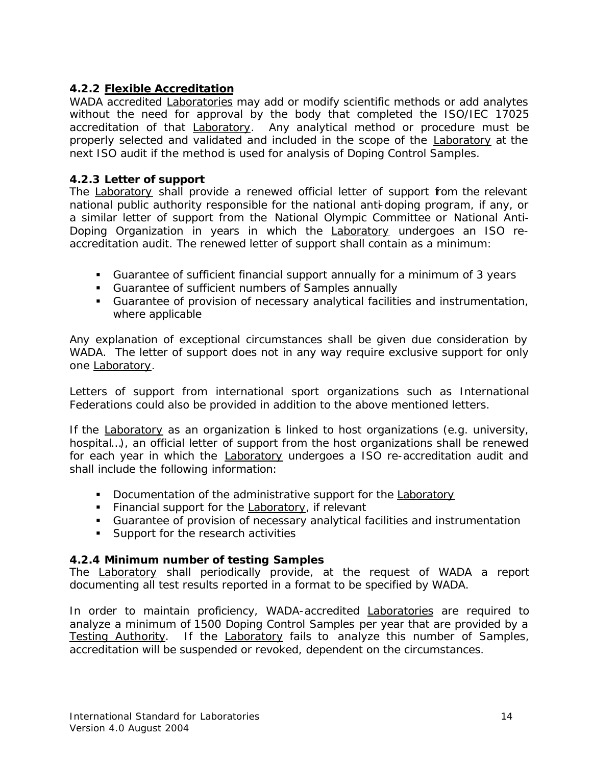### 4.2.2 Flexible Accreditation

WADA accredited Laboratories may add or modify scientific methods or add analytes without the need for approval by the body that completed the ISO/IEC 17025 accreditation of that Laboratory. Any analytical method or procedure must be properly selected and validated and included in the scope of the Laboratory at the next ISO audit if the method is used for analysis of Doping Control Samples.

### 4.2.3 Letter of support

The Laboratory shall provide a renewed official letter of support from the relevant national public authority responsible for the national anti-doping program, if any, or a similar letter of support from the National Olympic Committee or National Anti-Doping Organization in years in which the Laboratory undergoes an ISO re-accreditation audit. The renewed letter of support shall contain as a minimum:

- Guarantee of sufficient financial support annually for a minimum of 3 years
- Guarantee of sufficient numbers of Samples annually
- Guarantee of provision of necessary analytical facilities and instrumentation, where applicable

Any explanation of exceptional circumstances shall be given due consideration by WADA. The letter of support does not in any way require exclusive support for only one Laboratory.

Letters of support from international sport organizations such as International Federations could also be provided in addition to the above mentioned letters.

If the Laboratory as an organization is linked to host organizations (e.g. university, hospital…), an official letter of support from the host organizations shall be renewed for each year in which the Laboratory undergoes a ISO re-accreditation audit and shall include the following information:

- Documentation of the administrative support for the Laboratory
- Financial support for the Laboratory, if relevant
- Guarantee of provision of necessary analytical facilities and instrumentation
- Support for the research activities

### 4.2.4 Minimum number of testing Samples

The Laboratory shall periodically provide, at the request of WADA a report documenting all test results reported in a format to be specified by WADA.

In order to maintain proficiency, WADA-accredited Laboratories are required to analyze a minimum of 1500 Doping Control Samples per year that are provided by a Testing Authority. If the Laboratory fails to analyze this number of Samples, accreditation will be suspended or revoked, dependent on the circumstances.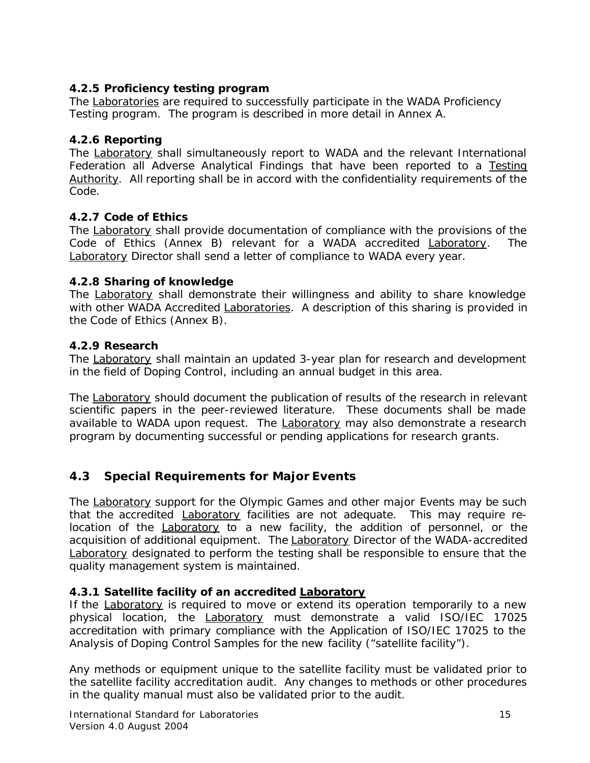### 4.2.5 Proficiency testing program

The Laboratories are required to successfully participate in the WADA Proficiency Testing program. The program is described in more detail in Annex A.

### 4.2.6 Reporting

The Laboratory shall simultaneously report to WADA and the relevant International Federation all Adverse Analytical Findings that have been reported to a Testing Authority. All reporting shall be in accord with the confidentiality requirements of the Code.

### 4.2.7 Code of Ethics

The Laboratory shall provide documentation of compliance with the provisions of the Code of Ethics (Annex B) relevant for a WADA accredited Laboratory. The Laboratory Director shall send a letter of compliance to WADA every year.

### 4.2.8 Sharing of knowledge

The Laboratory shall demonstrate their willingness and ability to share knowledge with other WADA Accredited Laboratories. A description of this sharing is provided in the Code of Ethics (Annex B).

### 4.2.9 Research

The Laboratory shall maintain an updated 3-year plan for research and development in the field of Doping Control, including an annual budget in this area.

The Laboratory should document the publication of results of the research in relevant scientific papers in the peer-reviewed literature. These documents shall be made available to WADA upon request. The Laboratory may also demonstrate a research program by documenting successful or pending applications for research grants.

## 4.3 Special Requirements for Major Events

The Laboratory support for the Olympic Games and other major Events may be such that the accredited Laboratory facilities are not adequate. This may require re-location of the Laboratory to a new facility, the addition of personnel, or the acquisition of additional equipment. The Laboratory Director of the WADA-accredited Laboratory designated to perform the testing shall be responsible to ensure that the quality management system is maintained.

### 4.3.1 Satellite facility of an accredited Laboratory

If the Laboratory is required to move or extend its operation temporarily to a new physical location, the Laboratory must demonstrate a valid ISO/IEC 17025 accreditation with primary compliance with the Application of ISO/IEC 17025 to the Analysis of Doping Control Samples for the new facility ("satellite facility").

Any methods or equipment unique to the satellite facility must be validated prior to the satellite facility accreditation audit. Any changes to methods or other procedures in the quality manual must also be validated prior to the audit.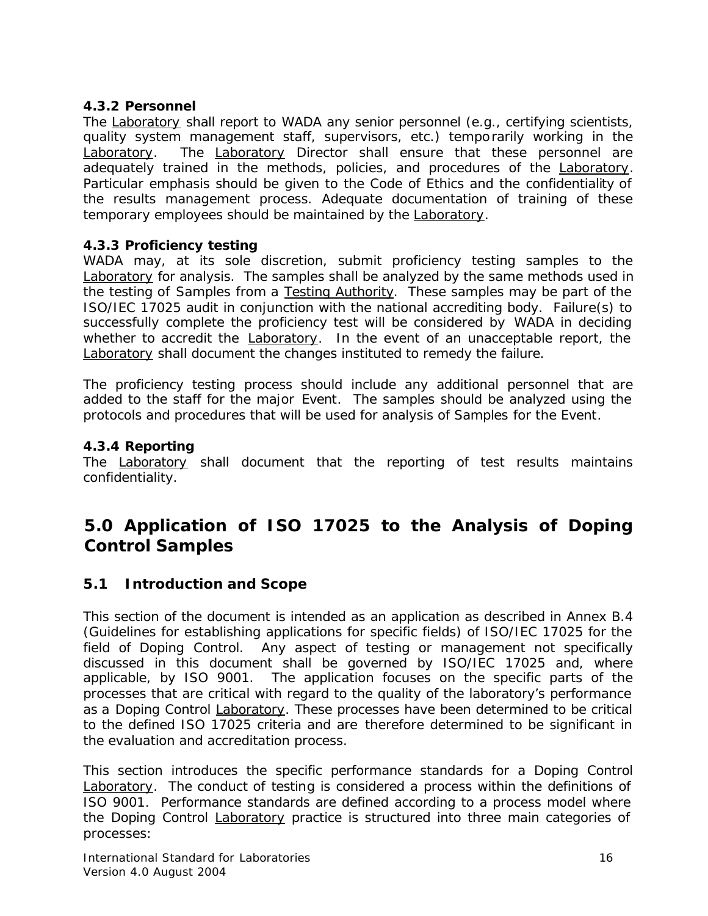#### 4.3.2 Personnel

The Laboratory shall report to WADA any senior personnel (e.g., certifying scientists, quality system management staff, supervisors, etc.) temporarily working in the Laboratory. The Laboratory Director shall ensure that these personnel are adequately trained in the methods, policies, and procedures of the Laboratory. Particular emphasis should be given to the Code of Ethics and the confidentiality of the results management process. Adequate documentation of training of these temporary employees should be maintained by the Laboratory.

#### 4.3.3 Proficiency testing

WADA may, at its sole discretion, submit proficiency testing samples to the Laboratory for analysis. The samples shall be analyzed by the same methods used in the testing of Samples from a Testing Authority. These samples may be part of the ISO/IEC 17025 audit in conjunction with the national accrediting body. Failure(s) to successfully complete the proficiency test will be considered by WADA in deciding whether to accredit the Laboratory. In the event of an unacceptable report, the Laboratory shall document the changes instituted to remedy the failure.

The proficiency testing process should include any additional personnel that are added to the staff for the major Event. The samples should be analyzed using the protocols and procedures that will be used for analysis of Samples for the Event.

#### 4.3.4 Reporting

The Laboratory shall document that the reporting of test results maintains confidentiality.

## 5.0 Application of ISO 17025 to the Analysis of Doping Control Samples

### 5.1 Introduction and Scope

This section of the document is intended as an application as described in Annex B.4 (Guidelines for establishing applications for specific fields) of ISO/IEC 17025 for the field of Doping Control. Any aspect of testing or management not specifically discussed in this document shall be governed by ISO/IEC 17025 and, where applicable, by ISO 9001. The application focuses on the specific parts of the processes that are critical with regard to the quality of the laboratory's performance as a Doping Control Laboratory. These processes have been determined to be critical to the defined ISO 17025 criteria and are therefore determined to be significant in the evaluation and accreditation process.

This section introduces the specific performance standards for a Doping Control Laboratory. The conduct of testing is considered a process within the definitions of ISO 9001. Performance standards are defined according to a process model where the Doping Control Laboratory practice is structured into three main categories of processes: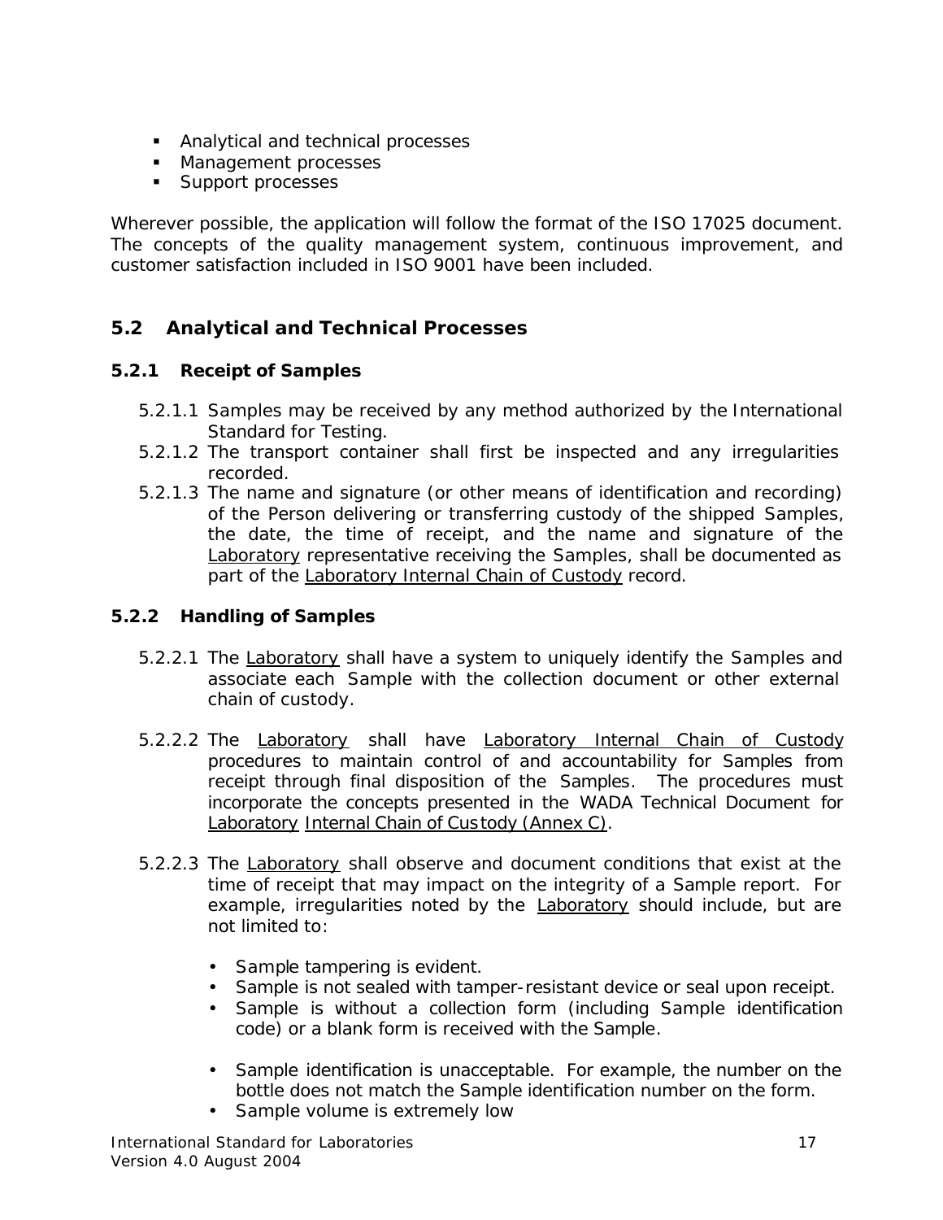- Analytical and technical processes
- Management processes
- Support processes

Wherever possible, the application will follow the format of the ISO 17025 document. The concepts of the quality management system, continuous improvement, and customer satisfaction included in ISO 9001 have been included.

## 5.2 Analytical and Technical Processes

### 5.2.1 Receipt of Samples

5.2.1.1 Samples may be received by any method authorized by the International Standard for Testing.

5.2.1.2 The transport container shall first be inspected and any irregularities recorded.

5.2.1.3 The name and signature (or other means of identification and recording) of the Person delivering or transferring custody of the shipped Samples, the date, the time of receipt, and the name and signature of the Laboratory representative receiving the Samples, shall be documented as part of the Laboratory Internal Chain of Custody record.

### 5.2.2 Handling of Samples

5.2.2.1 The Laboratory shall have a system to uniquely identify the Samples and associate each Sample with the collection document or other external chain of custody.

5.2.2.2 The Laboratory shall have Laboratory Internal Chain of Custody procedures to maintain control of and accountability for Samples from receipt through final disposition of the Samples. The procedures must incorporate the concepts presented in the WADA Technical Document for Laboratory Internal Chain of Custody (Annex C).

5.2.2.3 The Laboratory shall observe and document conditions that exist at the time of receipt that may impact on the integrity of a Sample report. For example, irregularities noted by the Laboratory should include, but are not limited to:

- Sample tampering is evident.
- Sample is not sealed with tamper-resistant device or seal upon receipt.
- Sample is without a collection form (including Sample identification code) or a blank form is received with the Sample.
- Sample identification is unacceptable. For example, the number on the bottle does not match the Sample identification number on the form.
- Sample volume is extremely low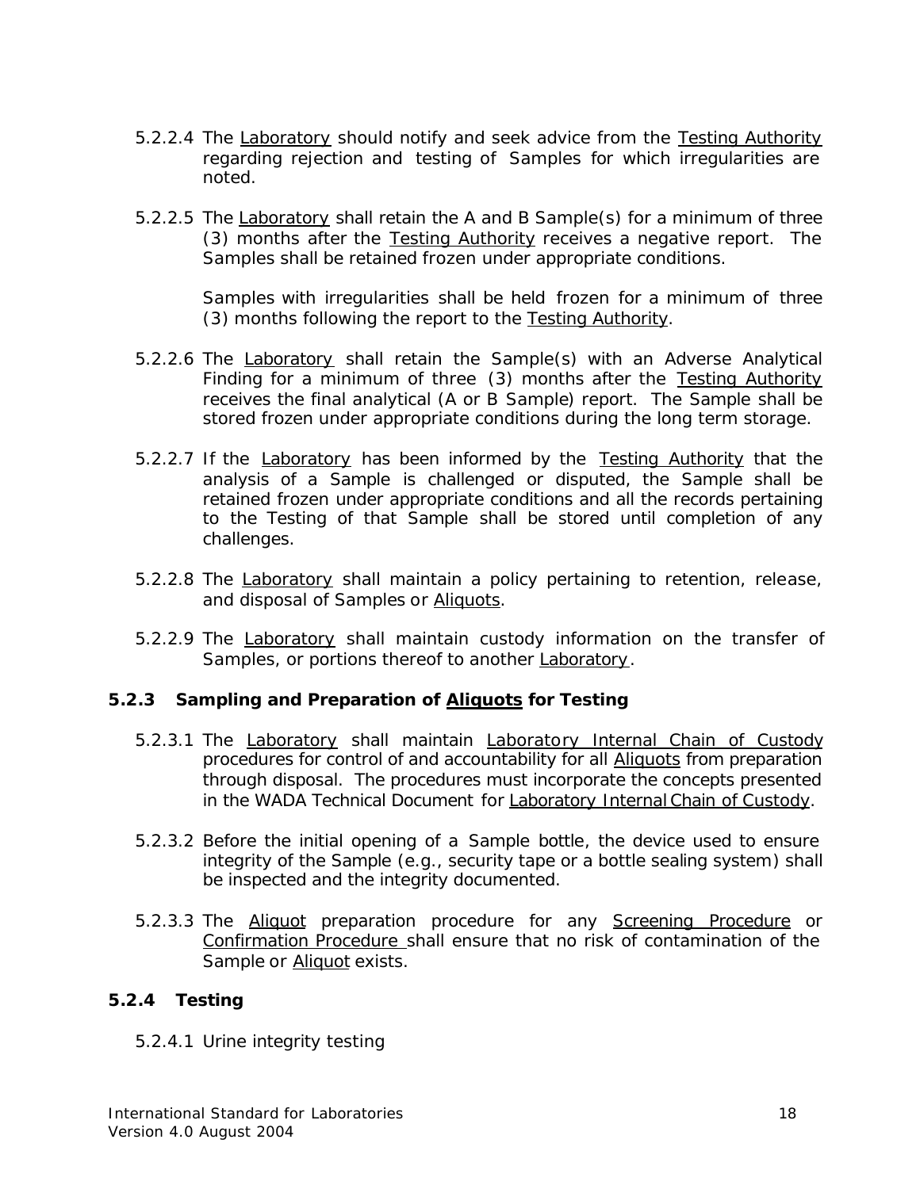5.2.2.4 The Laboratory should notify and seek advice from the Testing Authority regarding rejection and testing of Samples for which irregularities are noted.

5.2.2.5 The Laboratory shall retain the A and B Sample(s) for a minimum of three (3) months after the Testing Authority receives a negative report. The Samples shall be retained frozen under appropriate conditions.

Samples with irregularities shall be held frozen for a minimum of three (3) months following the report to the Testing Authority.

5.2.2.6 The Laboratory shall retain the Sample(s) with an Adverse Analytical Finding for a minimum of three (3) months after the Testing Authority receives the final analytical (A or B Sample) report. The Sample shall be stored frozen under appropriate conditions during the long term storage.

5.2.2.7 If the Laboratory has been informed by the Testing Authority that the analysis of a Sample is challenged or disputed, the Sample shall be retained frozen under appropriate conditions and all the records pertaining to the Testing of that Sample shall be stored until completion of any challenges.

5.2.2.8 The Laboratory shall maintain a policy pertaining to retention, release, and disposal of Samples or Aliquots.

5.2.2.9 The Laboratory shall maintain custody information on the transfer of Samples, or portions thereof to another Laboratory.

### 5.2.3 Sampling and Preparation of Aliquots for Testing

5.2.3.1 The Laboratory shall maintain Laboratory Internal Chain of Custody procedures for control of and accountability for all Aliquots from preparation through disposal. The procedures must incorporate the concepts presented in the WADA Technical Document for Laboratory Internal Chain of Custody.

5.2.3.2 Before the initial opening of a Sample bottle, the device used to ensure integrity of the Sample (e.g., security tape or a bottle sealing system) shall be inspected and the integrity documented.

5.2.3.3 The Aliquot preparation procedure for any Screening Procedure or Confirmation Procedure shall ensure that no risk of contamination of the Sample or Aliquot exists.

### 5.2.4 Testing

5.2.4.1 Urine integrity testing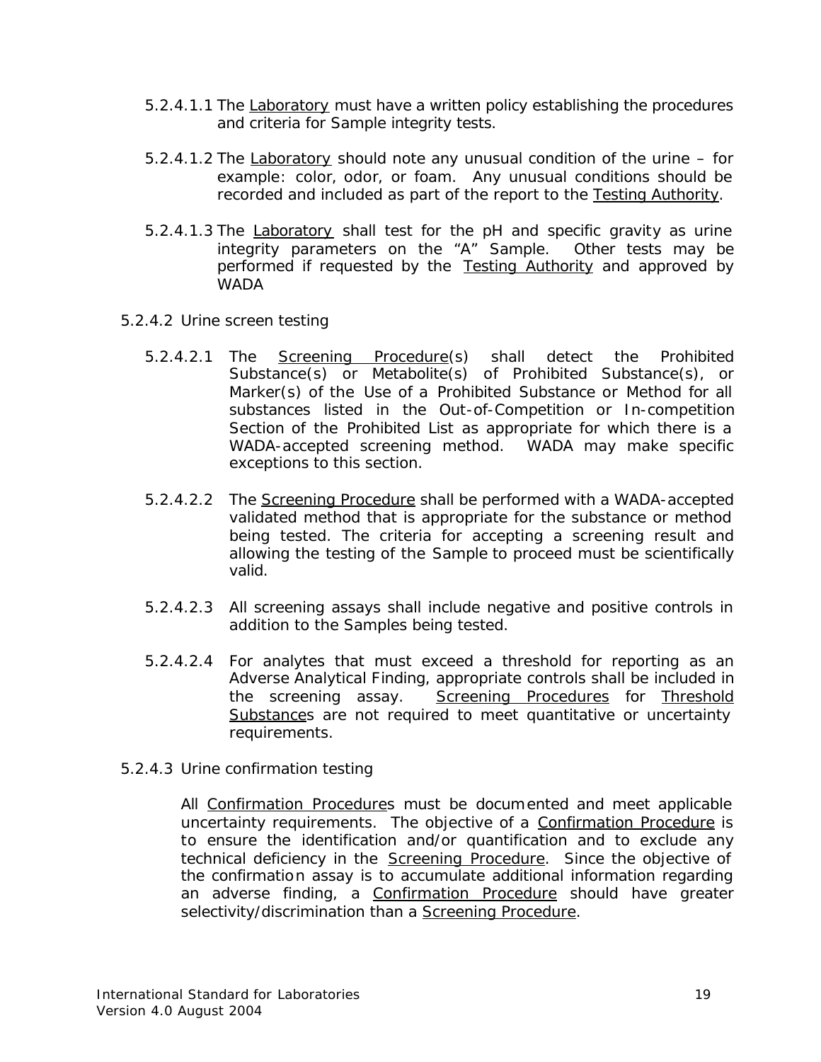5.2.4.1.1 The Laboratory must have a written policy establishing the procedures and criteria for Sample integrity tests.

5.2.4.1.2 The Laboratory should note any unusual condition of the urine – for example: color, odor, or foam. Any unusual conditions should be recorded and included as part of the report to the Testing Authority.

5.2.4.1.3 The Laboratory shall test for the pH and specific gravity as urine integrity parameters on the "A" Sample. Other tests may be performed if requested by the Testing Authority and approved by WADA

5.2.4.2 Urine screen testing

5.2.4.2.1 The Screening Procedure(s) shall detect the Prohibited Substance(s) or Metabolite(s) of Prohibited Substance(s), or Marker(s) of the Use of a Prohibited Substance or Method for all substances listed in the Out-of-Competition or In-competition Section of the Prohibited List as appropriate for which there is a WADA-accepted screening method. WADA may make specific exceptions to this section.

5.2.4.2.2 The Screening Procedure shall be performed with a WADA-accepted validated method that is appropriate for the substance or method being tested. The criteria for accepting a screening result and allowing the testing of the Sample to proceed must be scientifically valid.

5.2.4.2.3 All screening assays shall include negative and positive controls in addition to the Samples being tested.

5.2.4.2.4 For analytes that must exceed a threshold for reporting as an Adverse Analytical Finding, appropriate controls shall be included in the screening assay. Screening Procedures for Threshold Substances are not required to meet quantitative or uncertainty requirements.

5.2.4.3 Urine confirmation testing

All Confirmation Procedures must be documented and meet applicable uncertainty requirements. The objective of a Confirmation Procedure is to ensure the identification and/or quantification and to exclude any technical deficiency in the Screening Procedure. Since the objective of the confirmation assay is to accumulate additional information regarding an adverse finding, a Confirmation Procedure should have greater selectivity/discrimination than a Screening Procedure.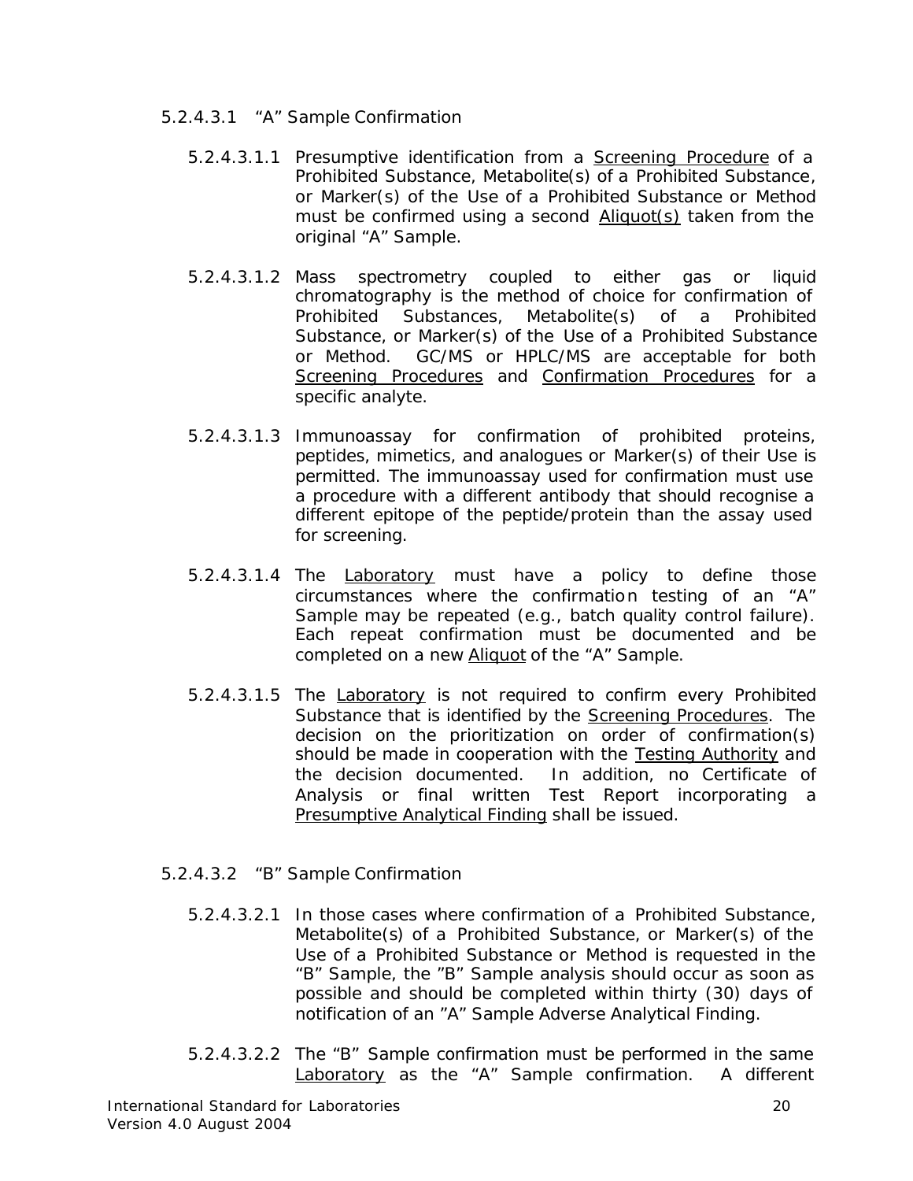5.2.4.3.1 "A" Sample Confirmation

5.2.4.3.1.1 Presumptive identification from a <u>Screening Procedure</u> of a Prohibited Substance, Metabolite(s) of a Prohibited Substance, or Marker(s) of the Use of a Prohibited Substance or Method must be confirmed using a second <u>Aliquot(s)</u> taken from the original "A" Sample.

5.2.4.3.1.2 Mass spectrometry coupled to either gas or liquid chromatography is the method of choice for confirmation of Prohibited Substances, Metabolite(s) of a Prohibited Substance, or Marker(s) of the Use of a Prohibited Substance or Method. GC/MS or HPLC/MS are acceptable for both <u>Screening Procedures</u> and <u>Confirmation Procedures</u> for a specific analyte.

5.2.4.3.1.3 Immunoassay for confirmation of prohibited proteins, peptides, mimetics, and analogues or Marker(s) of their Use is permitted. The immunoassay used for confirmation must use a procedure with a different antibody that should recognise a different epitope of the peptide/protein than the assay used for screening.

5.2.4.3.1.4 The <u>Laboratory</u> must have a policy to define those circumstances where the confirmation testing of an "A" Sample may be repeated (e.g., batch quality control failure). Each repeat confirmation must be documented and be completed on a new <u>Aliquot</u> of the "A" Sample.

5.2.4.3.1.5 The <u>Laboratory</u> is not required to confirm every Prohibited Substance that is identified by the <u>Screening Procedures</u>. The decision on the prioritization on order of confirmation(s) should be made in cooperation with the <u>Testing Authority</u> and the decision documented. In addition, no Certificate of Analysis or final written Test Report incorporating a <u>Presumptive Analytical Finding</u> shall be issued.

5.2.4.3.2 "B" Sample Confirmation

5.2.4.3.2.1 In those cases where confirmation of a Prohibited Substance, Metabolite(s) of a Prohibited Substance, or Marker(s) of the Use of a Prohibited Substance or Method is requested in the "B" Sample, the "B" Sample analysis should occur as soon as possible and should be completed within thirty (30) days of notification of an "A" Sample Adverse Analytical Finding.

5.2.4.3.2.2 The "B" Sample confirmation must be performed in the same <u>Laboratory</u> as the "A" Sample confirmation. A different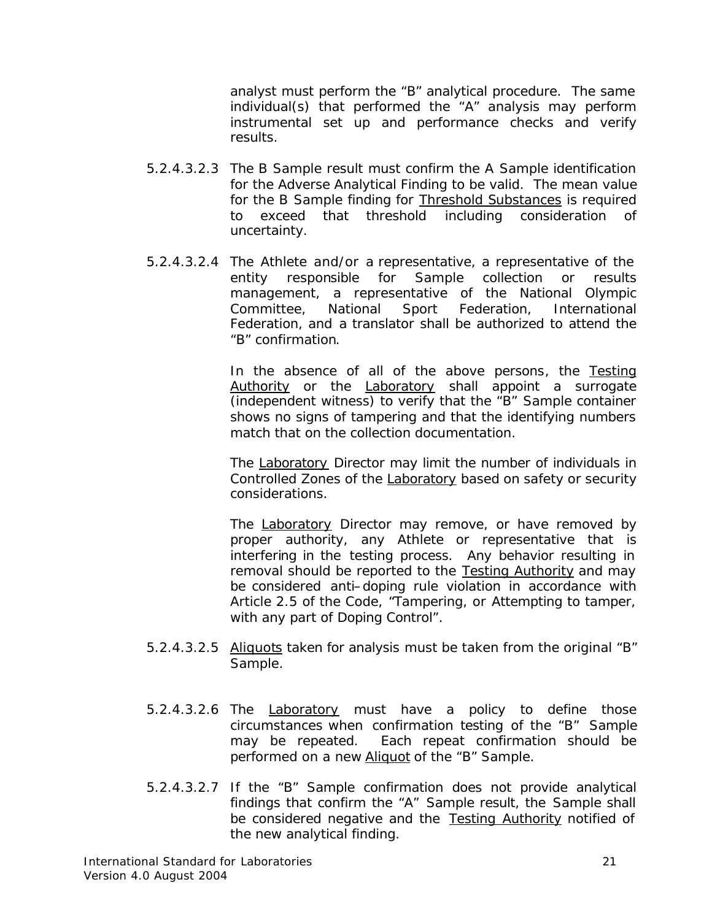analyst must perform the "B" analytical procedure. The same individual(s) that performed the "A" analysis may perform instrumental set up and performance checks and verify results.

5.2.4.3.2.3 The B Sample result must confirm the A Sample identification for the Adverse Analytical Finding to be valid. The mean value for the B Sample finding for Threshold Substances is required to exceed that threshold including consideration of uncertainty.

5.2.4.3.2.4 The Athlete and/or a representative, a representative of the entity responsible for Sample collection or results management, a representative of the National Olympic Committee, National Sport Federation, International Federation, and a translator shall be authorized to attend the "B" confirmation.

In the absence of all of the above persons, the Testing Authority or the Laboratory shall appoint a surrogate (independent witness) to verify that the "B" Sample container shows no signs of tampering and that the identifying numbers match that on the collection documentation.

The Laboratory Director may limit the number of individuals in Controlled Zones of the Laboratory based on safety or security considerations.

The Laboratory Director may remove, or have removed by proper authority, any Athlete or representative that is interfering in the testing process. Any behavior resulting in removal should be reported to the Testing Authority and may be considered anti-doping rule violation in accordance with Article 2.5 of the Code, "Tampering, or Attempting to tamper, with any part of Doping Control".

5.2.4.3.2.5 Aliquots taken for analysis must be taken from the original "B" Sample.

5.2.4.3.2.6 The Laboratory must have a policy to define those circumstances when confirmation testing of the "B" Sample may be repeated. Each repeat confirmation should be performed on a new Aliquot of the "B" Sample.

5.2.4.3.2.7 If the "B" Sample confirmation does not provide analytical findings that confirm the "A" Sample result, the Sample shall be considered negative and the Testing Authority notified of the new analytical finding.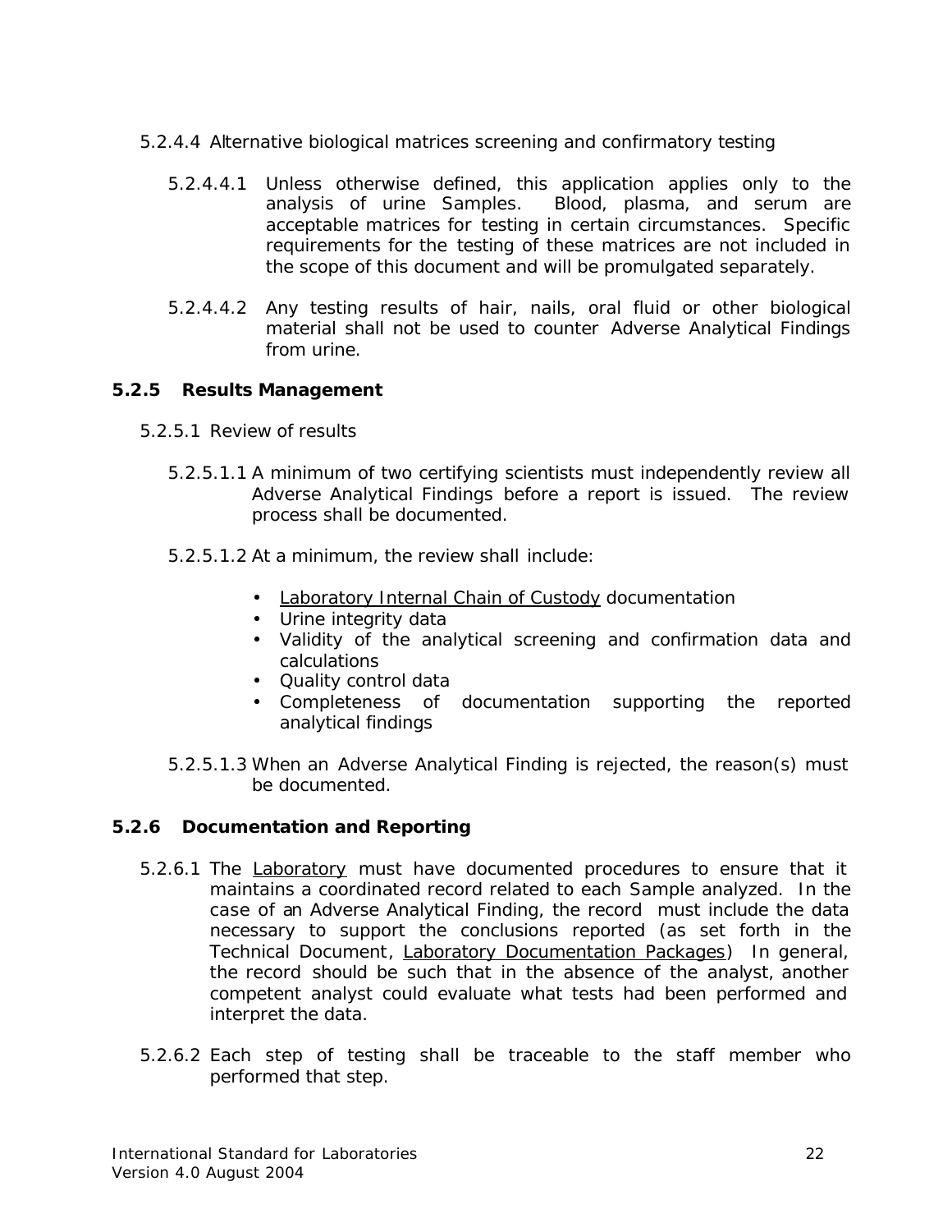5.2.4.4 Alternative biological matrices screening and confirmatory testing

5.2.4.4.1 Unless otherwise defined, this application applies only to the analysis of urine Samples. Blood, plasma, and serum are acceptable matrices for testing in certain circumstances. Specific requirements for the testing of these matrices are not included in the scope of this document and will be promulgated separately.

5.2.4.4.2 Any testing results of hair, nails, oral fluid or other biological material shall not be used to counter Adverse Analytical Findings from urine.

### 5.2.5 Results Management

5.2.5.1 Review of results

5.2.5.1.1 A minimum of two certifying scientists must independently review all Adverse Analytical Findings before a report is issued. The review process shall be documented.

5.2.5.1.2 At a minimum, the review shall include:

- Laboratory Internal Chain of Custody documentation
- Urine integrity data
- Validity of the analytical screening and confirmation data and calculations
- Quality control data
- Completeness of documentation supporting the reported analytical findings

5.2.5.1.3 When an Adverse Analytical Finding is rejected, the reason(s) must be documented.

### 5.2.6 Documentation and Reporting

5.2.6.1 The Laboratory must have documented procedures to ensure that it maintains a coordinated record related to each Sample analyzed. In the case of an Adverse Analytical Finding, the record must include the data necessary to support the conclusions reported (as set forth in the Technical Document, Laboratory Documentation Packages) In general, the record should be such that in the absence of the analyst, another competent analyst could evaluate what tests had been performed and interpret the data.

5.2.6.2 Each step of testing shall be traceable to the staff member who performed that step.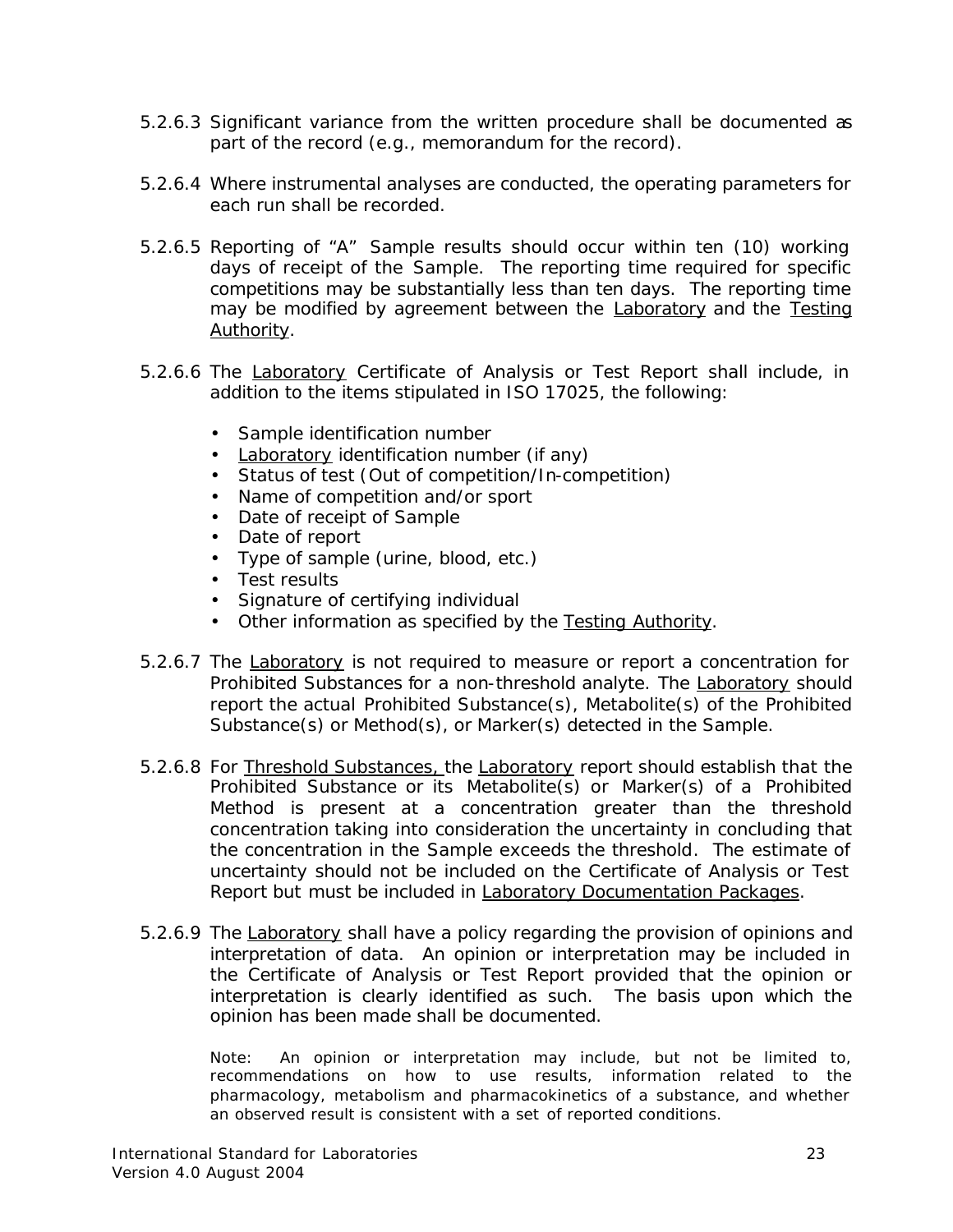5.2.6.3 Significant variance from the written procedure shall be documented as part of the record (e.g., memorandum for the record).

5.2.6.4 Where instrumental analyses are conducted, the operating parameters for each run shall be recorded.

5.2.6.5 Reporting of "A" Sample results should occur within ten (10) working days of receipt of the Sample. The reporting time required for specific competitions may be substantially less than ten days. The reporting time may be modified by agreement between the <u>Laboratory</u> and the <u>Testing Authority</u>.

5.2.6.6 The <u>Laboratory</u> Certificate of Analysis or Test Report shall include, in addition to the items stipulated in ISO 17025, the following:

- Sample identification number
- <u>Laboratory</u> identification number (if any)
- Status of test (Out of competition/In-competition)
- Name of competition and/or sport
- Date of receipt of Sample
- Date of report
- Type of sample (urine, blood, etc.)
- Test results
- Signature of certifying individual
- Other information as specified by the <u>Testing Authority</u>.

5.2.6.7 The <u>Laboratory</u> is not required to measure or report a concentration for Prohibited Substances for a non-threshold analyte. The <u>Laboratory</u> should report the actual Prohibited Substance(s), Metabolite(s) of the Prohibited Substance(s) or Method(s), or Marker(s) detected in the Sample.

5.2.6.8 For <u>Threshold Substances,</u> the <u>Laboratory</u> report should establish that the Prohibited Substance or its Metabolite(s) or Marker(s) of a Prohibited Method is present at a concentration greater than the threshold concentration taking into consideration the uncertainty in concluding that the concentration in the Sample exceeds the threshold. The estimate of uncertainty should not be included on the Certificate of Analysis or Test Report but must be included in <u>Laboratory Documentation Packages</u>.

5.2.6.9 The <u>Laboratory</u> shall have a policy regarding the provision of opinions and interpretation of data. An opinion or interpretation may be included in the Certificate of Analysis or Test Report provided that the opinion or interpretation is clearly identified as such. The basis upon which the opinion has been made shall be documented.

Note: An opinion or interpretation may include, but not be limited to, recommendations on how to use results, information related to the pharmacology, metabolism and pharmacokinetics of a substance, and whether an observed result is consistent with a set of reported conditions.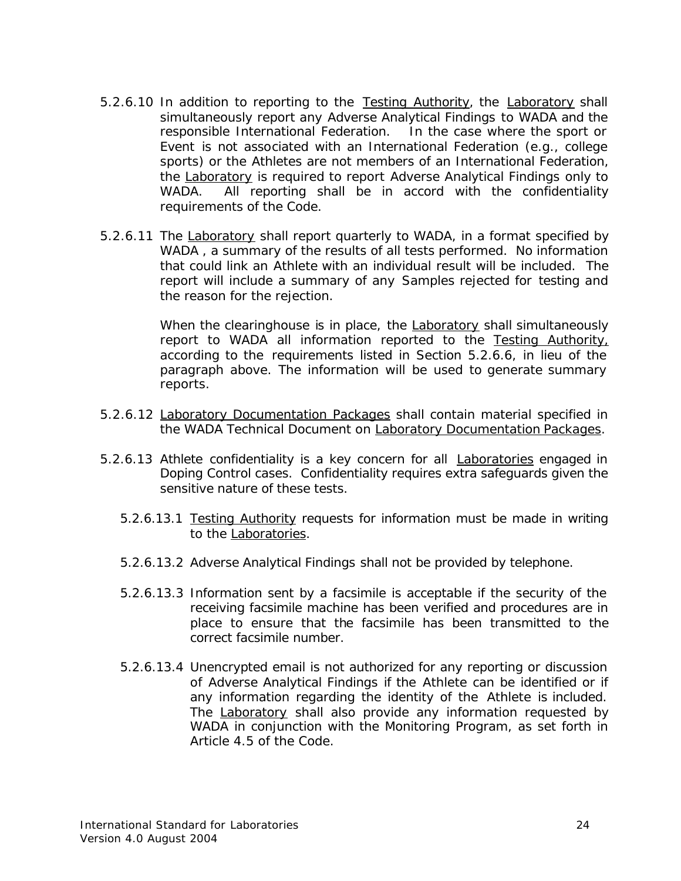5.2.6.10 In addition to reporting to the Testing Authority, the Laboratory shall simultaneously report any Adverse Analytical Findings to WADA and the responsible International Federation. In the case where the sport or Event is not associated with an International Federation (e.g., college sports) or the Athletes are not members of an International Federation, the Laboratory is required to report Adverse Analytical Findings only to WADA. All reporting shall be in accord with the confidentiality requirements of the Code.

5.2.6.11 The Laboratory shall report quarterly to WADA, in a format specified by WADA , a summary of the results of all tests performed. No information that could link an Athlete with an individual result will be included. The report will include a summary of any Samples rejected for testing and the reason for the rejection.

When the clearinghouse is in place, the Laboratory shall simultaneously report to WADA all information reported to the Testing Authority, according to the requirements listed in Section 5.2.6.6, in lieu of the paragraph above. The information will be used to generate summary reports.

5.2.6.12 Laboratory Documentation Packages shall contain material specified in the WADA Technical Document on Laboratory Documentation Packages.

5.2.6.13 Athlete confidentiality is a key concern for all Laboratories engaged in Doping Control cases. Confidentiality requires extra safeguards given the sensitive nature of these tests.

5.2.6.13.1 Testing Authority requests for information must be made in writing to the Laboratories.

5.2.6.13.2 Adverse Analytical Findings shall not be provided by telephone.

5.2.6.13.3 Information sent by a facsimile is acceptable if the security of the receiving facsimile machine has been verified and procedures are in place to ensure that the facsimile has been transmitted to the correct facsimile number.

5.2.6.13.4 Unencrypted email is not authorized for any reporting or discussion of Adverse Analytical Findings if the Athlete can be identified or if any information regarding the identity of the Athlete is included. The Laboratory shall also provide any information requested by WADA in conjunction with the Monitoring Program, as set forth in Article 4.5 of the Code.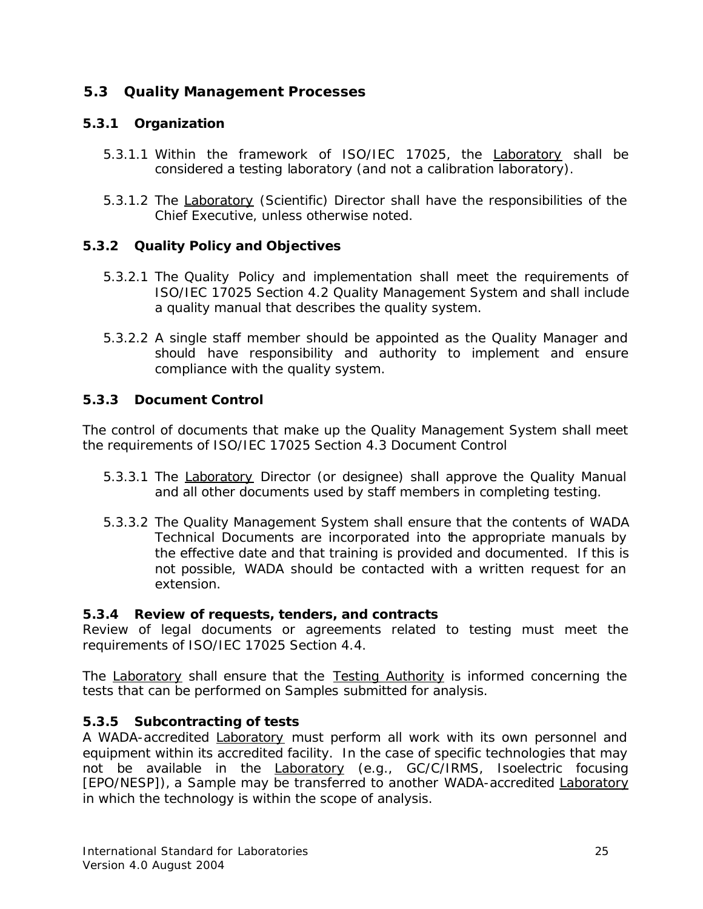## 5.3 Quality Management Processes

### 5.3.1 Organization

5.3.1.1 Within the framework of ISO/IEC 17025, the Laboratory shall be considered a testing laboratory (and not a calibration laboratory).

5.3.1.2 The Laboratory (Scientific) Director shall have the responsibilities of the Chief Executive, unless otherwise noted.

### 5.3.2 Quality Policy and Objectives

5.3.2.1 The Quality Policy and implementation shall meet the requirements of ISO/IEC 17025 Section 4.2 Quality Management System and shall include a quality manual that describes the quality system.

5.3.2.2 A single staff member should be appointed as the Quality Manager and should have responsibility and authority to implement and ensure compliance with the quality system.

### 5.3.3 Document Control

The control of documents that make up the Quality Management System shall meet the requirements of ISO/IEC 17025 Section 4.3 Document Control

5.3.3.1 The Laboratory Director (or designee) shall approve the Quality Manual and all other documents used by staff members in completing testing.

5.3.3.2 The Quality Management System shall ensure that the contents of WADA Technical Documents are incorporated into the appropriate manuals by the effective date and that training is provided and documented. If this is not possible, WADA should be contacted with a written request for an extension.

### 5.3.4 Review of requests, tenders, and contracts

Review of legal documents or agreements related to testing must meet the requirements of ISO/IEC 17025 Section 4.4.

The Laboratory shall ensure that the Testing Authority is informed concerning the tests that can be performed on Samples submitted for analysis.

### 5.3.5 Subcontracting of tests

A WADA-accredited Laboratory must perform all work with its own personnel and equipment within its accredited facility. In the case of specific technologies that may not be available in the Laboratory (e.g., GC/C/IRMS, Isoelectric focusing [EPO/NESP]), a Sample may be transferred to another WADA-accredited Laboratory in which the technology is within the scope of analysis.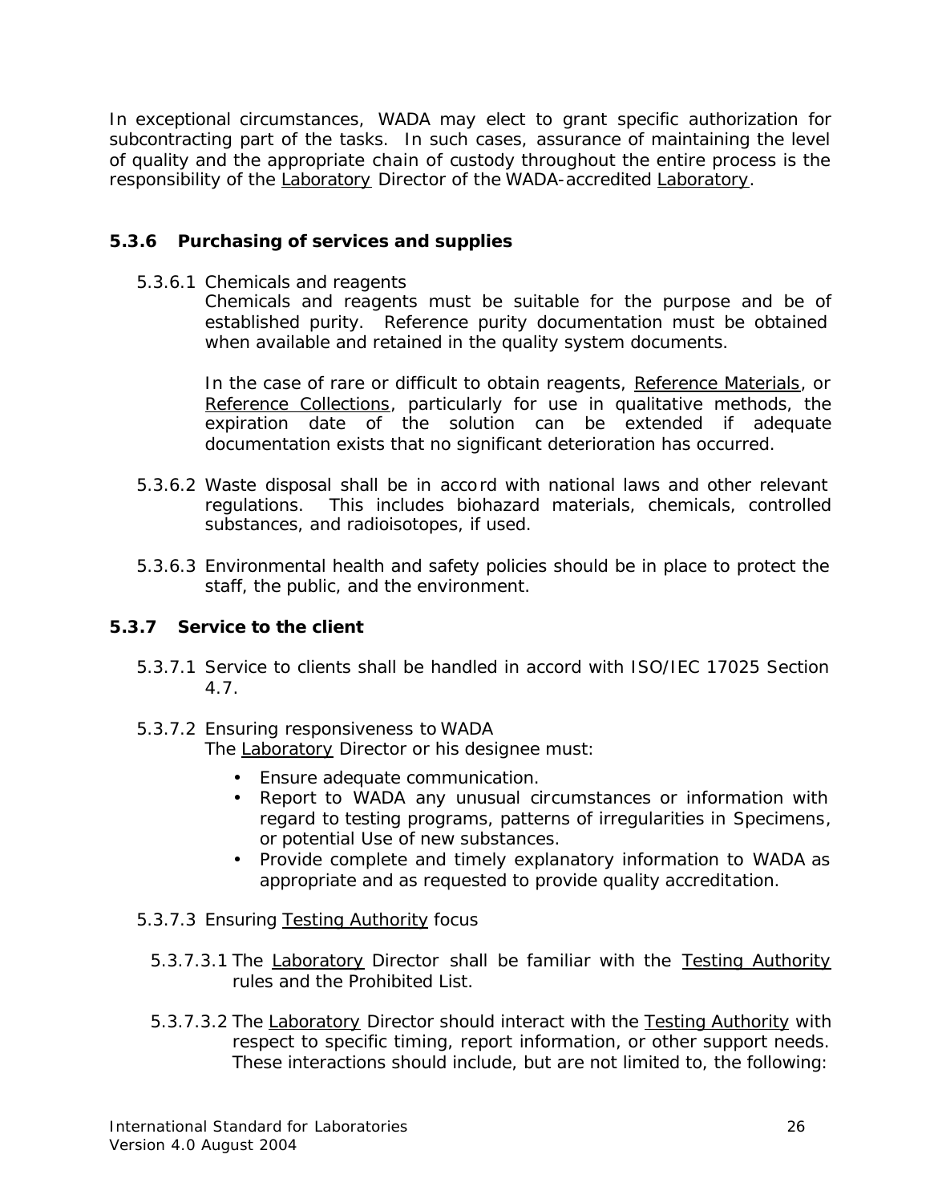In exceptional circumstances, WADA may elect to grant specific authorization for subcontracting part of the tasks. In such cases, assurance of maintaining the level of quality and the appropriate chain of custody throughout the entire process is the responsibility of the Laboratory Director of the WADA-accredited Laboratory.

### 5.3.6 Purchasing of services and supplies

5.3.6.1 Chemicals and reagents

Chemicals and reagents must be suitable for the purpose and be of established purity. Reference purity documentation must be obtained when available and retained in the quality system documents.

In the case of rare or difficult to obtain reagents, Reference Materials, or Reference Collections, particularly for use in qualitative methods, the expiration date of the solution can be extended if adequate documentation exists that no significant deterioration has occurred.

5.3.6.2 Waste disposal shall be in accord with national laws and other relevant regulations. This includes biohazard materials, chemicals, controlled substances, and radioisotopes, if used.

5.3.6.3 Environmental health and safety policies should be in place to protect the staff, the public, and the environment.

### 5.3.7 Service to the client

5.3.7.1 Service to clients shall be handled in accord with ISO/IEC 17025 Section 4.7.

5.3.7.2 Ensuring responsiveness to WADA

The Laboratory Director or his designee must:

- Ensure adequate communication.
- Report to WADA any unusual circumstances or information with regard to testing programs, patterns of irregularities in Specimens, or potential Use of new substances.
- Provide complete and timely explanatory information to WADA as appropriate and as requested to provide quality accreditation.

5.3.7.3 Ensuring Testing Authority focus

5.3.7.3.1 The Laboratory Director shall be familiar with the Testing Authority rules and the Prohibited List.

5.3.7.3.2 The Laboratory Director should interact with the Testing Authority with respect to specific timing, report information, or other support needs. These interactions should include, but are not limited to, the following: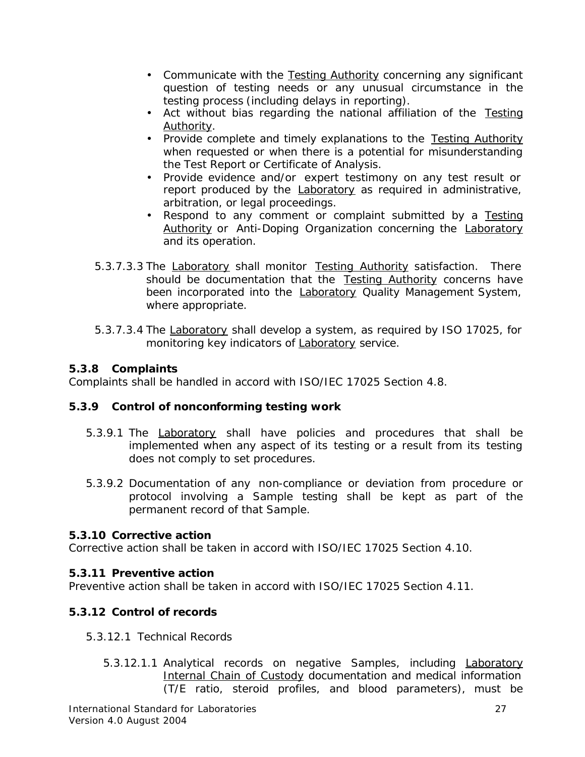- Communicate with the Testing Authority concerning any significant question of testing needs or any unusual circumstance in the testing process (including delays in reporting).
- Act without bias regarding the national affiliation of the Testing Authority.
- Provide complete and timely explanations to the Testing Authority when requested or when there is a potential for misunderstanding the Test Report or Certificate of Analysis.
- Provide evidence and/or expert testimony on any test result or report produced by the Laboratory as required in administrative, arbitration, or legal proceedings.
- Respond to any comment or complaint submitted by a Testing Authority or Anti-Doping Organization concerning the Laboratory and its operation.

5.3.7.3.3 The Laboratory shall monitor Testing Authority satisfaction. There should be documentation that the Testing Authority concerns have been incorporated into the Laboratory Quality Management System, where appropriate.

5.3.7.3.4 The Laboratory shall develop a system, as required by ISO 17025, for monitoring key indicators of Laboratory service.

### 5.3.8 Complaints

Complaints shall be handled in accord with ISO/IEC 17025 Section 4.8.

### 5.3.9 Control of nonconforming testing work

5.3.9.1 The Laboratory shall have policies and procedures that shall be implemented when any aspect of its testing or a result from its testing does not comply to set procedures.

5.3.9.2 Documentation of any non-compliance or deviation from procedure or protocol involving a Sample testing shall be kept as part of the permanent record of that Sample.

### 5.3.10 Corrective action

Corrective action shall be taken in accord with ISO/IEC 17025 Section 4.10.

### 5.3.11 Preventive action

Preventive action shall be taken in accord with ISO/IEC 17025 Section 4.11.

### 5.3.12 Control of records

5.3.12.1 Technical Records

5.3.12.1.1 Analytical records on negative Samples, including Laboratory Internal Chain of Custody documentation and medical information (T/E ratio, steroid profiles, and blood parameters), must be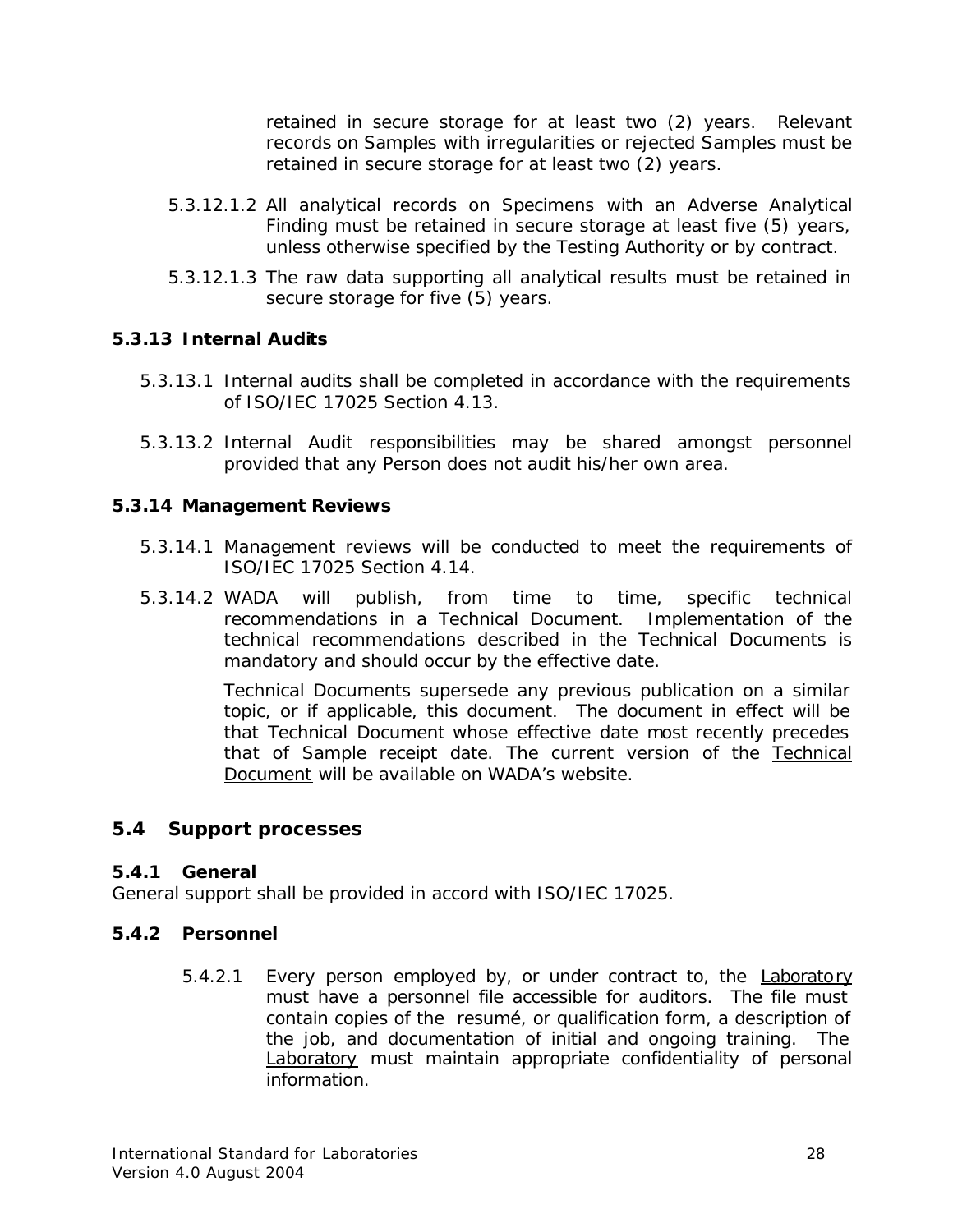retained in secure storage for at least two (2) years. Relevant records on Samples with irregularities or rejected Samples must be retained in secure storage for at least two (2) years.

5.3.12.1.2 All analytical records on Specimens with an Adverse Analytical Finding must be retained in secure storage at least five (5) years, unless otherwise specified by the Testing Authority or by contract.

5.3.12.1.3 The raw data supporting all analytical results must be retained in secure storage for five (5) years.

#### 5.3.13 Internal Audits

5.3.13.1 Internal audits shall be completed in accordance with the requirements of ISO/IEC 17025 Section 4.13.

5.3.13.2 Internal Audit responsibilities may be shared amongst personnel provided that any Person does not audit his/her own area.

#### 5.3.14 Management Reviews

5.3.14.1 Management reviews will be conducted to meet the requirements of ISO/IEC 17025 Section 4.14.

5.3.14.2 WADA will publish, from time to time, specific technical recommendations in a Technical Document. Implementation of the technical recommendations described in the Technical Documents is mandatory and should occur by the effective date.

Technical Documents supersede any previous publication on a similar topic, or if applicable, this document. The document in effect will be that Technical Document whose effective date most recently precedes that of Sample receipt date. The current version of the Technical Document will be available on WADA's website.

## 5.4 Support processes

#### 5.4.1 General

General support shall be provided in accord with ISO/IEC 17025.

#### 5.4.2 Personnel

5.4.2.1 Every person employed by, or under contract to, the Laboratory must have a personnel file accessible for auditors. The file must contain copies of the resumé, or qualification form, a description of the job, and documentation of initial and ongoing training. The Laboratory must maintain appropriate confidentiality of personal information.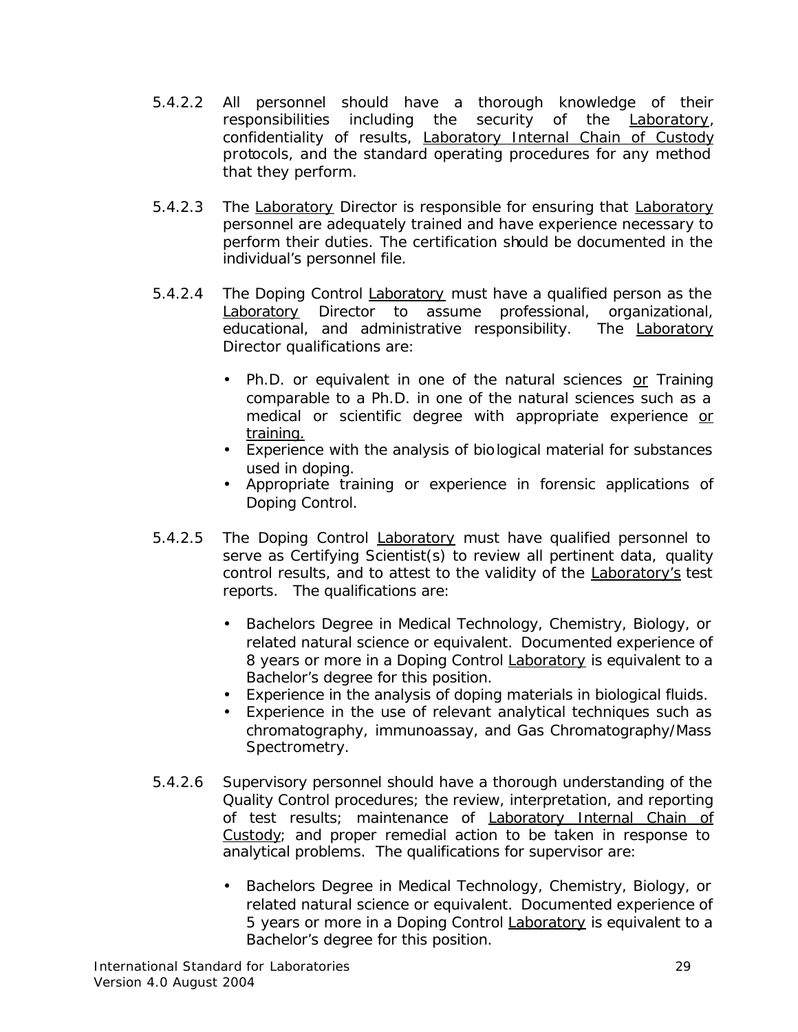5.4.2.2 All personnel should have a thorough knowledge of their responsibilities including the security of the Laboratory, confidentiality of results, Laboratory Internal Chain of Custody protocols, and the standard operating procedures for any method that they perform.

5.4.2.3 The Laboratory Director is responsible for ensuring that Laboratory personnel are adequately trained and have experience necessary to perform their duties. The certification should be documented in the individual's personnel file.

5.4.2.4 The Doping Control Laboratory must have a qualified person as the Laboratory Director to assume professional, organizational, educational, and administrative responsibility. The Laboratory Director qualifications are:

- Ph.D. or equivalent in one of the natural sciences or Training comparable to a Ph.D. in one of the natural sciences such as a medical or scientific degree with appropriate experience or training.
- Experience with the analysis of biological material for substances used in doping.
- Appropriate training or experience in forensic applications of Doping Control.

5.4.2.5 The Doping Control Laboratory must have qualified personnel to serve as Certifying Scientist(s) to review all pertinent data, quality control results, and to attest to the validity of the Laboratory's test reports. The qualifications are:

- Bachelors Degree in Medical Technology, Chemistry, Biology, or related natural science or equivalent. Documented experience of 8 years or more in a Doping Control Laboratory is equivalent to a Bachelor's degree for this position.
- Experience in the analysis of doping materials in biological fluids.
- Experience in the use of relevant analytical techniques such as chromatography, immunoassay, and Gas Chromatography/Mass Spectrometry.

5.4.2.6 Supervisory personnel should have a thorough understanding of the Quality Control procedures; the review, interpretation, and reporting of test results; maintenance of Laboratory Internal Chain of Custody; and proper remedial action to be taken in response to analytical problems. The qualifications for supervisor are:

- Bachelors Degree in Medical Technology, Chemistry, Biology, or related natural science or equivalent. Documented experience of 5 years or more in a Doping Control Laboratory is equivalent to a Bachelor's degree for this position.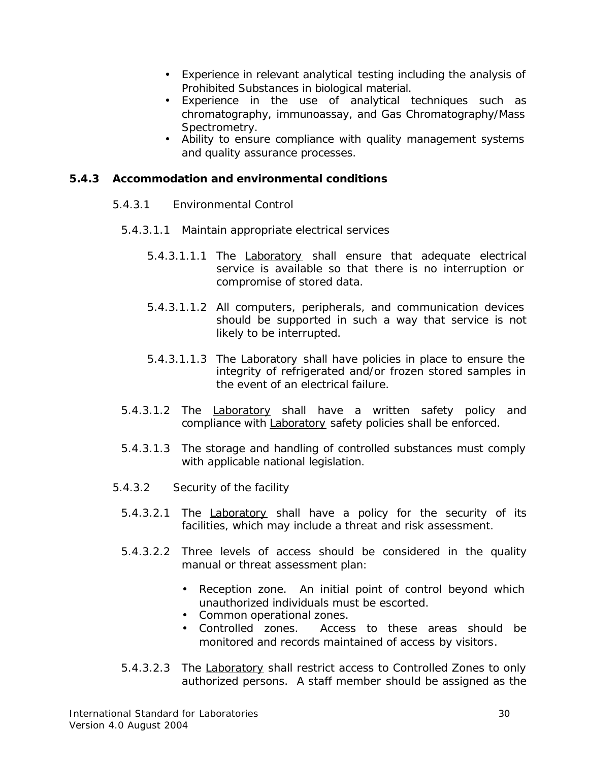- Experience in relevant analytical testing including the analysis of Prohibited Substances in biological material.
- Experience in the use of analytical techniques such as chromatography, immunoassay, and Gas Chromatography/Mass Spectrometry.
- Ability to ensure compliance with quality management systems and quality assurance processes.

### 5.4.3 Accommodation and environmental conditions

5.4.3.1 Environmental Control

5.4.3.1.1 Maintain appropriate electrical services

5.4.3.1.1.1 The Laboratory shall ensure that adequate electrical service is available so that there is no interruption or compromise of stored data.

5.4.3.1.1.2 All computers, peripherals, and communication devices should be supported in such a way that service is not likely to be interrupted.

5.4.3.1.1.3 The Laboratory shall have policies in place to ensure the integrity of refrigerated and/or frozen stored samples in the event of an electrical failure.

5.4.3.1.2 The Laboratory shall have a written safety policy and compliance with Laboratory safety policies shall be enforced.

5.4.3.1.3 The storage and handling of controlled substances must comply with applicable national legislation.

5.4.3.2 Security of the facility

5.4.3.2.1 The Laboratory shall have a policy for the security of its facilities, which may include a threat and risk assessment.

5.4.3.2.2 Three levels of access should be considered in the quality manual or threat assessment plan:

- Reception zone. An initial point of control beyond which unauthorized individuals must be escorted.
- Common operational zones.
- Controlled zones. Access to these areas should be monitored and records maintained of access by visitors.

5.4.3.2.3 The Laboratory shall restrict access to Controlled Zones to only authorized persons. A staff member should be assigned as the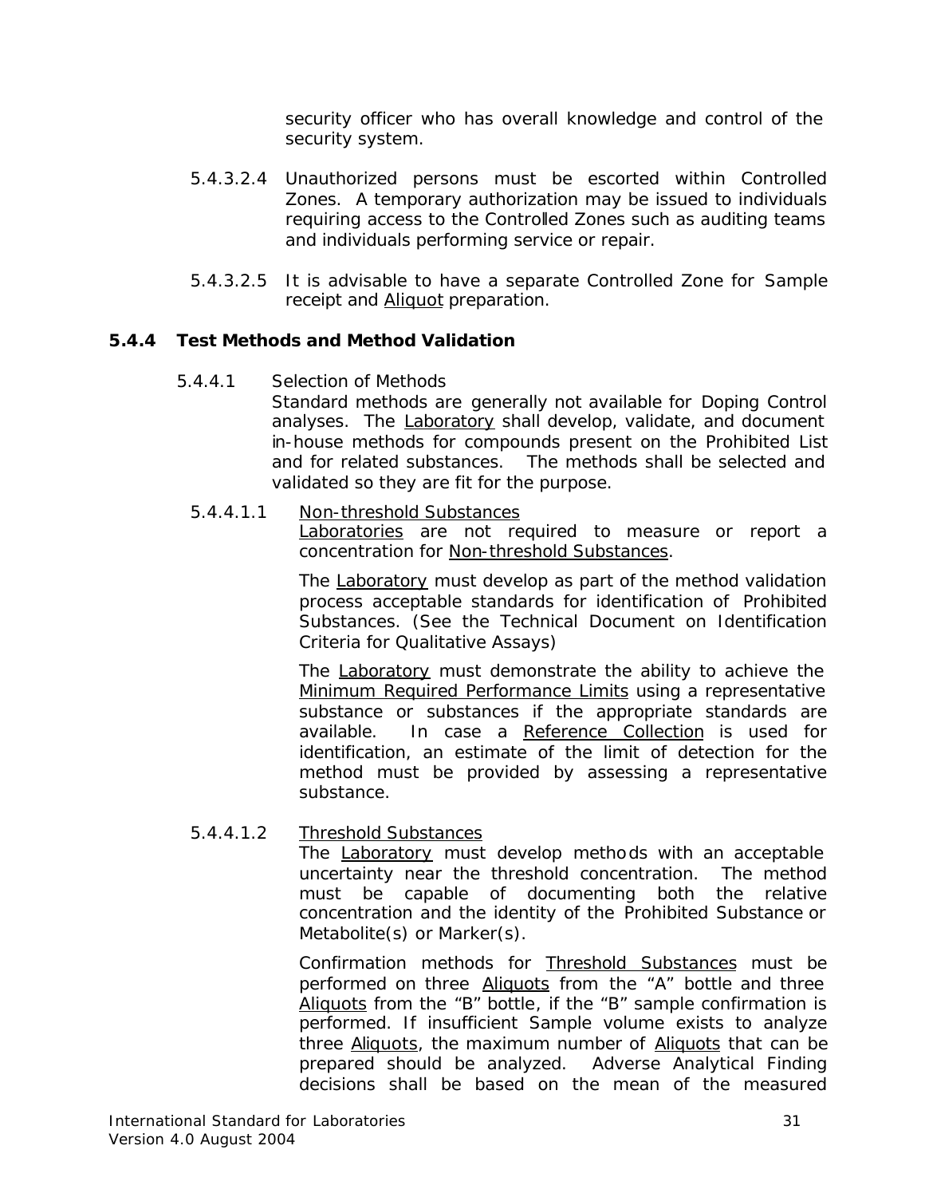security officer who has overall knowledge and control of the security system.

5.4.3.2.4 Unauthorized persons must be escorted within Controlled Zones. A temporary authorization may be issued to individuals requiring access to the Controlled Zones such as auditing teams and individuals performing service or repair.

5.4.3.2.5 It is advisable to have a separate Controlled Zone for Sample receipt and Aliquot preparation.

### 5.4.4 Test Methods and Method Validation

5.4.4.1 Selection of Methods

Standard methods are generally not available for Doping Control analyses. The Laboratory shall develop, validate, and document in-house methods for compounds present on the Prohibited List and for related substances. The methods shall be selected and validated so they are fit for the purpose.

5.4.4.1.1 Non-threshold Substances

Laboratories are not required to measure or report a concentration for Non-threshold Substances.

The Laboratory must develop as part of the method validation process acceptable standards for identification of Prohibited Substances. (See the Technical Document on Identification Criteria for Qualitative Assays)

The Laboratory must demonstrate the ability to achieve the Minimum Required Performance Limits using a representative substance or substances if the appropriate standards are available. In case a Reference Collection is used for identification, an estimate of the limit of detection for the method must be provided by assessing a representative substance.

5.4.4.1.2 Threshold Substances

The Laboratory must develop methods with an acceptable uncertainty near the threshold concentration. The method must be capable of documenting both the relative concentration and the identity of the Prohibited Substance or Metabolite(s) or Marker(s).

Confirmation methods for Threshold Substances must be performed on three Aliquots from the "A" bottle and three Aliquots from the "B" bottle, if the "B" sample confirmation is performed. If insufficient Sample volume exists to analyze three Aliquots, the maximum number of Aliquots that can be prepared should be analyzed. Adverse Analytical Finding decisions shall be based on the mean of the measured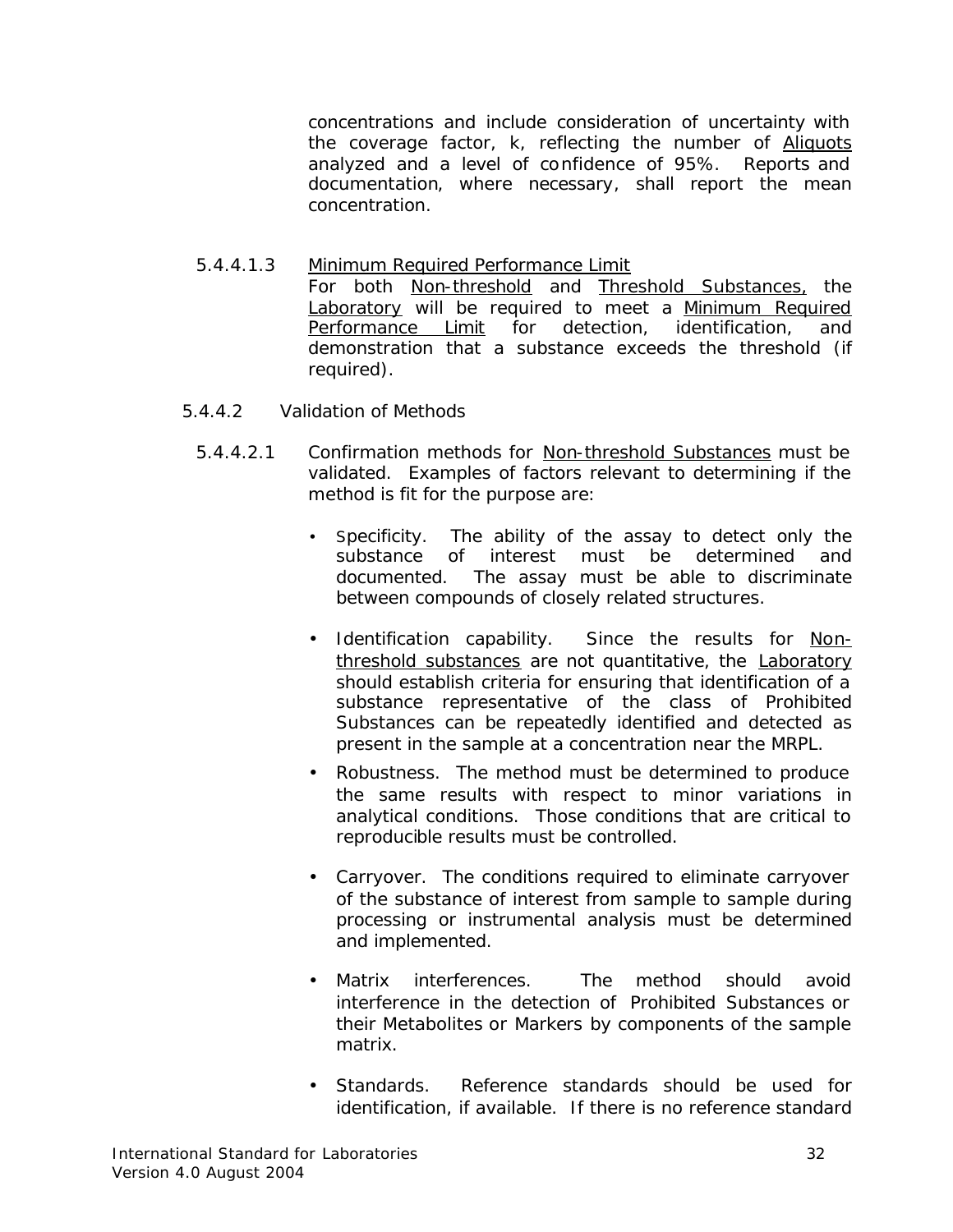concentrations and include consideration of uncertainty with the coverage factor, k, reflecting the number of Aliquots analyzed and a level of confidence of 95%. Reports and documentation, where necessary, shall report the mean concentration.

5.4.4.1.3 Minimum Required Performance Limit

For both Non-threshold and Threshold Substances, the Laboratory will be required to meet a Minimum Required Performance Limit for detection, identification, and demonstration that a substance exceeds the threshold (if required).

5.4.4.2 Validation of Methods

5.4.4.2.1 Confirmation methods for Non-threshold Substances must be validated. Examples of factors relevant to determining if the method is fit for the purpose are:

- Specificity. The ability of the assay to detect only the substance of interest must be determined and documented. The assay must be able to discriminate between compounds of closely related structures.
- Identification capability. Since the results for Non-threshold substances are not quantitative, the Laboratory should establish criteria for ensuring that identification of a substance representative of the class of Prohibited Substances can be repeatedly identified and detected as present in the sample at a concentration near the MRPL.
- Robustness. The method must be determined to produce the same results with respect to minor variations in analytical conditions. Those conditions that are critical to reproducible results must be controlled.
- Carryover. The conditions required to eliminate carryover of the substance of interest from sample to sample during processing or instrumental analysis must be determined and implemented.
- Matrix interferences. The method should avoid interference in the detection of Prohibited Substances or their Metabolites or Markers by components of the sample matrix.
- Standards. Reference standards should be used for identification, if available. If there is no reference standard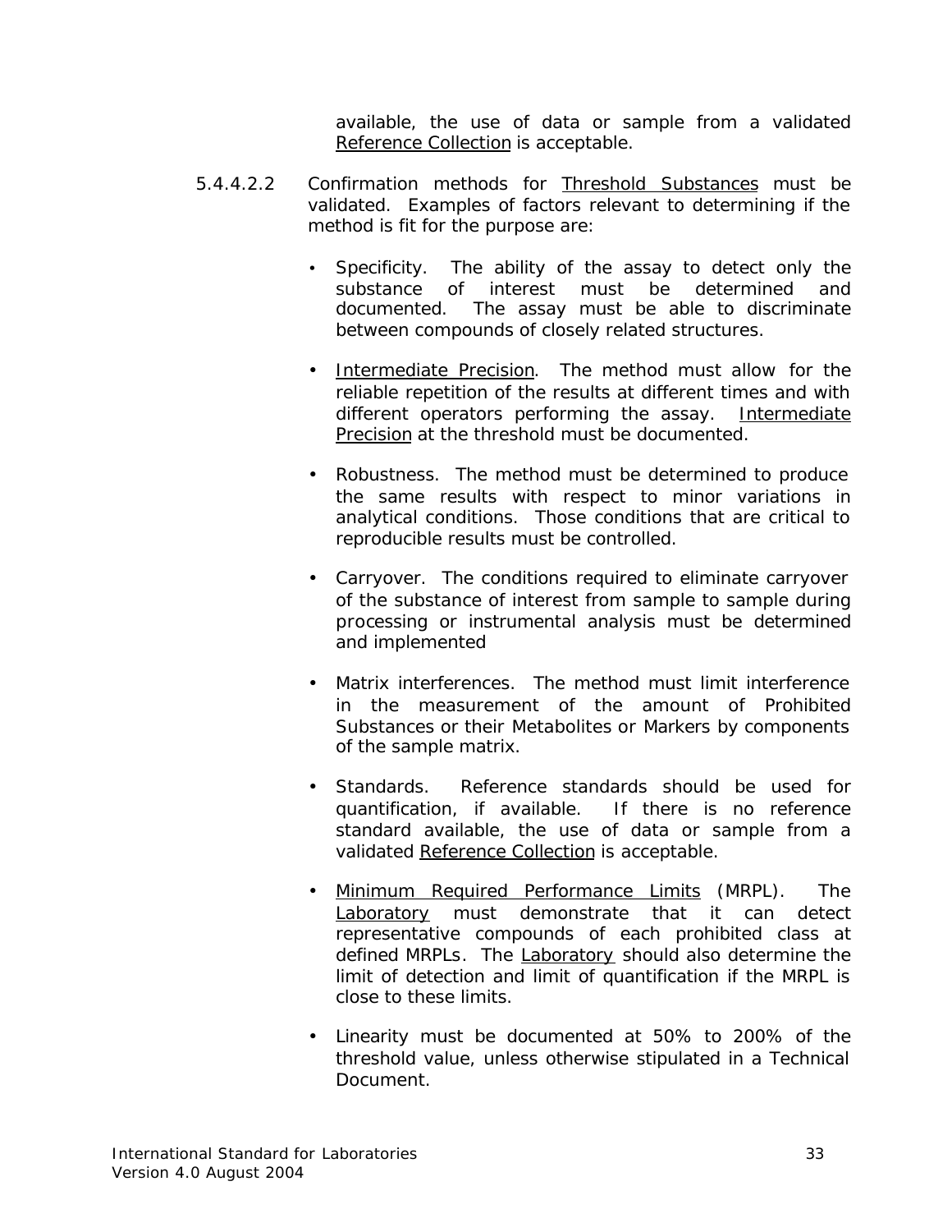available, the use of data or sample from a validated Reference Collection is acceptable.

5.4.4.2.2 Confirmation methods for Threshold Substances must be validated. Examples of factors relevant to determining if the method is fit for the purpose are:

- Specificity. The ability of the assay to detect only the substance of interest must be determined and documented. The assay must be able to discriminate between compounds of closely related structures.

- Intermediate Precision. The method must allow for the reliable repetition of the results at different times and with different operators performing the assay. Intermediate Precision at the threshold must be documented.

- Robustness. The method must be determined to produce the same results with respect to minor variations in analytical conditions. Those conditions that are critical to reproducible results must be controlled.

- Carryover. The conditions required to eliminate carryover of the substance of interest from sample to sample during processing or instrumental analysis must be determined and implemented

- Matrix interferences. The method must limit interference in the measurement of the amount of Prohibited Substances or their Metabolites or Markers by components of the sample matrix.

- Standards. Reference standards should be used for quantification, if available. If there is no reference standard available, the use of data or sample from a validated Reference Collection is acceptable.

- Minimum Required Performance Limits (MRPL). The Laboratory must demonstrate that it can detect representative compounds of each prohibited class at defined MRPLs. The Laboratory should also determine the limit of detection and limit of quantification if the MRPL is close to these limits.

- Linearity must be documented at 50% to 200% of the threshold value, unless otherwise stipulated in a Technical Document.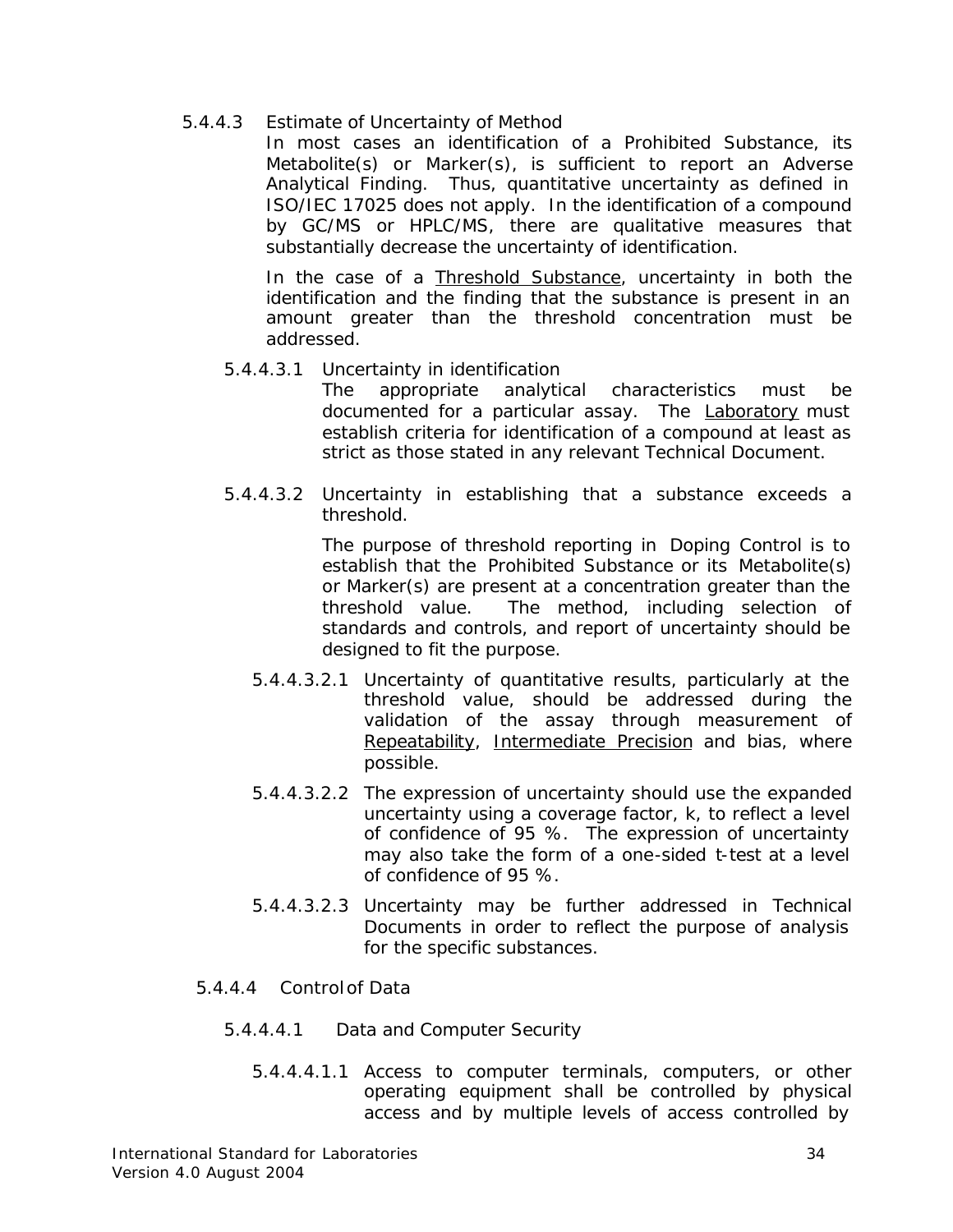#### 5.4.4.3 Estimate of Uncertainty of Method

In most cases an identification of a Prohibited Substance, its Metabolite(s) or Marker(s), is sufficient to report an Adverse Analytical Finding. Thus, quantitative uncertainty as defined in ISO/IEC 17025 does not apply. In the identification of a compound by GC/MS or HPLC/MS, there are qualitative measures that substantially decrease the uncertainty of identification.

In the case of a Threshold Substance, uncertainty in both the identification and the finding that the substance is present in an amount greater than the threshold concentration must be addressed.

##### 5.4.4.3.1 Uncertainty in identification

The appropriate analytical characteristics must be documented for a particular assay. The Laboratory must establish criteria for identification of a compound at least as strict as those stated in any relevant Technical Document.

##### 5.4.4.3.2 Uncertainty in establishing that a substance exceeds a threshold.

The purpose of threshold reporting in Doping Control is to establish that the Prohibited Substance or its Metabolite(s) or Marker(s) are present at a concentration greater than the threshold value. The method, including selection of standards and controls, and report of uncertainty should be designed to fit the purpose.

5.4.4.3.2.1 Uncertainty of quantitative results, particularly at the threshold value, should be addressed during the validation of the assay through measurement of Repeatability, Intermediate Precision and bias, where possible.

5.4.4.3.2.2 The expression of uncertainty should use the expanded uncertainty using a coverage factor, k, to reflect a level of confidence of 95 %. The expression of uncertainty may also take the form of a one-sided t-test at a level of confidence of 95 %.

5.4.4.3.2.3 Uncertainty may be further addressed in Technical Documents in order to reflect the purpose of analysis for the specific substances.

#### 5.4.4.4 Control of Data

##### 5.4.4.4.1 Data and Computer Security

5.4.4.4.1.1 Access to computer terminals, computers, or other operating equipment shall be controlled by physical access and by multiple levels of access controlled by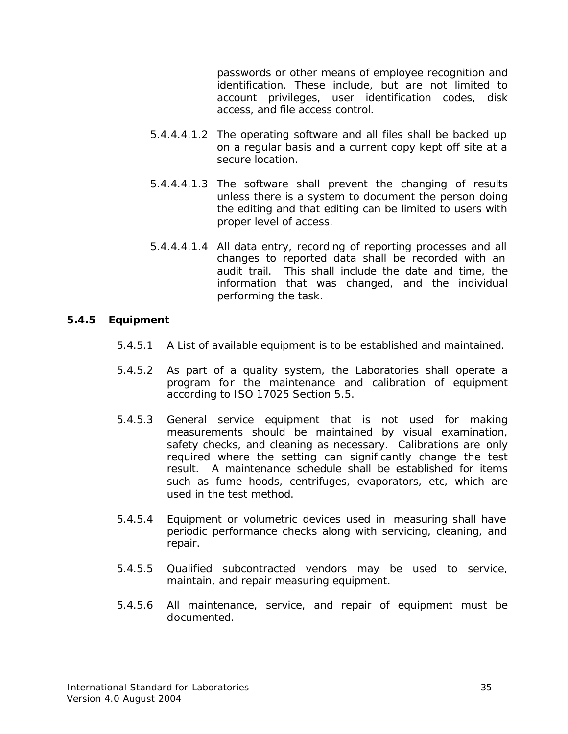passwords or other means of employee recognition and identification. These include, but are not limited to account privileges, user identification codes, disk access, and file access control.

5.4.4.4.1.2 The operating software and all files shall be backed up on a regular basis and a current copy kept off site at a secure location.

5.4.4.4.1.3 The software shall prevent the changing of results unless there is a system to document the person doing the editing and that editing can be limited to users with proper level of access.

5.4.4.4.1.4 All data entry, recording of reporting processes and all changes to reported data shall be recorded with an audit trail. This shall include the date and time, the information that was changed, and the individual performing the task.

### 5.4.5 Equipment

5.4.5.1 A List of available equipment is to be established and maintained.

5.4.5.2 As part of a quality system, the Laboratories shall operate a program for the maintenance and calibration of equipment according to ISO 17025 Section 5.5.

5.4.5.3 General service equipment that is not used for making measurements should be maintained by visual examination, safety checks, and cleaning as necessary. Calibrations are only required where the setting can significantly change the test result. A maintenance schedule shall be established for items such as fume hoods, centrifuges, evaporators, etc, which are used in the test method.

5.4.5.4 Equipment or volumetric devices used in measuring shall have periodic performance checks along with servicing, cleaning, and repair.

5.4.5.5 Qualified subcontracted vendors may be used to service, maintain, and repair measuring equipment.

5.4.5.6 All maintenance, service, and repair of equipment must be documented.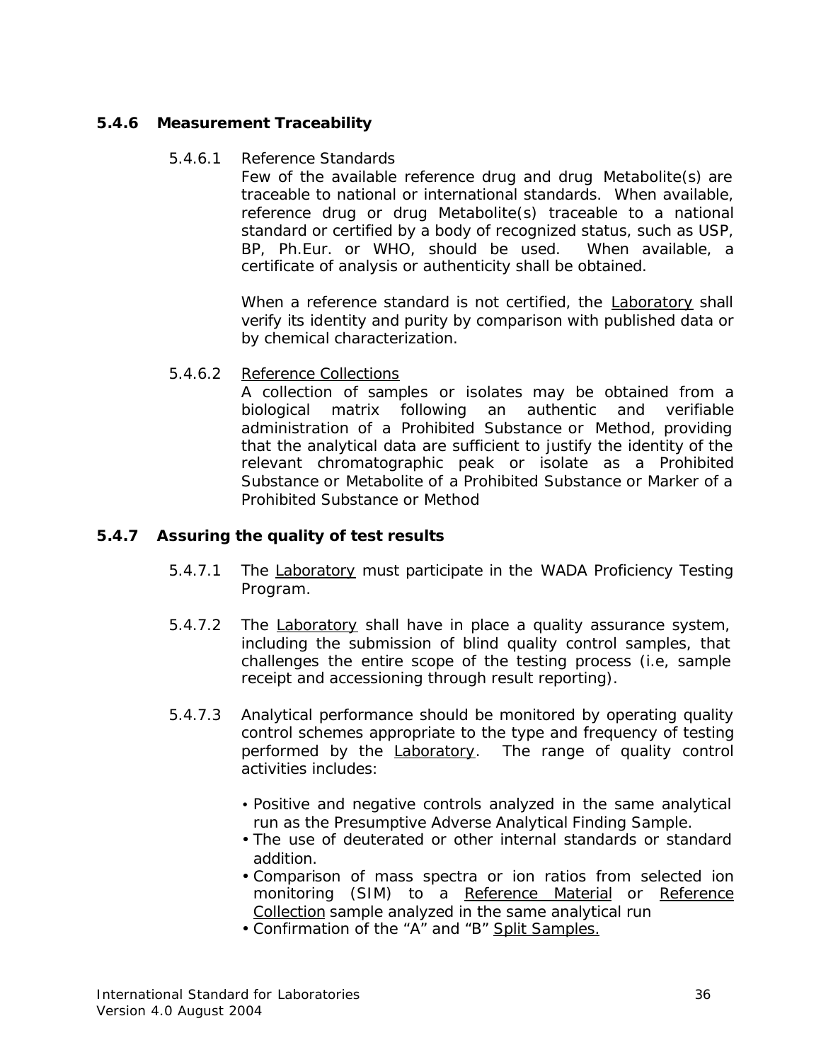### 5.4.6 Measurement Traceability

5.4.6.1 Reference Standards

Few of the available reference drug and drug Metabolite(s) are traceable to national or international standards. When available, reference drug or drug Metabolite(s) traceable to a national standard or certified by a body of recognized status, such as USP, BP, Ph.Eur. or WHO, should be used. When available, a certificate of analysis or authenticity shall be obtained.

When a reference standard is not certified, the Laboratory shall verify its identity and purity by comparison with published data or by chemical characterization.

5.4.6.2 Reference Collections

A collection of samples or isolates may be obtained from a biological matrix following an authentic and verifiable administration of a Prohibited Substance or Method, providing that the analytical data are sufficient to justify the identity of the relevant chromatographic peak or isolate as a Prohibited Substance or Metabolite of a Prohibited Substance or Marker of a Prohibited Substance or Method

### 5.4.7 Assuring the quality of test results

5.4.7.1 The Laboratory must participate in the WADA Proficiency Testing Program.

5.4.7.2 The Laboratory shall have in place a quality assurance system, including the submission of blind quality control samples, that challenges the entire scope of the testing process (i.e, sample receipt and accessioning through result reporting).

5.4.7.3 Analytical performance should be monitored by operating quality control schemes appropriate to the type and frequency of testing performed by the Laboratory. The range of quality control activities includes:

- Positive and negative controls analyzed in the same analytical run as the Presumptive Adverse Analytical Finding Sample.
- The use of deuterated or other internal standards or standard addition.
- Comparison of mass spectra or ion ratios from selected ion monitoring (SIM) to a Reference Material or Reference Collection sample analyzed in the same analytical run
- Confirmation of the "A" and "B" Split Samples.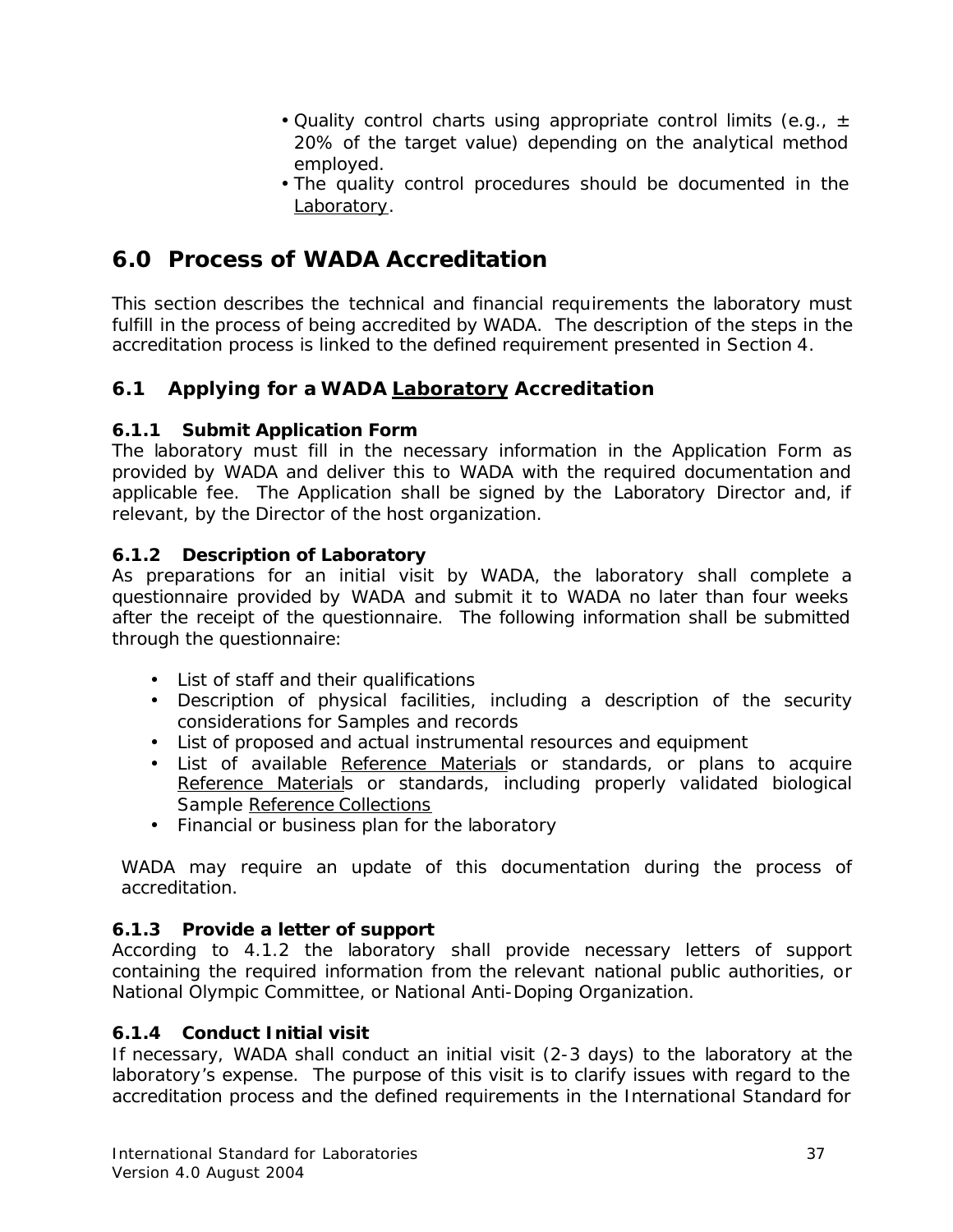- Quality control charts using appropriate control limits (e.g., ± 20% of the target value) depending on the analytical method employed.
- The quality control procedures should be documented in the Laboratory.

# 6.0 Process of WADA Accreditation

This section describes the technical and financial requirements the laboratory must fulfill in the process of being accredited by WADA. The description of the steps in the accreditation process is linked to the defined requirement presented in Section 4.

## 6.1 Applying for a WADA Laboratory Accreditation

### 6.1.1 Submit Application Form

The laboratory must fill in the necessary information in the Application Form as provided by WADA and deliver this to WADA with the required documentation and applicable fee. The Application shall be signed by the Laboratory Director and, if relevant, by the Director of the host organization.

### 6.1.2 Description of Laboratory

As preparations for an initial visit by WADA, the laboratory shall complete a questionnaire provided by WADA and submit it to WADA no later than four weeks after the receipt of the questionnaire. The following information shall be submitted through the questionnaire:

- List of staff and their qualifications
- Description of physical facilities, including a description of the security considerations for Samples and records
- List of proposed and actual instrumental resources and equipment
- List of available Reference Materials or standards, or plans to acquire Reference Materials or standards, including properly validated biological Sample Reference Collections
- Financial or business plan for the laboratory

WADA may require an update of this documentation during the process of accreditation.

### 6.1.3 Provide a letter of support

According to 4.1.2 the laboratory shall provide necessary letters of support containing the required information from the relevant national public authorities, or National Olympic Committee, or National Anti-Doping Organization.

### 6.1.4 Conduct Initial visit

If necessary, WADA shall conduct an initial visit (2-3 days) to the laboratory at the laboratory's expense. The purpose of this visit is to clarify issues with regard to the accreditation process and the defined requirements in the International Standard for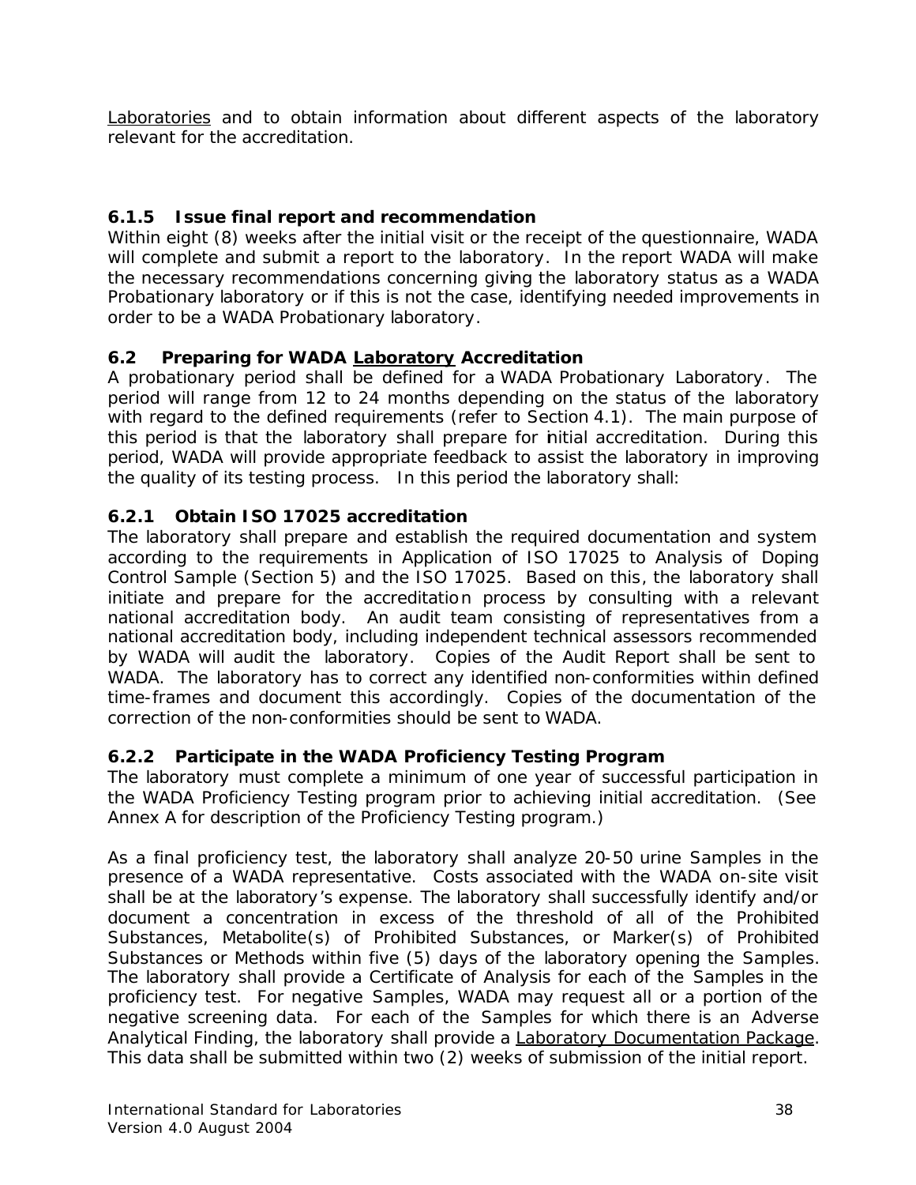Laboratories and to obtain information about different aspects of the laboratory relevant for the accreditation.

#### 6.1.5 Issue final report and recommendation

Within eight (8) weeks after the initial visit or the receipt of the questionnaire, WADA will complete and submit a report to the laboratory. In the report WADA will make the necessary recommendations concerning giving the laboratory status as a WADA Probationary laboratory or if this is not the case, identifying needed improvements in order to be a WADA Probationary laboratory.

### 6.2 Preparing for WADA Laboratory Accreditation

A probationary period shall be defined for a WADA Probationary Laboratory. The period will range from 12 to 24 months depending on the status of the laboratory with regard to the defined requirements (refer to Section 4.1). The main purpose of this period is that the laboratory shall prepare for initial accreditation. During this period, WADA will provide appropriate feedback to assist the laboratory in improving the quality of its testing process. In this period the laboratory shall:

#### 6.2.1 Obtain ISO 17025 accreditation

The laboratory shall prepare and establish the required documentation and system according to the requirements in Application of ISO 17025 to Analysis of Doping Control Sample (Section 5) and the ISO 17025. Based on this, the laboratory shall initiate and prepare for the accreditation process by consulting with a relevant national accreditation body. An audit team consisting of representatives from a national accreditation body, including independent technical assessors recommended by WADA will audit the laboratory. Copies of the Audit Report shall be sent to WADA. The laboratory has to correct any identified non-conformities within defined time-frames and document this accordingly. Copies of the documentation of the correction of the non-conformities should be sent to WADA.

#### 6.2.2 Participate in the WADA Proficiency Testing Program

The laboratory must complete a minimum of one year of successful participation in the WADA Proficiency Testing program prior to achieving initial accreditation. (See Annex A for description of the Proficiency Testing program.)

As a final proficiency test, the laboratory shall analyze 20-50 urine Samples in the presence of a WADA representative. Costs associated with the WADA on-site visit shall be at the laboratory's expense. The laboratory shall successfully identify and/or document a concentration in excess of the threshold of all of the Prohibited Substances, Metabolite(s) of Prohibited Substances, or Marker(s) of Prohibited Substances or Methods within five (5) days of the laboratory opening the Samples. The laboratory shall provide a Certificate of Analysis for each of the Samples in the proficiency test. For negative Samples, WADA may request all or a portion of the negative screening data. For each of the Samples for which there is an Adverse Analytical Finding, the laboratory shall provide a Laboratory Documentation Package. This data shall be submitted within two (2) weeks of submission of the initial report.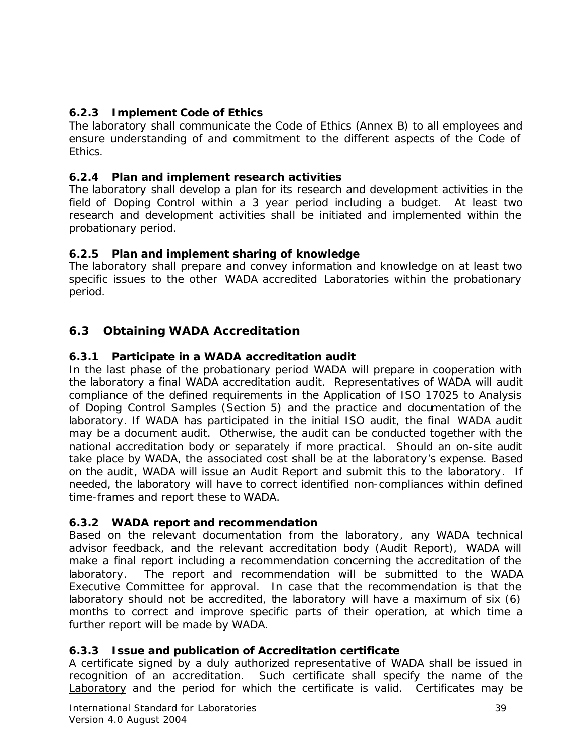#### 6.2.3 Implement Code of Ethics

The laboratory shall communicate the Code of Ethics (Annex B) to all employees and ensure understanding of and commitment to the different aspects of the Code of Ethics.

#### 6.2.4 Plan and implement research activities

The laboratory shall develop a plan for its research and development activities in the field of Doping Control within a 3 year period including a budget. At least two research and development activities shall be initiated and implemented within the probationary period.

#### 6.2.5 Plan and implement sharing of knowledge

The laboratory shall prepare and convey information and knowledge on at least two specific issues to the other WADA accredited Laboratories within the probationary period.

### 6.3 Obtaining WADA Accreditation

#### 6.3.1 Participate in a WADA accreditation audit

In the last phase of the probationary period WADA will prepare in cooperation with the laboratory a final WADA accreditation audit. Representatives of WADA will audit compliance of the defined requirements in the Application of ISO 17025 to Analysis of Doping Control Samples (Section 5) and the practice and documentation of the laboratory. If WADA has participated in the initial ISO audit, the final WADA audit may be a document audit. Otherwise, the audit can be conducted together with the national accreditation body or separately if more practical. Should an on-site audit take place by WADA, the associated cost shall be at the laboratory's expense. Based on the audit, WADA will issue an Audit Report and submit this to the laboratory. If needed, the laboratory will have to correct identified non-compliances within defined time-frames and report these to WADA.

#### 6.3.2 WADA report and recommendation

Based on the relevant documentation from the laboratory, any WADA technical advisor feedback, and the relevant accreditation body (Audit Report), WADA will make a final report including a recommendation concerning the accreditation of the laboratory. The report and recommendation will be submitted to the WADA Executive Committee for approval. In case that the recommendation is that the laboratory should not be accredited, the laboratory will have a maximum of six (6) months to correct and improve specific parts of their operation, at which time a further report will be made by WADA.

#### 6.3.3 Issue and publication of Accreditation certificate

A certificate signed by a duly authorized representative of WADA shall be issued in recognition of an accreditation. Such certificate shall specify the name of the Laboratory and the period for which the certificate is valid. Certificates may be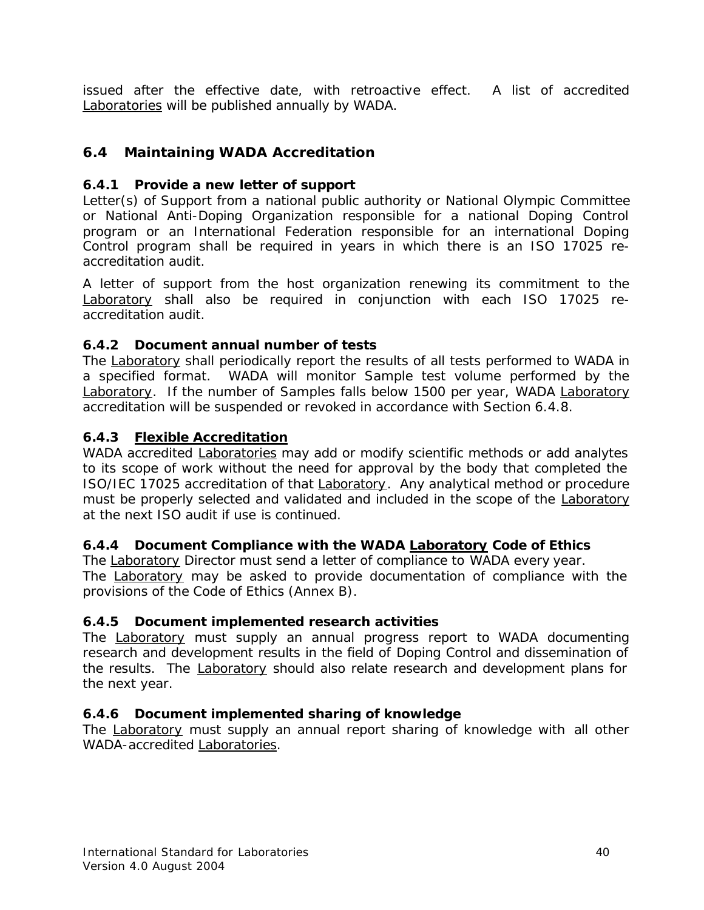issued after the effective date, with retroactive effect. A list of accredited Laboratories will be published annually by WADA.

## 6.4 Maintaining WADA Accreditation

### 6.4.1 Provide a new letter of support

Letter(s) of Support from a national public authority or National Olympic Committee or National Anti-Doping Organization responsible for a national Doping Control program or an International Federation responsible for an international Doping Control program shall be required in years in which there is an ISO 17025 re-accreditation audit.

A letter of support from the host organization renewing its commitment to the Laboratory shall also be required in conjunction with each ISO 17025 re-accreditation audit.

### 6.4.2 Document annual number of tests

The Laboratory shall periodically report the results of all tests performed to WADA in a specified format. WADA will monitor Sample test volume performed by the Laboratory. If the number of Samples falls below 1500 per year, WADA Laboratory accreditation will be suspended or revoked in accordance with Section 6.4.8.

### 6.4.3 Flexible Accreditation

WADA accredited Laboratories may add or modify scientific methods or add analytes to its scope of work without the need for approval by the body that completed the ISO/IEC 17025 accreditation of that Laboratory. Any analytical method or procedure must be properly selected and validated and included in the scope of the Laboratory at the next ISO audit if use is continued.

### 6.4.4 Document Compliance with the WADA Laboratory Code of Ethics

The Laboratory Director must send a letter of compliance to WADA every year.
The Laboratory may be asked to provide documentation of compliance with the provisions of the Code of Ethics (Annex B).

### 6.4.5 Document implemented research activities

The Laboratory must supply an annual progress report to WADA documenting research and development results in the field of Doping Control and dissemination of the results. The Laboratory should also relate research and development plans for the next year.

### 6.4.6 Document implemented sharing of knowledge

The Laboratory must supply an annual report sharing of knowledge with all other WADA-accredited Laboratories.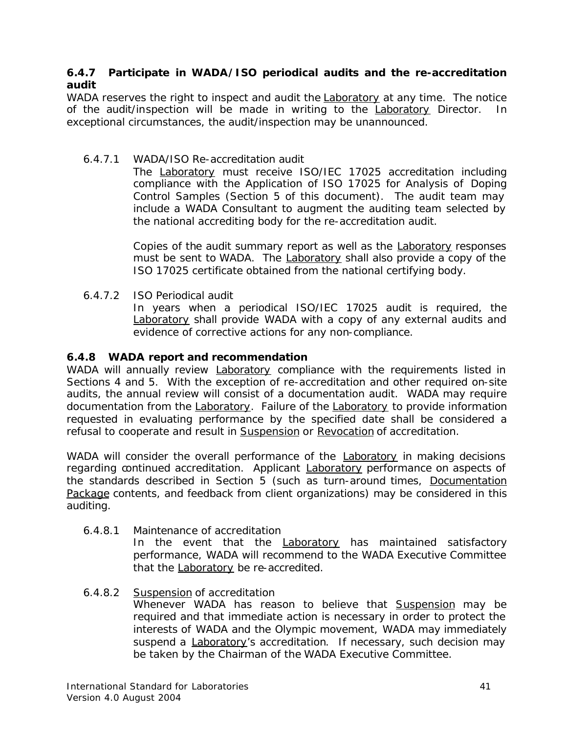### 6.4.7 Participate in WADA/ISO periodical audits and the re-accreditation audit

WADA reserves the right to inspect and audit the Laboratory at any time. The notice of the audit/inspection will be made in writing to the Laboratory Director. In exceptional circumstances, the audit/inspection may be unannounced.

6.4.7.1 WADA/ISO Re-accreditation audit

The Laboratory must receive ISO/IEC 17025 accreditation including compliance with the Application of ISO 17025 for Analysis of Doping Control Samples (Section 5 of this document). The audit team may include a WADA Consultant to augment the auditing team selected by the national accrediting body for the re-accreditation audit.

Copies of the audit summary report as well as the Laboratory responses must be sent to WADA. The Laboratory shall also provide a copy of the ISO 17025 certificate obtained from the national certifying body.

6.4.7.2 ISO Periodical audit

In years when a periodical ISO/IEC 17025 audit is required, the Laboratory shall provide WADA with a copy of any external audits and evidence of corrective actions for any non-compliance.

### 6.4.8 WADA report and recommendation

WADA will annually review Laboratory compliance with the requirements listed in Sections 4 and 5. With the exception of re-accreditation and other required on-site audits, the annual review will consist of a documentation audit. WADA may require documentation from the Laboratory. Failure of the Laboratory to provide information requested in evaluating performance by the specified date shall be considered a refusal to cooperate and result in Suspension or Revocation of accreditation.

WADA will consider the overall performance of the Laboratory in making decisions regarding continued accreditation. Applicant Laboratory performance on aspects of the standards described in Section 5 (such as turn-around times, Documentation Package contents, and feedback from client organizations) may be considered in this auditing.

6.4.8.1 Maintenance of accreditation

In the event that the Laboratory has maintained satisfactory performance, WADA will recommend to the WADA Executive Committee that the Laboratory be re-accredited.

6.4.8.2 Suspension of accreditation

Whenever WADA has reason to believe that Suspension may be required and that immediate action is necessary in order to protect the interests of WADA and the Olympic movement, WADA may immediately suspend a Laboratory's accreditation. If necessary, such decision may be taken by the Chairman of the WADA Executive Committee.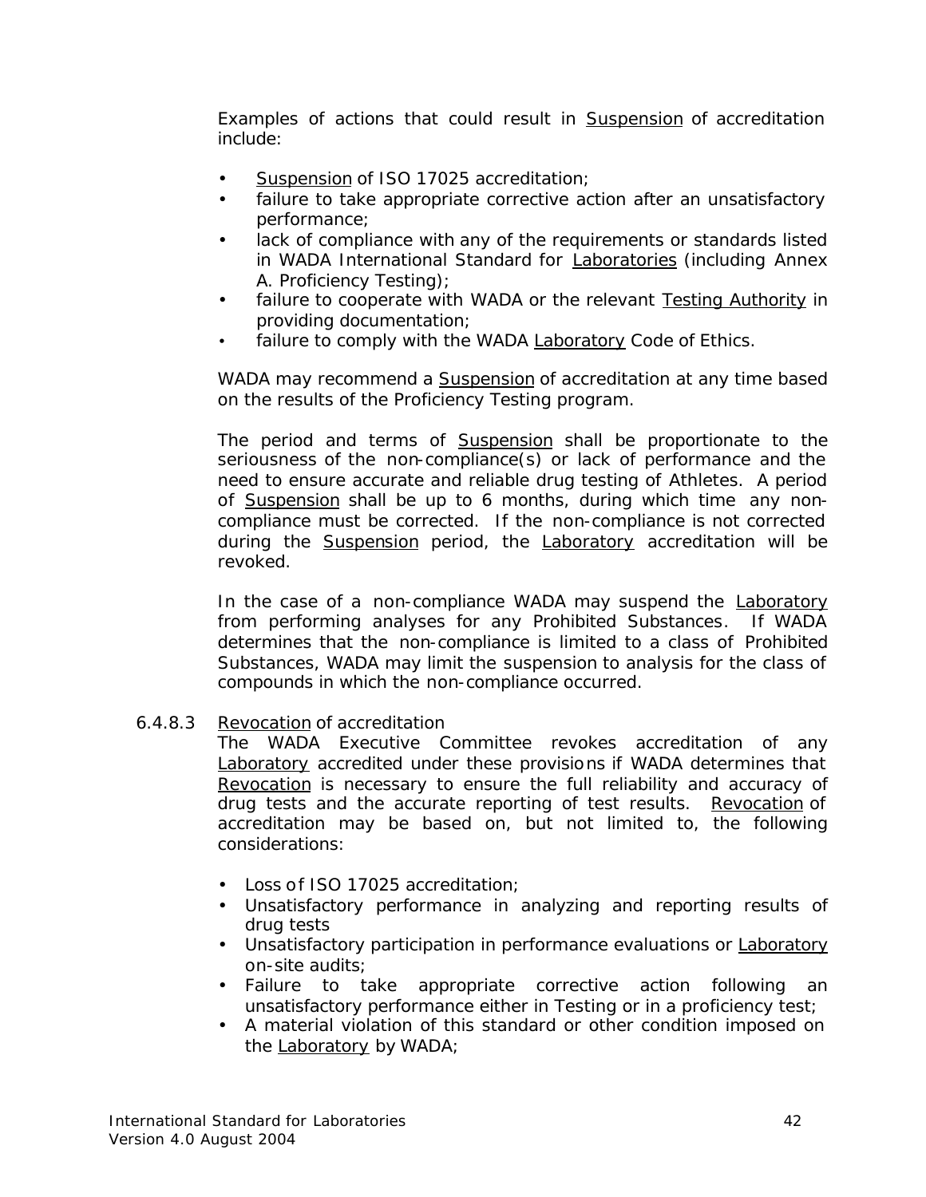Examples of actions that could result in Suspension of accreditation include:

- Suspension of ISO 17025 accreditation;
- failure to take appropriate corrective action after an unsatisfactory performance;
- lack of compliance with any of the requirements or standards listed in WADA International Standard for Laboratories (including Annex A. Proficiency Testing);
- failure to cooperate with WADA or the relevant Testing Authority in providing documentation;
- failure to comply with the WADA Laboratory Code of Ethics.

WADA may recommend a Suspension of accreditation at any time based on the results of the Proficiency Testing program.

The period and terms of Suspension shall be proportionate to the seriousness of the non-compliance(s) or lack of performance and the need to ensure accurate and reliable drug testing of Athletes. A period of Suspension shall be up to 6 months, during which time any non-compliance must be corrected. If the non-compliance is not corrected during the Suspension period, the Laboratory accreditation will be revoked.

In the case of a non-compliance WADA may suspend the Laboratory from performing analyses for any Prohibited Substances. If WADA determines that the non-compliance is limited to a class of Prohibited Substances, WADA may limit the suspension to analysis for the class of compounds in which the non-compliance occurred.

6.4.8.3 Revocation of accreditation

The WADA Executive Committee revokes accreditation of any Laboratory accredited under these provisions if WADA determines that Revocation is necessary to ensure the full reliability and accuracy of drug tests and the accurate reporting of test results. Revocation of accreditation may be based on, but not limited to, the following considerations:

- Loss of ISO 17025 accreditation;
- Unsatisfactory performance in analyzing and reporting results of drug tests
- Unsatisfactory participation in performance evaluations or Laboratory on-site audits;
- Failure to take appropriate corrective action following an unsatisfactory performance either in Testing or in a proficiency test;
- A material violation of this standard or other condition imposed on the Laboratory by WADA;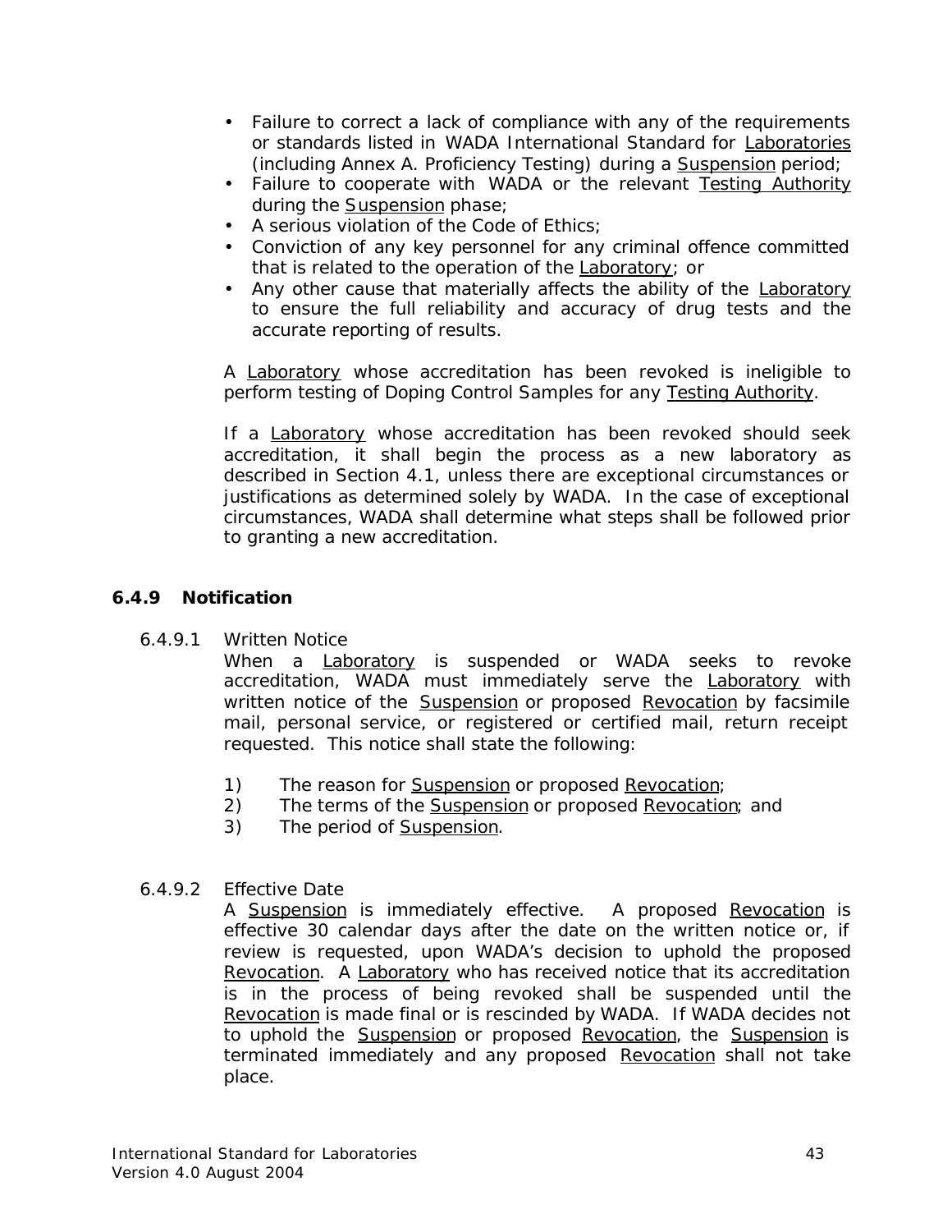- Failure to correct a lack of compliance with any of the requirements or standards listed in WADA International Standard for Laboratories (including Annex A. Proficiency Testing) during a Suspension period;
- Failure to cooperate with WADA or the relevant Testing Authority during the Suspension phase;
- A serious violation of the Code of Ethics;
- Conviction of any key personnel for any criminal offence committed that is related to the operation of the Laboratory; or
- Any other cause that materially affects the ability of the Laboratory to ensure the full reliability and accuracy of drug tests and the accurate reporting of results.

A Laboratory whose accreditation has been revoked is ineligible to perform testing of Doping Control Samples for any Testing Authority.

If a Laboratory whose accreditation has been revoked should seek accreditation, it shall begin the process as a new laboratory as described in Section 4.1, unless there are exceptional circumstances or justifications as determined solely by WADA. In the case of exceptional circumstances, WADA shall determine what steps shall be followed prior to granting a new accreditation.

### 6.4.9 Notification

6.4.9.1 Written Notice

When a Laboratory is suspended or WADA seeks to revoke accreditation, WADA must immediately serve the Laboratory with written notice of the Suspension or proposed Revocation by facsimile mail, personal service, or registered or certified mail, return receipt requested. This notice shall state the following:

1) The reason for Suspension or proposed Revocation;
2) The terms of the Suspension or proposed Revocation; and
3) The period of Suspension.

6.4.9.2 Effective Date

A Suspension is immediately effective. A proposed Revocation is effective 30 calendar days after the date on the written notice or, if review is requested, upon WADA's decision to uphold the proposed Revocation. A Laboratory who has received notice that its accreditation is in the process of being revoked shall be suspended until the Revocation is made final or is rescinded by WADA. If WADA decides not to uphold the Suspension or proposed Revocation, the Suspension is terminated immediately and any proposed Revocation shall not take place.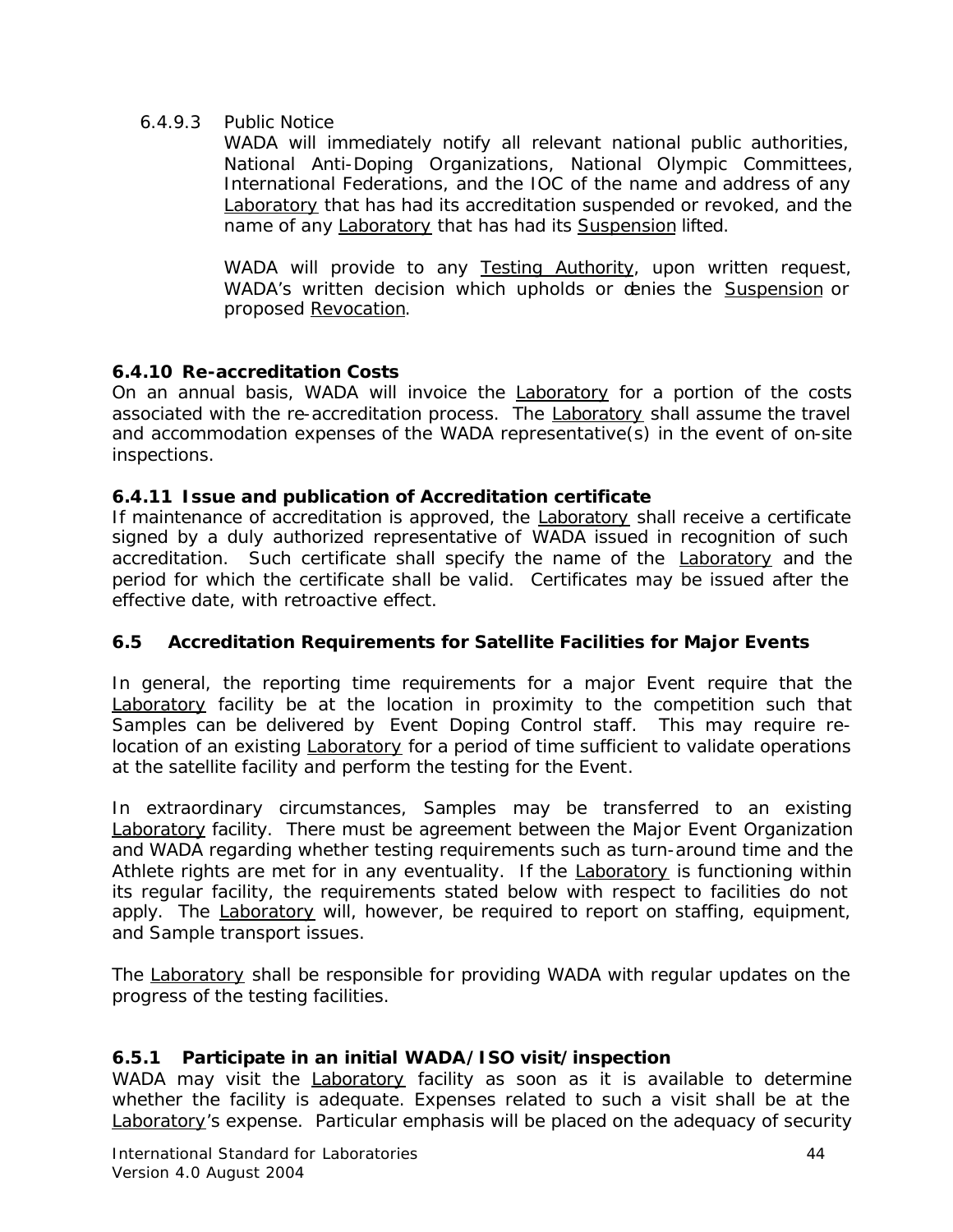6.4.9.3 Public Notice

WADA will immediately notify all relevant national public authorities, National Anti-Doping Organizations, National Olympic Committees, International Federations, and the IOC of the name and address of any Laboratory that has had its accreditation suspended or revoked, and the name of any Laboratory that has had its Suspension lifted.

WADA will provide to any Testing Authority, upon written request, WADA's written decision which upholds or denies the Suspension or proposed Revocation.

**6.4.10 Re-accreditation Costs**

On an annual basis, WADA will invoice the Laboratory for a portion of the costs associated with the re-accreditation process. The Laboratory shall assume the travel and accommodation expenses of the WADA representative(s) in the event of on-site inspections.

**6.4.11 Issue and publication of Accreditation certificate**

If maintenance of accreditation is approved, the Laboratory shall receive a certificate signed by a duly authorized representative of WADA issued in recognition of such accreditation. Such certificate shall specify the name of the Laboratory and the period for which the certificate shall be valid. Certificates may be issued after the effective date, with retroactive effect.

## 6.5 Accreditation Requirements for Satellite Facilities for Major Events

In general, the reporting time requirements for a major Event require that the Laboratory facility be at the location in proximity to the competition such that Samples can be delivered by Event Doping Control staff. This may require re-location of an existing Laboratory for a period of time sufficient to validate operations at the satellite facility and perform the testing for the Event.

In extraordinary circumstances, Samples may be transferred to an existing Laboratory facility. There must be agreement between the Major Event Organization and WADA regarding whether testing requirements such as turn-around time and the Athlete rights are met for in any eventuality. If the Laboratory is functioning within its regular facility, the requirements stated below with respect to facilities do not apply. The Laboratory will, however, be required to report on staffing, equipment, and Sample transport issues.

The Laboratory shall be responsible for providing WADA with regular updates on the progress of the testing facilities.

**6.5.1 Participate in an initial WADA/ISO visit/inspection**

WADA may visit the Laboratory facility as soon as it is available to determine whether the facility is adequate. Expenses related to such a visit shall be at the Laboratory's expense. Particular emphasis will be placed on the adequacy of security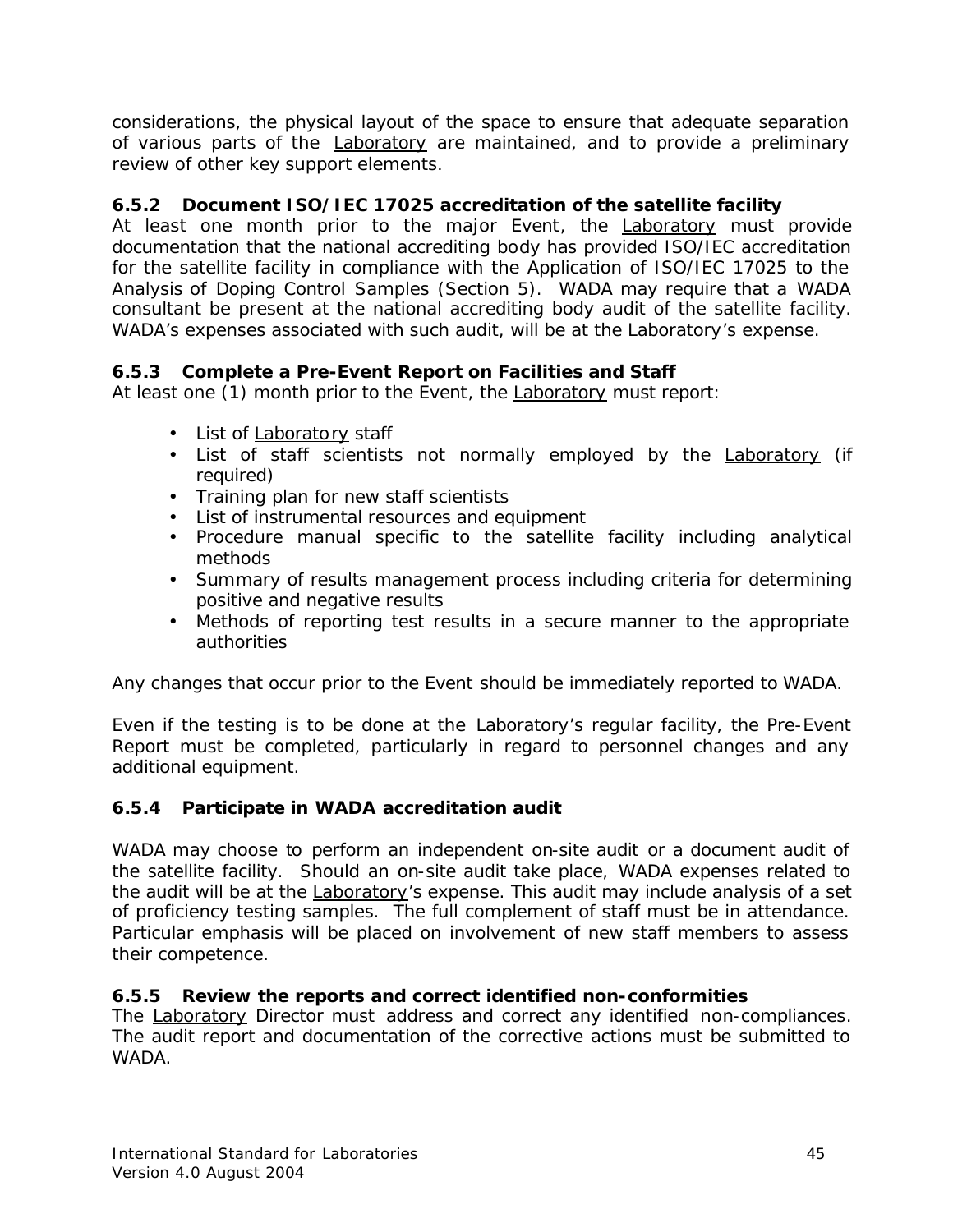considerations, the physical layout of the space to ensure that adequate separation of various parts of the Laboratory are maintained, and to provide a preliminary review of other key support elements.

### 6.5.2 Document ISO/IEC 17025 accreditation of the satellite facility

At least one month prior to the major Event, the Laboratory must provide documentation that the national accrediting body has provided ISO/IEC accreditation for the satellite facility in compliance with the Application of ISO/IEC 17025 to the Analysis of Doping Control Samples (Section 5). WADA may require that a WADA consultant be present at the national accrediting body audit of the satellite facility. WADA's expenses associated with such audit, will be at the Laboratory's expense.

### 6.5.3 Complete a Pre-Event Report on Facilities and Staff

At least one (1) month prior to the Event, the Laboratory must report:

- List of Laboratory staff
- List of staff scientists not normally employed by the Laboratory (if required)
- Training plan for new staff scientists
- List of instrumental resources and equipment
- Procedure manual specific to the satellite facility including analytical methods
- Summary of results management process including criteria for determining positive and negative results
- Methods of reporting test results in a secure manner to the appropriate authorities

Any changes that occur prior to the Event should be immediately reported to WADA.

Even if the testing is to be done at the Laboratory's regular facility, the Pre-Event Report must be completed, particularly in regard to personnel changes and any additional equipment.

### 6.5.4 Participate in WADA accreditation audit

WADA may choose to perform an independent on-site audit or a document audit of the satellite facility. Should an on-site audit take place, WADA expenses related to the audit will be at the Laboratory's expense. This audit may include analysis of a set of proficiency testing samples. The full complement of staff must be in attendance. Particular emphasis will be placed on involvement of new staff members to assess their competence.

### 6.5.5 Review the reports and correct identified non-conformities

The Laboratory Director must address and correct any identified non-compliances. The audit report and documentation of the corrective actions must be submitted to WADA.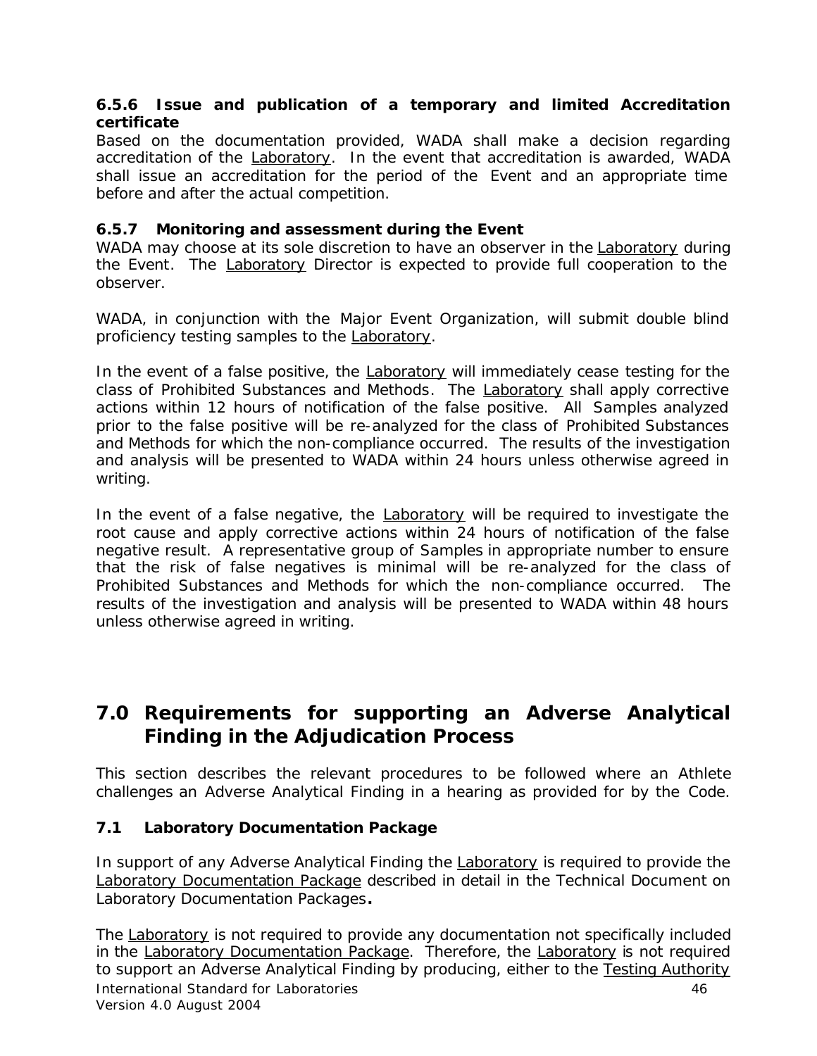### 6.5.6 Issue and publication of a temporary and limited Accreditation certificate

Based on the documentation provided, WADA shall make a decision regarding accreditation of the Laboratory. In the event that accreditation is awarded, WADA shall issue an accreditation for the period of the Event and an appropriate time before and after the actual competition.

### 6.5.7 Monitoring and assessment during the Event

WADA may choose at its sole discretion to have an observer in the Laboratory during the Event. The Laboratory Director is expected to provide full cooperation to the observer.

WADA, in conjunction with the Major Event Organization, will submit double blind proficiency testing samples to the Laboratory.

In the event of a false positive, the Laboratory will immediately cease testing for the class of Prohibited Substances and Methods. The Laboratory shall apply corrective actions within 12 hours of notification of the false positive. All Samples analyzed prior to the false positive will be re-analyzed for the class of Prohibited Substances and Methods for which the non-compliance occurred. The results of the investigation and analysis will be presented to WADA within 24 hours unless otherwise agreed in writing.

In the event of a false negative, the Laboratory will be required to investigate the root cause and apply corrective actions within 24 hours of notification of the false negative result. A representative group of Samples in appropriate number to ensure that the risk of false negatives is minimal will be re-analyzed for the class of Prohibited Substances and Methods for which the non-compliance occurred. The results of the investigation and analysis will be presented to WADA within 48 hours unless otherwise agreed in writing.

# 7.0 Requirements for supporting an Adverse Analytical Finding in the Adjudication Process

This section describes the relevant procedures to be followed where an Athlete challenges an Adverse Analytical Finding in a hearing as provided for by the Code.

## 7.1 Laboratory Documentation Package

In support of any Adverse Analytical Finding the Laboratory is required to provide the Laboratory Documentation Package described in detail in the Technical Document on Laboratory Documentation Packages**.**

The Laboratory is not required to provide any documentation not specifically included in the Laboratory Documentation Package. Therefore, the Laboratory is not required to support an Adverse Analytical Finding by producing, either to the Testing Authority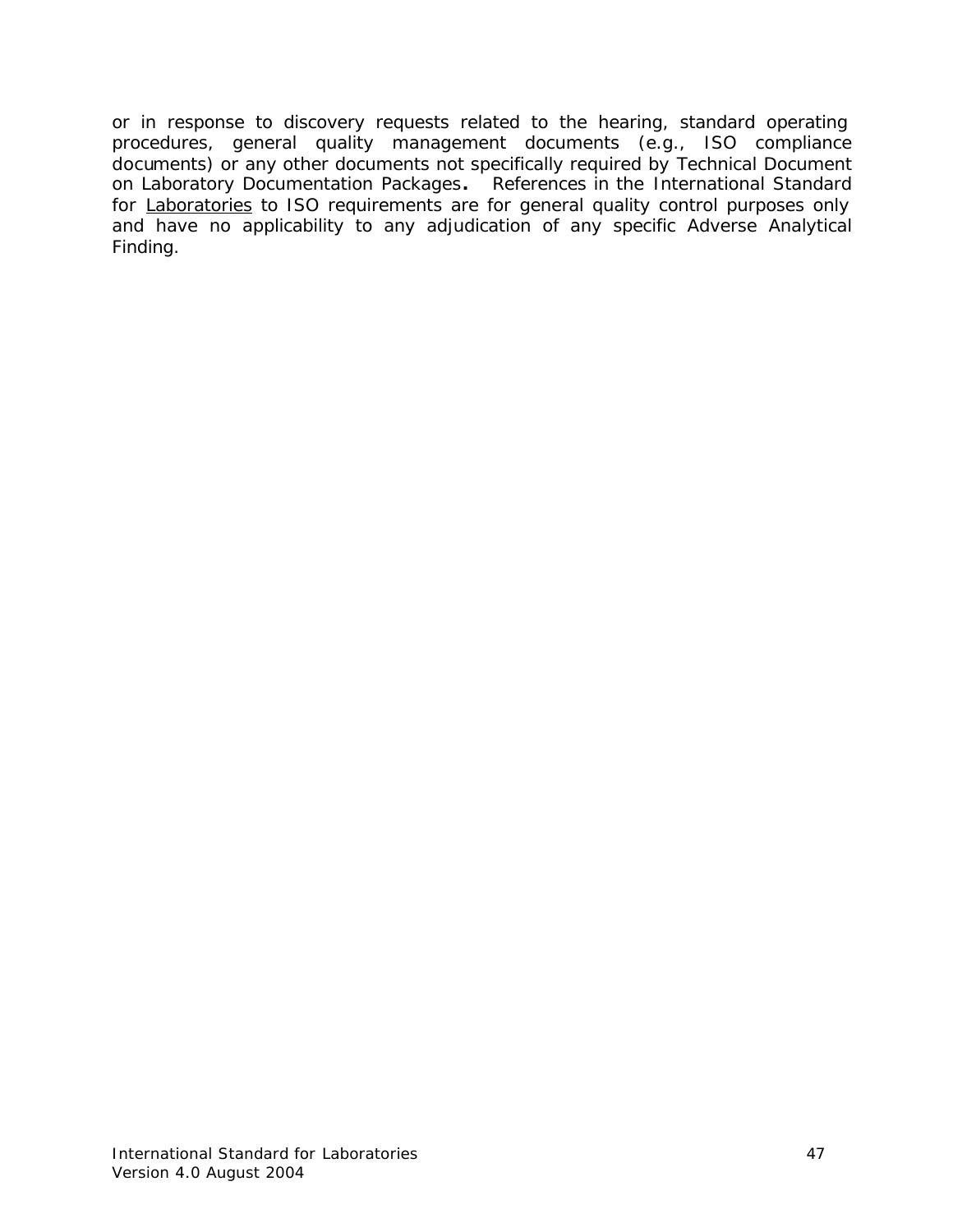or in response to discovery requests related to the hearing, standard operating procedures, general quality management documents (e.g., ISO compliance documents) or any other documents not specifically required by Technical Document on Laboratory Documentation Packages**.** References in the International Standard for Laboratories to ISO requirements are for general quality control purposes only and have no applicability to any adjudication of any specific Adverse Analytical Finding.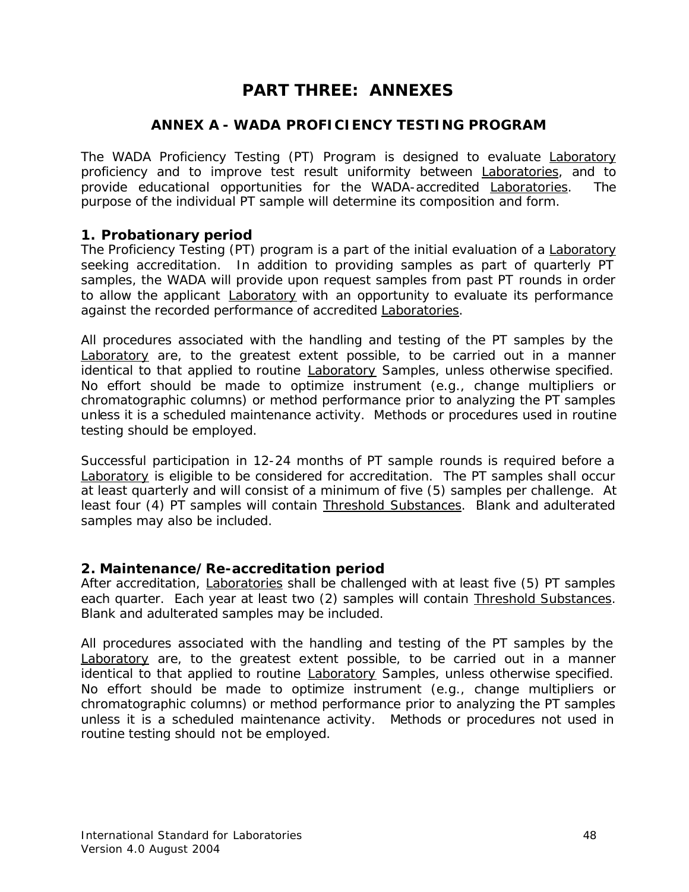# PART THREE: ANNEXES

## ANNEX A - WADA PROFICIENCY TESTING PROGRAM

The WADA Proficiency Testing (PT) Program is designed to evaluate Laboratory proficiency and to improve test result uniformity between Laboratories, and to provide educational opportunities for the WADA-accredited Laboratories. The purpose of the individual PT sample will determine its composition and form.

### 1. Probationary period

The Proficiency Testing (PT) program is a part of the initial evaluation of a Laboratory seeking accreditation. In addition to providing samples as part of quarterly PT samples, the WADA will provide upon request samples from past PT rounds in order to allow the applicant Laboratory with an opportunity to evaluate its performance against the recorded performance of accredited Laboratories.

All procedures associated with the handling and testing of the PT samples by the Laboratory are, to the greatest extent possible, to be carried out in a manner identical to that applied to routine Laboratory Samples, unless otherwise specified. No effort should be made to optimize instrument (e.g., change multipliers or chromatographic columns) or method performance prior to analyzing the PT samples unless it is a scheduled maintenance activity. Methods or procedures used in routine testing should be employed.

Successful participation in 12-24 months of PT sample rounds is required before a Laboratory is eligible to be considered for accreditation. The PT samples shall occur at least quarterly and will consist of a minimum of five (5) samples per challenge. At least four (4) PT samples will contain Threshold Substances. Blank and adulterated samples may also be included.

### 2. Maintenance/Re-accreditation period

After accreditation, Laboratories shall be challenged with at least five (5) PT samples each quarter. Each year at least two (2) samples will contain Threshold Substances. Blank and adulterated samples may be included.

All procedures associated with the handling and testing of the PT samples by the Laboratory are, to the greatest extent possible, to be carried out in a manner identical to that applied to routine Laboratory Samples, unless otherwise specified. No effort should be made to optimize instrument (e.g., change multipliers or chromatographic columns) or method performance prior to analyzing the PT samples unless it is a scheduled maintenance activity. Methods or procedures not used in routine testing should not be employed.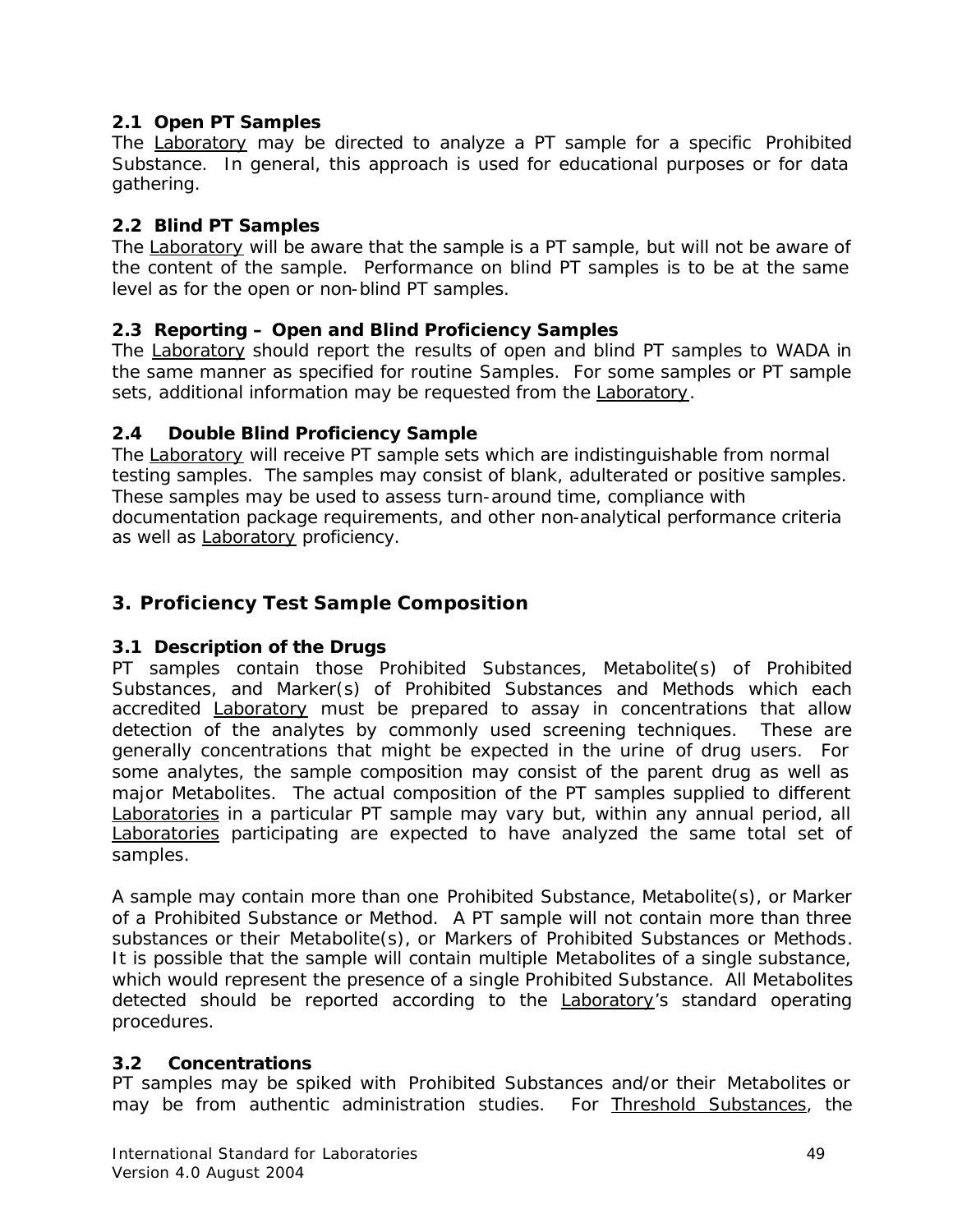### 2.1 Open PT Samples

The Laboratory may be directed to analyze a PT sample for a specific Prohibited Substance. In general, this approach is used for educational purposes or for data gathering.

### 2.2 Blind PT Samples

The Laboratory will be aware that the sample is a PT sample, but will not be aware of the content of the sample. Performance on blind PT samples is to be at the same level as for the open or non-blind PT samples.

### 2.3 Reporting – Open and Blind Proficiency Samples

The Laboratory should report the results of open and blind PT samples to WADA in the same manner as specified for routine Samples. For some samples or PT sample sets, additional information may be requested from the Laboratory.

### 2.4 Double Blind Proficiency Sample

The Laboratory will receive PT sample sets which are indistinguishable from normal testing samples. The samples may consist of blank, adulterated or positive samples. These samples may be used to assess turn-around time, compliance with documentation package requirements, and other non-analytical performance criteria as well as Laboratory proficiency.

## 3. Proficiency Test Sample Composition

### 3.1 Description of the Drugs

PT samples contain those Prohibited Substances, Metabolite(s) of Prohibited Substances, and Marker(s) of Prohibited Substances and Methods which each accredited Laboratory must be prepared to assay in concentrations that allow detection of the analytes by commonly used screening techniques. These are generally concentrations that might be expected in the urine of drug users. For some analytes, the sample composition may consist of the parent drug as well as major Metabolites. The actual composition of the PT samples supplied to different Laboratories in a particular PT sample may vary but, within any annual period, all Laboratories participating are expected to have analyzed the same total set of samples.

A sample may contain more than one Prohibited Substance, Metabolite(s), or Marker of a Prohibited Substance or Method. A PT sample will not contain more than three substances or their Metabolite(s), or Markers of Prohibited Substances or Methods. It is possible that the sample will contain multiple Metabolites of a single substance, which would represent the presence of a single Prohibited Substance. All Metabolites detected should be reported according to the Laboratory's standard operating procedures.

### 3.2 Concentrations

PT samples may be spiked with Prohibited Substances and/or their Metabolites or may be from authentic administration studies. For Threshold Substances, the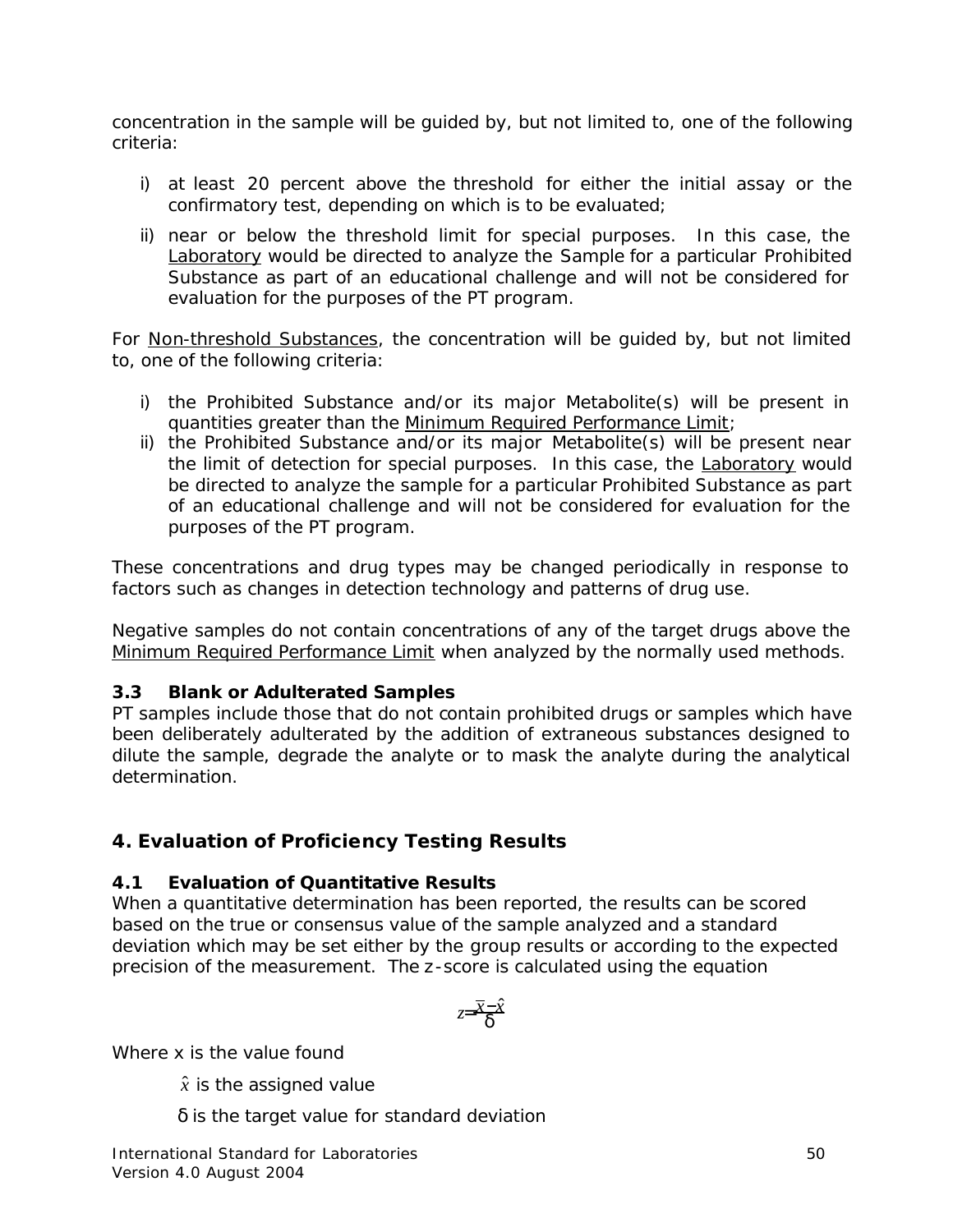concentration in the sample will be guided by, but not limited to, one of the following criteria:

i) at least 20 percent above the threshold for either the initial assay or the confirmatory test, depending on which is to be evaluated;

ii) near or below the threshold limit for special purposes. In this case, the Laboratory would be directed to analyze the Sample for a particular Prohibited Substance as part of an educational challenge and will not be considered for evaluation for the purposes of the PT program.

For Non-threshold Substances, the concentration will be guided by, but not limited to, one of the following criteria:

i) the Prohibited Substance and/or its major Metabolite(s) will be present in quantities greater than the Minimum Required Performance Limit;

ii) the Prohibited Substance and/or its major Metabolite(s) will be present near the limit of detection for special purposes. In this case, the Laboratory would be directed to analyze the sample for a particular Prohibited Substance as part of an educational challenge and will not be considered for evaluation for the purposes of the PT program.

These concentrations and drug types may be changed periodically in response to factors such as changes in detection technology and patterns of drug use.

Negative samples do not contain concentrations of any of the target drugs above the Minimum Required Performance Limit when analyzed by the normally used methods.

### 3.3 Blank or Adulterated Samples

PT samples include those that do not contain prohibited drugs or samples which have been deliberately adulterated by the addition of extraneous substances designed to dilute the sample, degrade the analyte or to mask the analyte during the analytical determination.

## 4. Evaluation of Proficiency Testing Results

### 4.1 Evaluation of Quantitative Results

When a quantitative determination has been reported, the results can be scored based on the true or consensus value of the sample analyzed and a standard deviation which may be set either by the group results or according to the expected precision of the measurement. The z-score is calculated using the equation

$$z = \frac{\bar{x} - \hat{x}}{\delta}$$

Where x is the value found

$\hat{x}$ is the assigned value

$\delta$ is the target value for standard deviation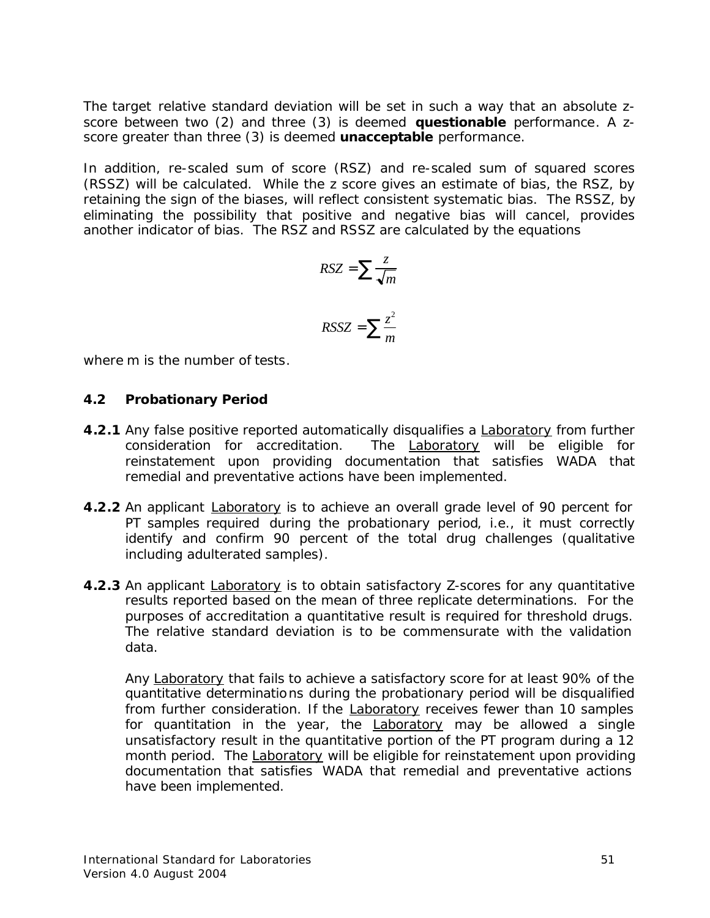The target relative standard deviation will be set in such a way that an absolute z-score between two (2) and three (3) is deemed **questionable** performance. A z-score greater than three (3) is deemed **unacceptable** performance.

In addition, re-scaled sum of score (RSZ) and re-scaled sum of squared scores (RSSZ) will be calculated. While the z score gives an estimate of bias, the RSZ, by retaining the sign of the biases, will reflect consistent systematic bias. The RSSZ, by eliminating the possibility that positive and negative bias will cancel, provides another indicator of bias. The RSZ and RSSZ are calculated by the equations

$$RSZ = \sum \frac{z}{\sqrt{m}}$$

$$RSSZ = \sum \frac{z^2}{m}$$

where m is the number of tests.

### 4.2 Probationary Period

**4.2.1** Any false positive reported automatically disqualifies a Laboratory from further consideration for accreditation. The Laboratory will be eligible for reinstatement upon providing documentation that satisfies WADA that remedial and preventative actions have been implemented.

**4.2.2** An applicant Laboratory is to achieve an overall grade level of 90 percent for PT samples required during the probationary period, i.e., it must correctly identify and confirm 90 percent of the total drug challenges (qualitative including adulterated samples).

**4.2.3** An applicant Laboratory is to obtain satisfactory Z-scores for any quantitative results reported based on the mean of three replicate determinations. For the purposes of accreditation a quantitative result is required for threshold drugs. The relative standard deviation is to be commensurate with the validation data.

Any Laboratory that fails to achieve a satisfactory score for at least 90% of the quantitative determinations during the probationary period will be disqualified from further consideration. If the Laboratory receives fewer than 10 samples for quantitation in the year, the Laboratory may be allowed a single unsatisfactory result in the quantitative portion of the PT program during a 12 month period. The Laboratory will be eligible for reinstatement upon providing documentation that satisfies WADA that remedial and preventative actions have been implemented.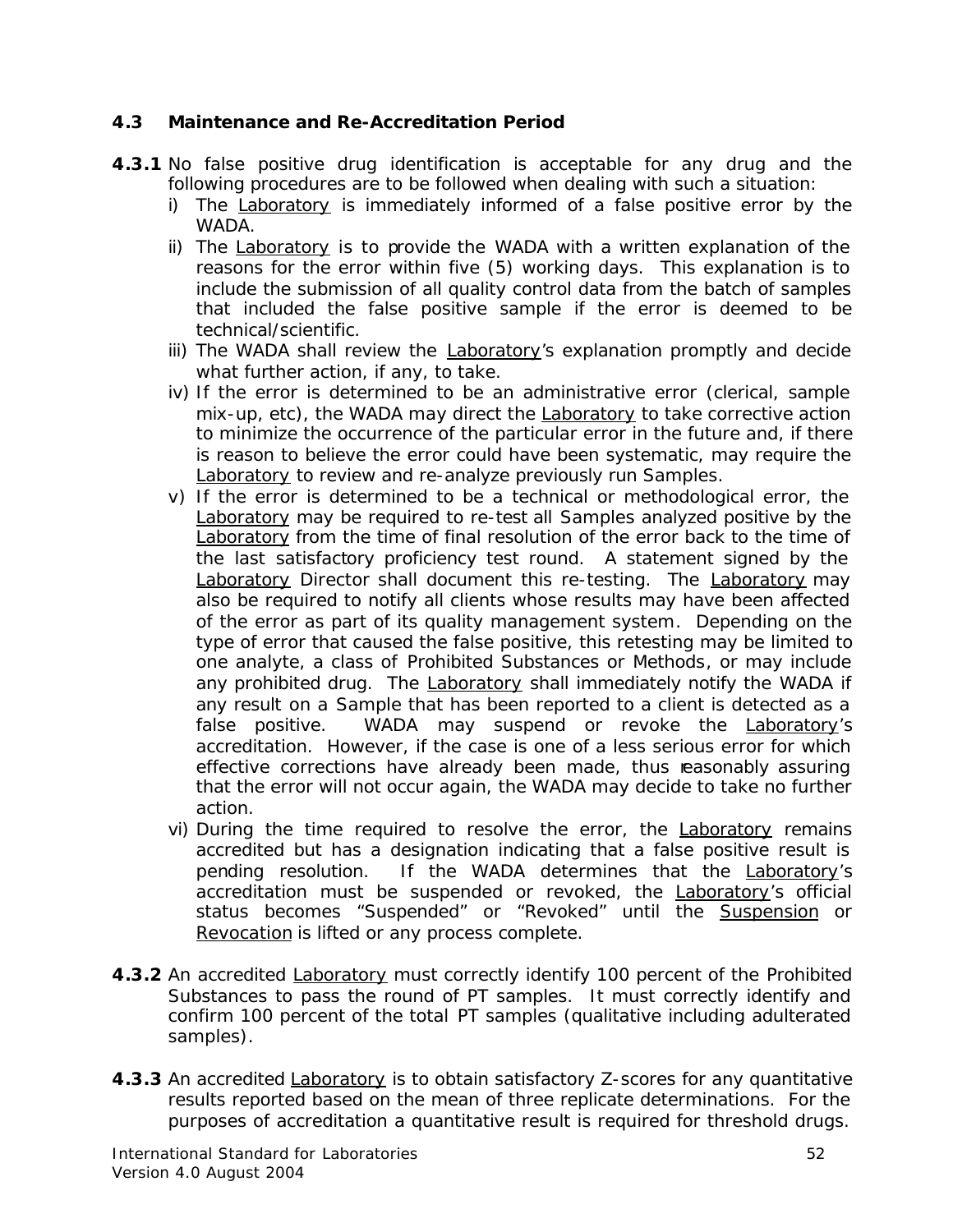### 4.3 Maintenance and Re-Accreditation Period

**4.3.1** No false positive drug identification is acceptable for any drug and the following procedures are to be followed when dealing with such a situation:

i) The Laboratory is immediately informed of a false positive error by the WADA.

ii) The Laboratory is to provide the WADA with a written explanation of the reasons for the error within five (5) working days. This explanation is to include the submission of all quality control data from the batch of samples that included the false positive sample if the error is deemed to be technical/scientific.

iii) The WADA shall review the Laboratory's explanation promptly and decide what further action, if any, to take.

iv) If the error is determined to be an administrative error (clerical, sample mix-up, etc), the WADA may direct the Laboratory to take corrective action to minimize the occurrence of the particular error in the future and, if there is reason to believe the error could have been systematic, may require the Laboratory to review and re-analyze previously run Samples.

v) If the error is determined to be a technical or methodological error, the Laboratory may be required to re-test all Samples analyzed positive by the Laboratory from the time of final resolution of the error back to the time of the last satisfactory proficiency test round. A statement signed by the Laboratory Director shall document this re-testing. The Laboratory may also be required to notify all clients whose results may have been affected of the error as part of its quality management system. Depending on the type of error that caused the false positive, this retesting may be limited to one analyte, a class of Prohibited Substances or Methods, or may include any prohibited drug. The Laboratory shall immediately notify the WADA if any result on a Sample that has been reported to a client is detected as a false positive. WADA may suspend or revoke the Laboratory's accreditation. However, if the case is one of a less serious error for which effective corrections have already been made, thus reasonably assuring that the error will not occur again, the WADA may decide to take no further action.

vi) During the time required to resolve the error, the Laboratory remains accredited but has a designation indicating that a false positive result is pending resolution. If the WADA determines that the Laboratory's accreditation must be suspended or revoked, the Laboratory's official status becomes "Suspended" or "Revoked" until the Suspension or Revocation is lifted or any process complete.

**4.3.2** An accredited Laboratory must correctly identify 100 percent of the Prohibited Substances to pass the round of PT samples. It must correctly identify and confirm 100 percent of the total PT samples (qualitative including adulterated samples).

**4.3.3** An accredited Laboratory is to obtain satisfactory Z-scores for any quantitative results reported based on the mean of three replicate determinations. For the purposes of accreditation a quantitative result is required for threshold drugs.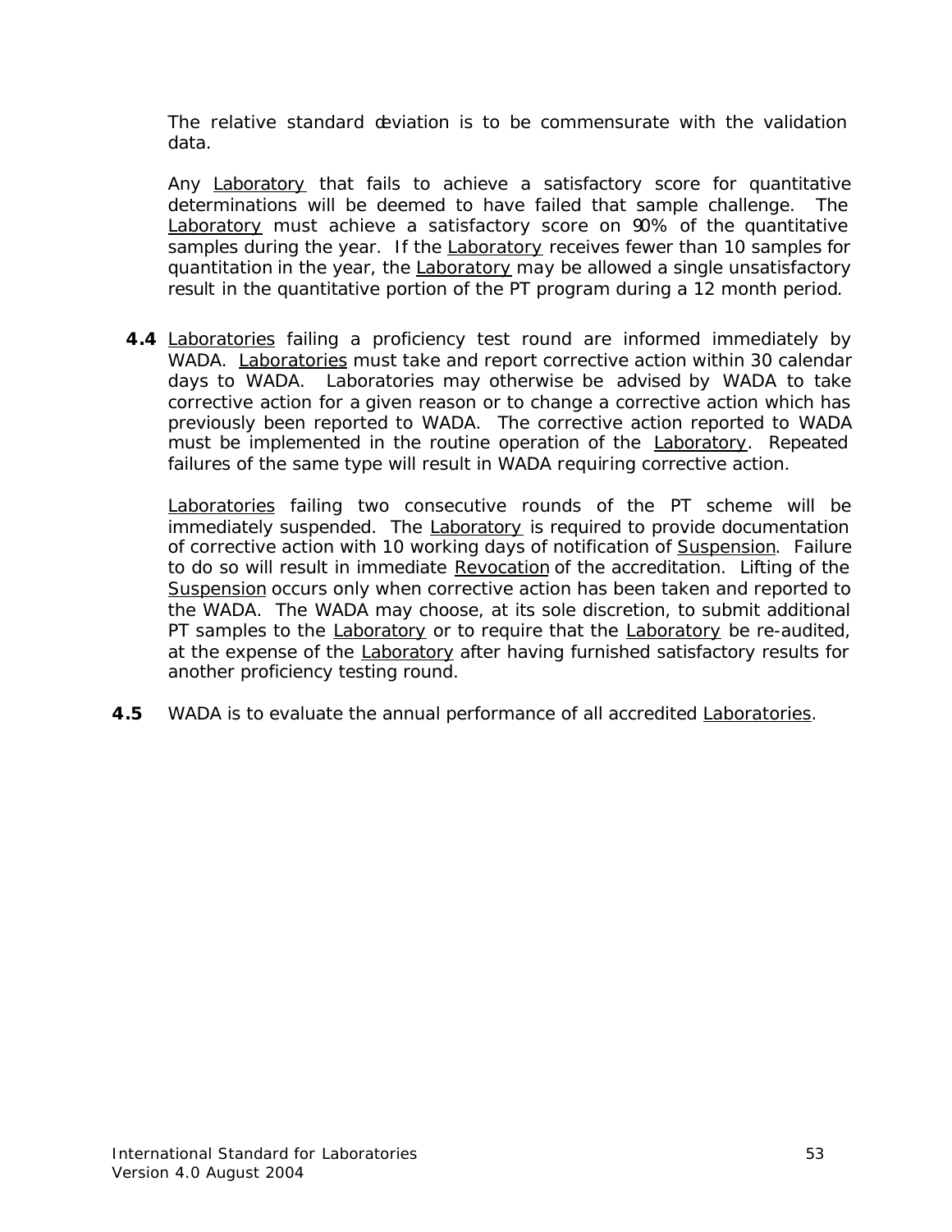The relative standard deviation is to be commensurate with the validation data.

Any Laboratory that fails to achieve a satisfactory score for quantitative determinations will be deemed to have failed that sample challenge. The Laboratory must achieve a satisfactory score on 90% of the quantitative samples during the year. If the Laboratory receives fewer than 10 samples for quantitation in the year, the Laboratory may be allowed a single unsatisfactory result in the quantitative portion of the PT program during a 12 month period.

**4.4** Laboratories failing a proficiency test round are informed immediately by WADA. Laboratories must take and report corrective action within 30 calendar days to WADA. Laboratories may otherwise be advised by WADA to take corrective action for a given reason or to change a corrective action which has previously been reported to WADA. The corrective action reported to WADA must be implemented in the routine operation of the Laboratory. Repeated failures of the same type will result in WADA requiring corrective action.

Laboratories failing two consecutive rounds of the PT scheme will be immediately suspended. The Laboratory is required to provide documentation of corrective action with 10 working days of notification of Suspension. Failure to do so will result in immediate Revocation of the accreditation. Lifting of the Suspension occurs only when corrective action has been taken and reported to the WADA. The WADA may choose, at its sole discretion, to submit additional PT samples to the Laboratory or to require that the Laboratory be re-audited, at the expense of the Laboratory after having furnished satisfactory results for another proficiency testing round.

**4.5** WADA is to evaluate the annual performance of all accredited Laboratories.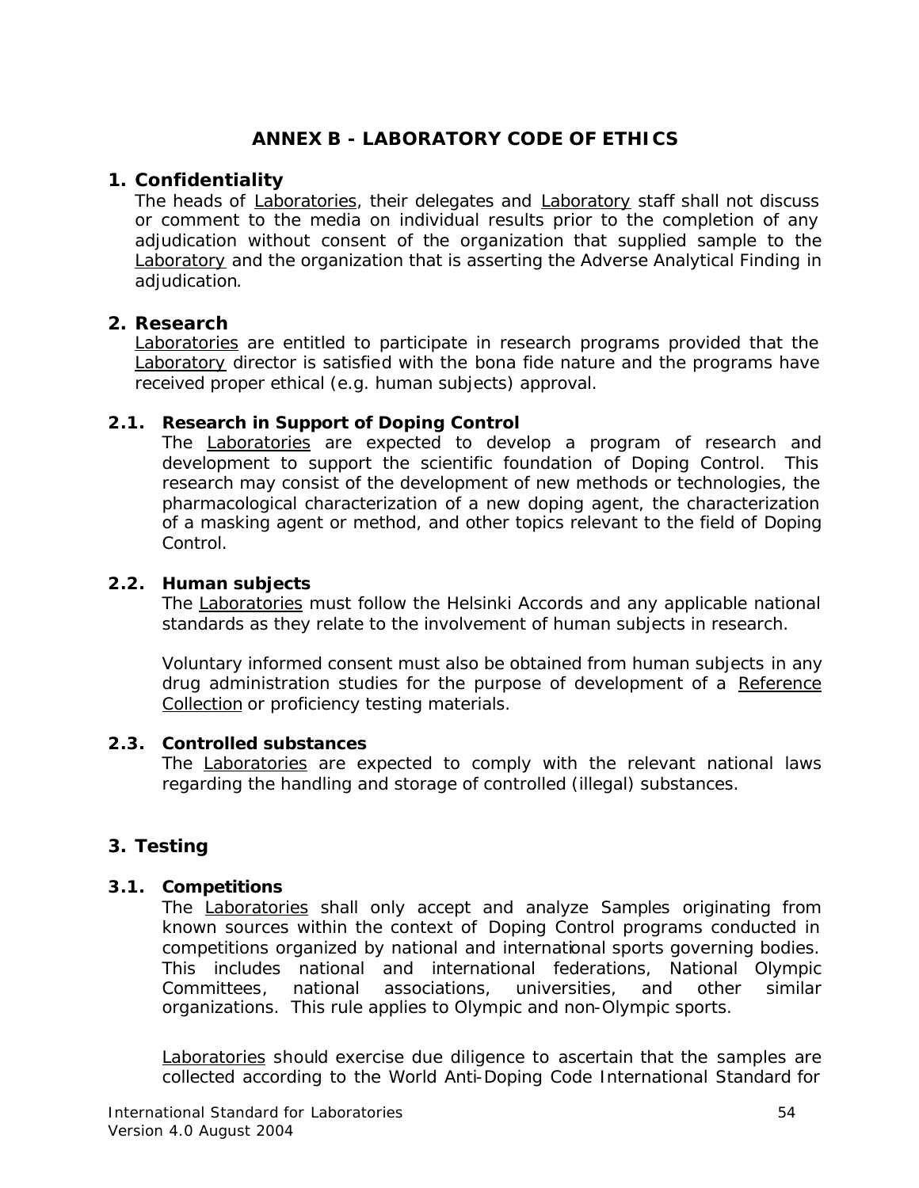# ANNEX B - LABORATORY CODE OF ETHICS

## 1. Confidentiality

The heads of <u>Laboratories</u>, their delegates and <u>Laboratory</u> staff shall not discuss or comment to the media on individual results prior to the completion of any adjudication without consent of the organization that supplied sample to the <u>Laboratory</u> and the organization that is asserting the Adverse Analytical Finding in adjudication.

## 2. Research

<u>Laboratories</u> are entitled to participate in research programs provided that the <u>Laboratory</u> director is satisfied with the bona fide nature and the programs have received proper ethical (e.g. human subjects) approval.

### 2.1. Research in Support of Doping Control

The <u>Laboratories</u> are expected to develop a program of research and development to support the scientific foundation of Doping Control. This research may consist of the development of new methods or technologies, the pharmacological characterization of a new doping agent, the characterization of a masking agent or method, and other topics relevant to the field of Doping Control.

### 2.2. Human subjects

The <u>Laboratories</u> must follow the Helsinki Accords and any applicable national standards as they relate to the involvement of human subjects in research.

Voluntary informed consent must also be obtained from human subjects in any drug administration studies for the purpose of development of a <u>Reference Collection</u> or proficiency testing materials.

### 2.3. Controlled substances

The <u>Laboratories</u> are expected to comply with the relevant national laws regarding the handling and storage of controlled (illegal) substances.

## 3. Testing

### 3.1. Competitions

The <u>Laboratories</u> shall only accept and analyze Samples originating from known sources within the context of Doping Control programs conducted in competitions organized by national and international sports governing bodies. This includes national and international federations, National Olympic Committees, national associations, universities, and other similar organizations. This rule applies to Olympic and non-Olympic sports.

<u>Laboratories</u> should exercise due diligence to ascertain that the samples are collected according to the World Anti-Doping Code International Standard for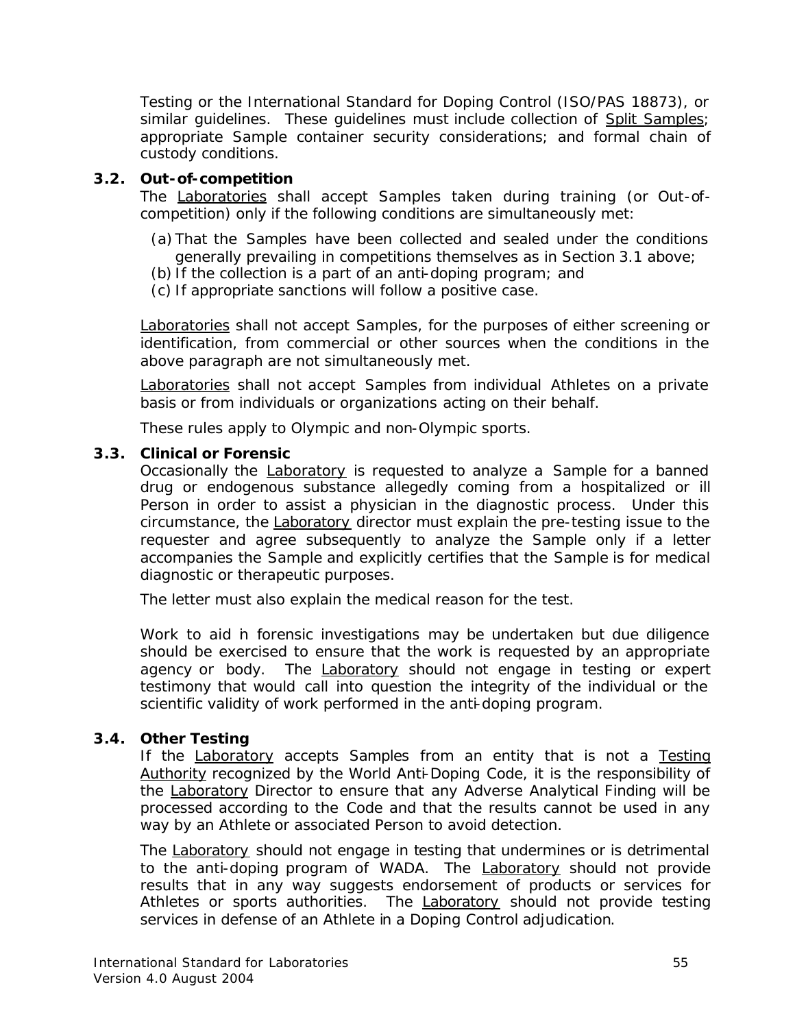Testing or the International Standard for Doping Control (ISO/PAS 18873), or similar guidelines. These guidelines must include collection of Split Samples; appropriate Sample container security considerations; and formal chain of custody conditions.

### 3.2. Out-of-competition

The Laboratories shall accept Samples taken during training (or Out-of-competition) only if the following conditions are simultaneously met:

(a) That the Samples have been collected and sealed under the conditions generally prevailing in competitions themselves as in Section 3.1 above;
(b) If the collection is a part of an anti-doping program; and
(c) If appropriate sanctions will follow a positive case.

Laboratories shall not accept Samples, for the purposes of either screening or identification, from commercial or other sources when the conditions in the above paragraph are not simultaneously met.

Laboratories shall not accept Samples from individual Athletes on a private basis or from individuals or organizations acting on their behalf.

These rules apply to Olympic and non-Olympic sports.

### 3.3. Clinical or Forensic

Occasionally the Laboratory is requested to analyze a Sample for a banned drug or endogenous substance allegedly coming from a hospitalized or ill Person in order to assist a physician in the diagnostic process. Under this circumstance, the Laboratory director must explain the pre-testing issue to the requester and agree subsequently to analyze the Sample only if a letter accompanies the Sample and explicitly certifies that the Sample is for medical diagnostic or therapeutic purposes.

The letter must also explain the medical reason for the test.

Work to aid in forensic investigations may be undertaken but due diligence should be exercised to ensure that the work is requested by an appropriate agency or body. The Laboratory should not engage in testing or expert testimony that would call into question the integrity of the individual or the scientific validity of work performed in the anti-doping program.

### 3.4. Other Testing

If the Laboratory accepts Samples from an entity that is not a Testing Authority recognized by the World Anti-Doping Code, it is the responsibility of the Laboratory Director to ensure that any Adverse Analytical Finding will be processed according to the Code and that the results cannot be used in any way by an Athlete or associated Person to avoid detection.

The Laboratory should not engage in testing that undermines or is detrimental to the anti-doping program of WADA. The Laboratory should not provide results that in any way suggests endorsement of products or services for Athletes or sports authorities. The Laboratory should not provide testing services in defense of an Athlete in a Doping Control adjudication.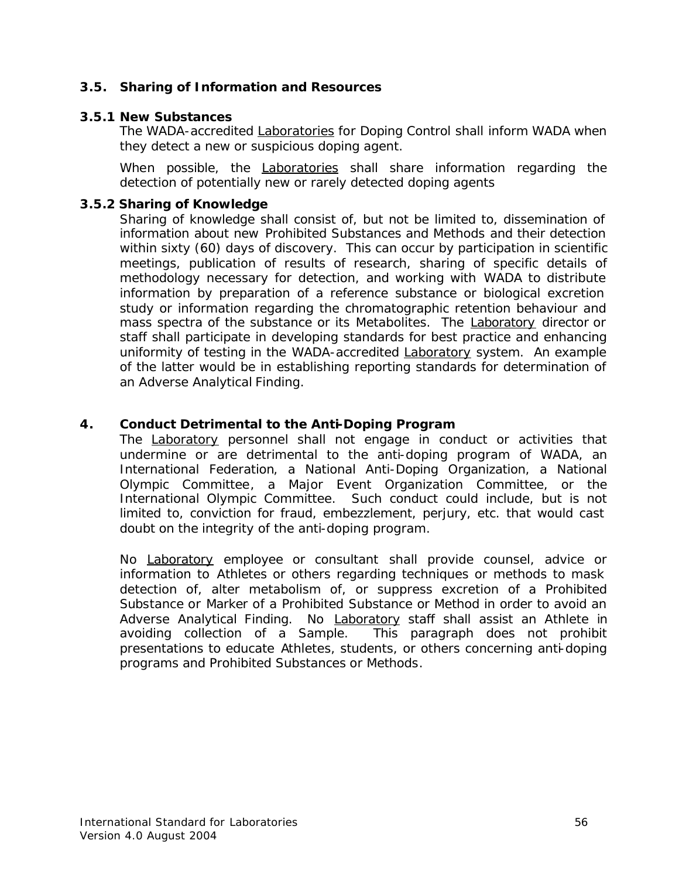### 3.5. Sharing of Information and Resources

#### 3.5.1 New Substances

The WADA-accredited Laboratories for Doping Control shall inform WADA when they detect a new or suspicious doping agent.

When possible, the Laboratories shall share information regarding the detection of potentially new or rarely detected doping agents

#### 3.5.2 Sharing of Knowledge

Sharing of knowledge shall consist of, but not be limited to, dissemination of information about new Prohibited Substances and Methods and their detection within sixty (60) days of discovery. This can occur by participation in scientific meetings, publication of results of research, sharing of specific details of methodology necessary for detection, and working with WADA to distribute information by preparation of a reference substance or biological excretion study or information regarding the chromatographic retention behaviour and mass spectra of the substance or its Metabolites. The Laboratory director or staff shall participate in developing standards for best practice and enhancing uniformity of testing in the WADA-accredited Laboratory system. An example of the latter would be in establishing reporting standards for determination of an Adverse Analytical Finding.

## 4. Conduct Detrimental to the Anti-Doping Program

The Laboratory personnel shall not engage in conduct or activities that undermine or are detrimental to the anti-doping program of WADA, an International Federation, a National Anti-Doping Organization, a National Olympic Committee, a Major Event Organization Committee, or the International Olympic Committee. Such conduct could include, but is not limited to, conviction for fraud, embezzlement, perjury, etc. that would cast doubt on the integrity of the anti-doping program.

No Laboratory employee or consultant shall provide counsel, advice or information to Athletes or others regarding techniques or methods to mask detection of, alter metabolism of, or suppress excretion of a Prohibited Substance or Marker of a Prohibited Substance or Method in order to avoid an Adverse Analytical Finding. No Laboratory staff shall assist an Athlete in avoiding collection of a Sample. This paragraph does not prohibit presentations to educate Athletes, students, or others concerning anti-doping programs and Prohibited Substances or Methods.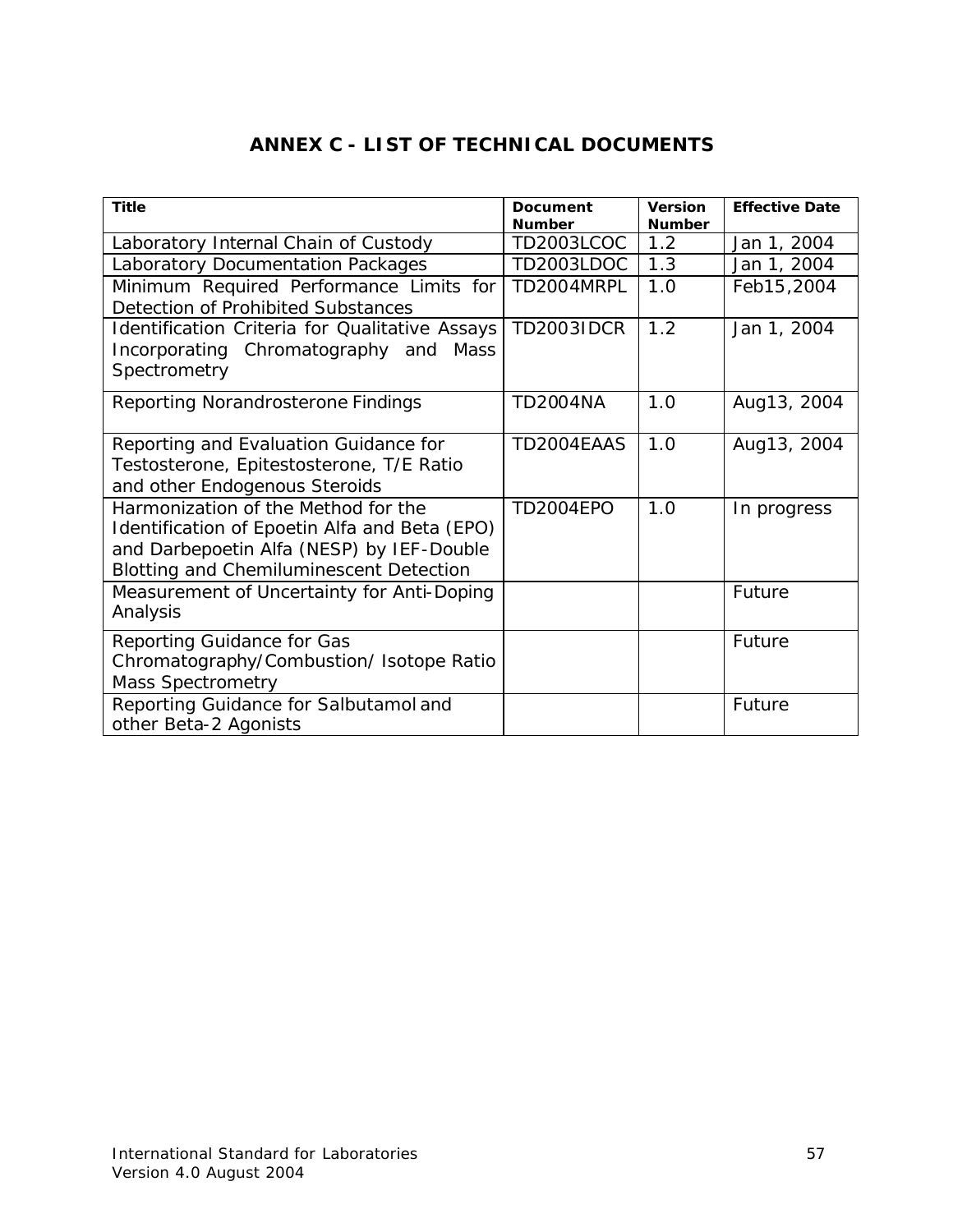# ANNEX C - LIST OF TECHNICAL DOCUMENTS

| Title | Document Number | Version Number | Effective Date |
|---|---|---|---|
| Laboratory Internal Chain of Custody | TD2003LCOC | 1.2 | Jan 1, 2004 |
| Laboratory Documentation Packages | TD2003LDOC | 1.3 | Jan 1, 2004 |
| Minimum Required Performance Limits for Detection of Prohibited Substances | TD2004MRPL | 1.0 | Feb15,2004 |
| Identification Criteria for Qualitative Assays Incorporating Chromatography and Mass Spectrometry | TD2003IDCR | 1.2 | Jan 1, 2004 |
| Reporting Norandrosterone Findings | TD2004NA | 1.0 | Aug13, 2004 |
| Reporting and Evaluation Guidance for Testosterone, Epitestosterone, T/E Ratio and other Endogenous Steroids | TD2004EAAS | 1.0 | Aug13, 2004 |
| Harmonization of the Method for the Identification of Epoetin Alfa and Beta (EPO) and Darbepoetin Alfa (NESP) by IEF-Double Blotting and Chemiluminescent Detection | TD2004EPO | 1.0 | In progress |
| Measurement of Uncertainty for Anti-Doping Analysis | | | Future |
| Reporting Guidance for Gas Chromatography/Combustion/ Isotope Ratio Mass Spectrometry | | | Future |
| Reporting Guidance for Salbutamol and other Beta-2 Agonists | | | Future |